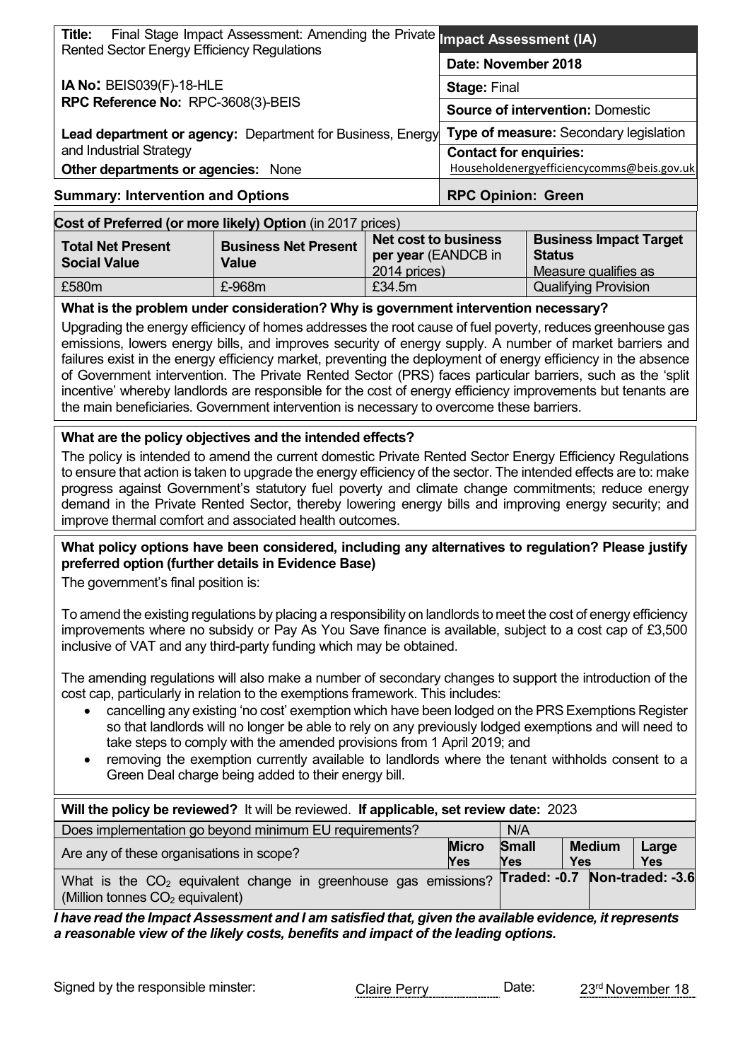| **Title:** Final Stage Impact Assessment: Amending the Private Rented Sector Energy Efficiency Regulations | **Impact Assessment (IA)** |
|---|---|
| | **Date: November 2018** |
| **IA No:** BEIS039(F)-18-HLE | **Stage:** Final |
| **RPC Reference No:** RPC-3608(3)-BEIS | **Source of intervention:** Domestic |
| **Lead department or agency:** Department for Business, Energy and Industrial Strategy | **Type of measure:** Secondary legislation |
| **Other departments or agencies:** None | **Contact for enquiries:** Householdenergyefficiencycomms@beis.gov.uk |
| **Summary: Intervention and Options** | **RPC Opinion: Green** |

**Cost of Preferred (or more likely) Option** (in 2017 prices)

| Total Net Present Social Value | Business Net Present Value | Net cost to business per year (EANDCB in 2014 prices) | Business Impact Target Status Measure qualifies as |
|---|---|---|---|
| £580m | £-968m | £34.5m | Qualifying Provision |

**What is the problem under consideration? Why is government intervention necessary?**

Upgrading the energy efficiency of homes addresses the root cause of fuel poverty, reduces greenhouse gas emissions, lowers energy bills, and improves security of energy supply. A number of market barriers and failures exist in the energy efficiency market, preventing the deployment of energy efficiency in the absence of Government intervention. The Private Rented Sector (PRS) faces particular barriers, such as the 'split incentive' whereby landlords are responsible for the cost of energy efficiency improvements but tenants are the main beneficiaries. Government intervention is necessary to overcome these barriers.

**What are the policy objectives and the intended effects?**

The policy is intended to amend the current domestic Private Rented Sector Energy Efficiency Regulations to ensure that action is taken to upgrade the energy efficiency of the sector. The intended effects are to: make progress against Government's statutory fuel poverty and climate change commitments; reduce energy demand in the Private Rented Sector, thereby lowering energy bills and improving energy security; and improve thermal comfort and associated health outcomes.

**What policy options have been considered, including any alternatives to regulation? Please justify preferred option (further details in Evidence Base)**

The government's final position is:

To amend the existing regulations by placing a responsibility on landlords to meet the cost of energy efficiency improvements where no subsidy or Pay As You Save finance is available, subject to a cost cap of £3,500 inclusive of VAT and any third-party funding which may be obtained.

The amending regulations will also make a number of secondary changes to support the introduction of the cost cap, particularly in relation to the exemptions framework. This includes:

- cancelling any existing 'no cost' exemption which have been lodged on the PRS Exemptions Register so that landlords will no longer be able to rely on any previously lodged exemptions and will need to take steps to comply with the amended provisions from 1 April 2019; and
- removing the exemption currently available to landlords where the tenant withholds consent to a Green Deal charge being added to their energy bill.

**Will the policy be reviewed?** It will be reviewed. **If applicable, set review date:** 2023

| Does implementation go beyond minimum EU requirements? | N/A | | | |
|---|---|---|---|---|
| Are any of these organisations in scope? | **Micro** Yes | **Small** Yes | **Medium** Yes | **Large** Yes |
| What is the $CO_2$ equivalent change in greenhouse gas emissions? (Million tonnes $CO_2$ equivalent) | **Traded: -0.7** | | **Non-traded: -3.6** | |

***I have read the Impact Assessment and I am satisfied that, given the available evidence, it represents a reasonable view of the likely costs, benefits and impact of the leading options.***

Signed by the responsible minster: Claire Perry Date: 23rd November 18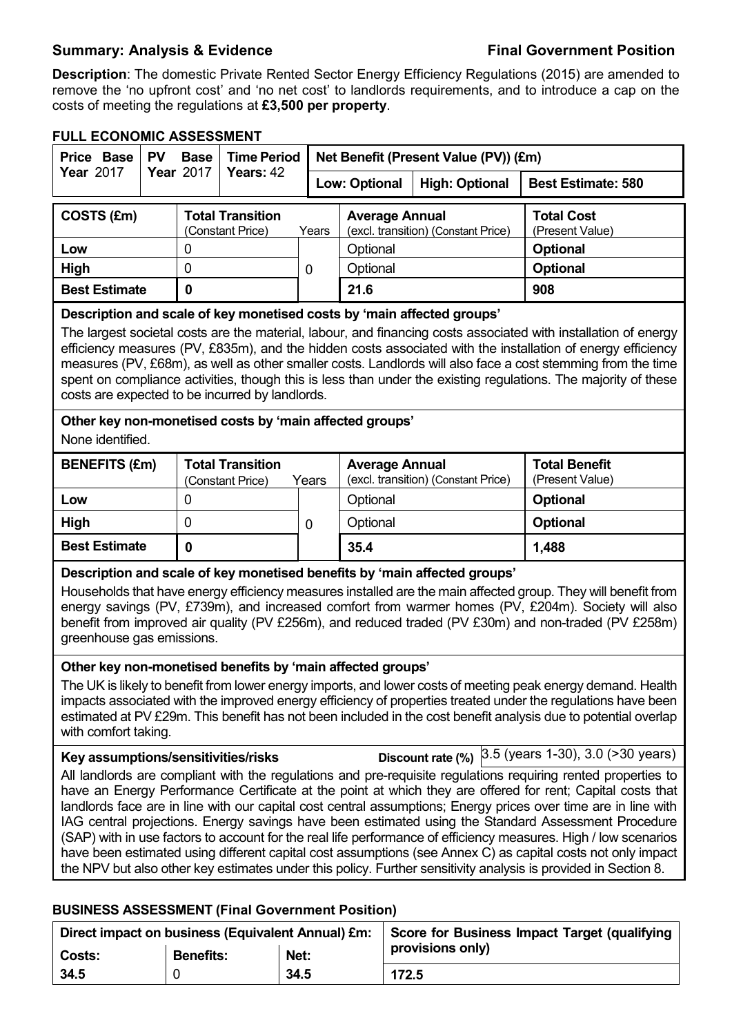**Summary: Analysis & Evidence** **Final Government Position**

**Description**: The domestic Private Rented Sector Energy Efficiency Regulations (2015) are amended to remove the 'no upfront cost' and 'no net cost' to landlords requirements, and to introduce a cap on the costs of meeting the regulations at **£3,500 per property**.

**FULL ECONOMIC ASSESSMENT**

| Price Base Year 2017 | PV Base Year 2017 | Time Period Years: 42 | Net Benefit (Present Value (PV)) (£m) | | |
|---|---|---|---|---|---|
| | | | Low: Optional | High: Optional | Best Estimate: 580 |

| COSTS (£m) | Total Transition (Constant Price) | Years | Average Annual (excl. transition) (Constant Price) | Total Cost (Present Value) |
|---|---|---|---|---|
| Low | 0 | | Optional | **Optional** |
| High | 0 | 0 | Optional | **Optional** |
| **Best Estimate** | **0** | | **21.6** | **908** |

**Description and scale of key monetised costs by 'main affected groups'**

The largest societal costs are the material, labour, and financing costs associated with installation of energy efficiency measures (PV, £835m), and the hidden costs associated with the installation of energy efficiency measures (PV, £68m), as well as other smaller costs. Landlords will also face a cost stemming from the time spent on compliance activities, though this is less than under the existing regulations. The majority of these costs are expected to be incurred by landlords.

**Other key non-monetised costs by 'main affected groups'**

None identified.

| BENEFITS (£m) | Total Transition (Constant Price) | Years | Average Annual (excl. transition) (Constant Price) | Total Benefit (Present Value) |
|---|---|---|---|---|
| Low | 0 | | Optional | **Optional** |
| High | 0 | 0 | Optional | **Optional** |
| **Best Estimate** | **0** | | **35.4** | **1,488** |

**Description and scale of key monetised benefits by 'main affected groups'**

Households that have energy efficiency measures installed are the main affected group. They will benefit from energy savings (PV, £739m), and increased comfort from warmer homes (PV, £204m). Society will also benefit from improved air quality (PV £256m), and reduced traded (PV £30m) and non-traded (PV £258m) greenhouse gas emissions.

**Other key non-monetised benefits by 'main affected groups'**

The UK is likely to benefit from lower energy imports, and lower costs of meeting peak energy demand. Health impacts associated with the improved energy efficiency of properties treated under the regulations have been estimated at PV £29m. This benefit has not been included in the cost benefit analysis due to potential overlap with comfort taking.

**Key assumptions/sensitivities/risks** **Discount rate (%)** 3.5 (years 1-30), 3.0 (>30 years)

All landlords are compliant with the regulations and pre-requisite regulations requiring rented properties to have an Energy Performance Certificate at the point at which they are offered for rent; Capital costs that landlords face are in line with our capital cost central assumptions; Energy prices over time are in line with IAG central projections. Energy savings have been estimated using the Standard Assessment Procedure (SAP) with in use factors to account for the real life performance of efficiency measures. High / low scenarios have been estimated using different capital cost assumptions (see Annex C) as capital costs not only impact the NPV but also other key estimates under this policy. Further sensitivity analysis is provided in Section 8.

**BUSINESS ASSESSMENT (Final Government Position)**

| Direct impact on business (Equivalent Annual) £m: | | | Score for Business Impact Target (qualifying provisions only) |
|---|---|---|---|
| Costs: | Benefits: | Net: | |
| 34.5 | 0 | 34.5 | 172.5 |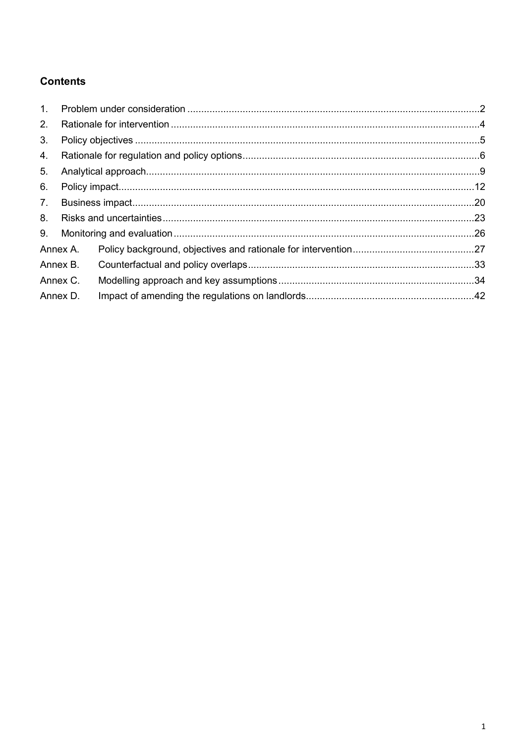## Contents

1. Problem under consideration ........................................................................................................2
2. Rationale for intervention ..............................................................................................................4
3. Policy objectives ...........................................................................................................................5
4. Rationale for regulation and policy options ....................................................................................6
5. Analytical approach.......................................................................................................................9
6. Policy impact...............................................................................................................................12
7. Business impact..........................................................................................................................20
8. Risks and uncertainties ...............................................................................................................23
9. Monitoring and evaluation ...........................................................................................................26

Annex A. Policy background, objectives and rationale for intervention ...........................................27

Annex B. Counterfactual and policy overlaps .................................................................................33

Annex C. Modelling approach and key assumptions ......................................................................34

Annex D. Impact of amending the regulations on landlords ............................................................42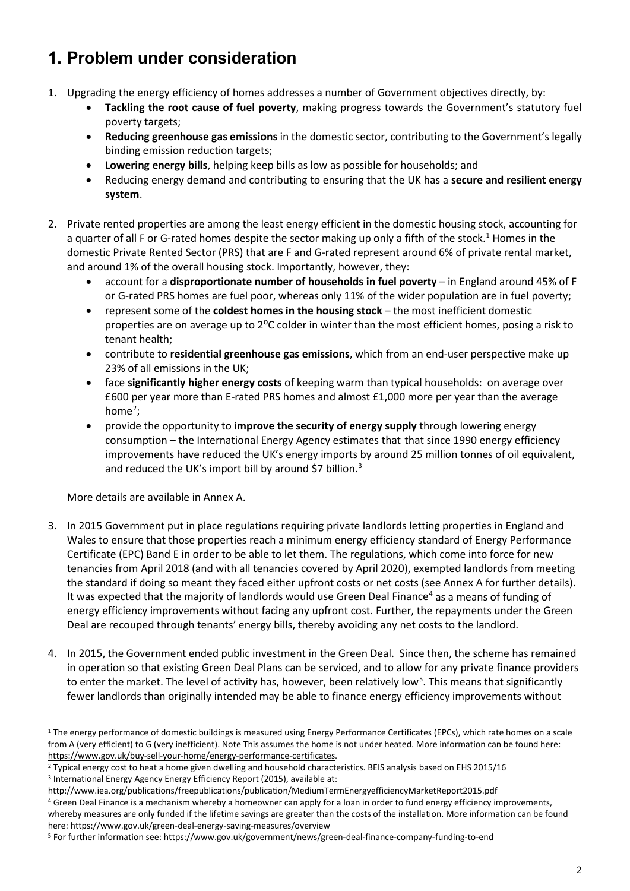# 1. Problem under consideration

1. Upgrading the energy efficiency of homes addresses a number of Government objectives directly, by:
   - **Tackling the root cause of fuel poverty**, making progress towards the Government's statutory fuel poverty targets;
   - **Reducing greenhouse gas emissions** in the domestic sector, contributing to the Government's legally binding emission reduction targets;
   - **Lowering energy bills**, helping keep bills as low as possible for households; and
   - Reducing energy demand and contributing to ensuring that the UK has a **secure and resilient energy system**.

2. Private rented properties are among the least energy efficient in the domestic housing stock, accounting for a quarter of all F or G-rated homes despite the sector making up only a fifth of the stock.[1] Homes in the domestic Private Rented Sector (PRS) that are F and G-rated represent around 6% of private rental market, and around 1% of the overall housing stock. Importantly, however, they:
   - account for a **disproportionate number of households in fuel poverty** – in England around 45% of F or G-rated PRS homes are fuel poor, whereas only 11% of the wider population are in fuel poverty;
   - represent some of the **coldest homes in the housing stock** – the most inefficient domestic properties are on average up to 2ºC colder in winter than the most efficient homes, posing a risk to tenant health;
   - contribute to **residential greenhouse gas emissions**, which from an end-user perspective make up 23% of all emissions in the UK;
   - face **significantly higher energy costs** of keeping warm than typical households: on average over £600 per year more than E-rated PRS homes and almost £1,000 more per year than the average home[2];
   - provide the opportunity to **improve the security of energy supply** through lowering energy consumption – the International Energy Agency estimates that that since 1990 energy efficiency improvements have reduced the UK's energy imports by around 25 million tonnes of oil equivalent, and reduced the UK's import bill by around $7 billion.[3]

   More details are available in Annex A.

3. In 2015 Government put in place regulations requiring private landlords letting properties in England and Wales to ensure that those properties reach a minimum energy efficiency standard of Energy Performance Certificate (EPC) Band E in order to be able to let them. The regulations, which come into force for new tenancies from April 2018 (and with all tenancies covered by April 2020), exempted landlords from meeting the standard if doing so meant they faced either upfront costs or net costs (see Annex A for further details). It was expected that the majority of landlords would use Green Deal Finance[4] as a means of funding of energy efficiency improvements without facing any upfront cost. Further, the repayments under the Green Deal are recouped through tenants' energy bills, thereby avoiding any net costs to the landlord.

4. In 2015, the Government ended public investment in the Green Deal. Since then, the scheme has remained in operation so that existing Green Deal Plans can be serviced, and to allow for any private finance providers to enter the market. The level of activity has, however, been relatively low[5]. This means that significantly fewer landlords than originally intended may be able to finance energy efficiency improvements without

---

[1] The energy performance of domestic buildings is measured using Energy Performance Certificates (EPCs), which rate homes on a scale from A (very efficient) to G (very inefficient). Note This assumes the home is not under heated. More information can be found here: https://www.gov.uk/buy-sell-your-home/energy-performance-certificates.

[2] Typical energy cost to heat a home given dwelling and household characteristics. BEIS analysis based on EHS 2015/16

[3] International Energy Agency Energy Efficiency Report (2015), available at: http://www.iea.org/publications/freepublications/publication/MediumTermEnergyefficiencyMarketReport2015.pdf

[4] Green Deal Finance is a mechanism whereby a homeowner can apply for a loan in order to fund energy efficiency improvements, whereby measures are only funded if the lifetime savings are greater than the costs of the installation. More information can be found here: https://www.gov.uk/green-deal-energy-saving-measures/overview

[5] For further information see: https://www.gov.uk/government/news/green-deal-finance-company-funding-to-end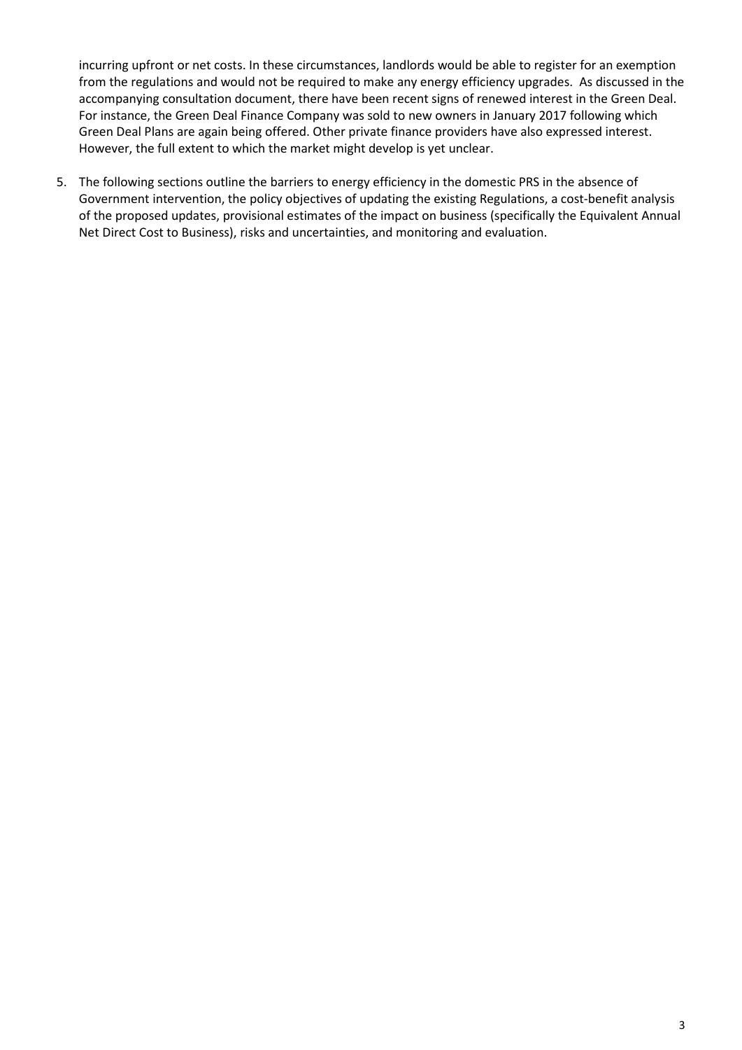incurring upfront or net costs. In these circumstances, landlords would be able to register for an exemption from the regulations and would not be required to make any energy efficiency upgrades. As discussed in the accompanying consultation document, there have been recent signs of renewed interest in the Green Deal. For instance, the Green Deal Finance Company was sold to new owners in January 2017 following which Green Deal Plans are again being offered. Other private finance providers have also expressed interest. However, the full extent to which the market might develop is yet unclear.

5. The following sections outline the barriers to energy efficiency in the domestic PRS in the absence of Government intervention, the policy objectives of updating the existing Regulations, a cost-benefit analysis of the proposed updates, provisional estimates of the impact on business (specifically the Equivalent Annual Net Direct Cost to Business), risks and uncertainties, and monitoring and evaluation.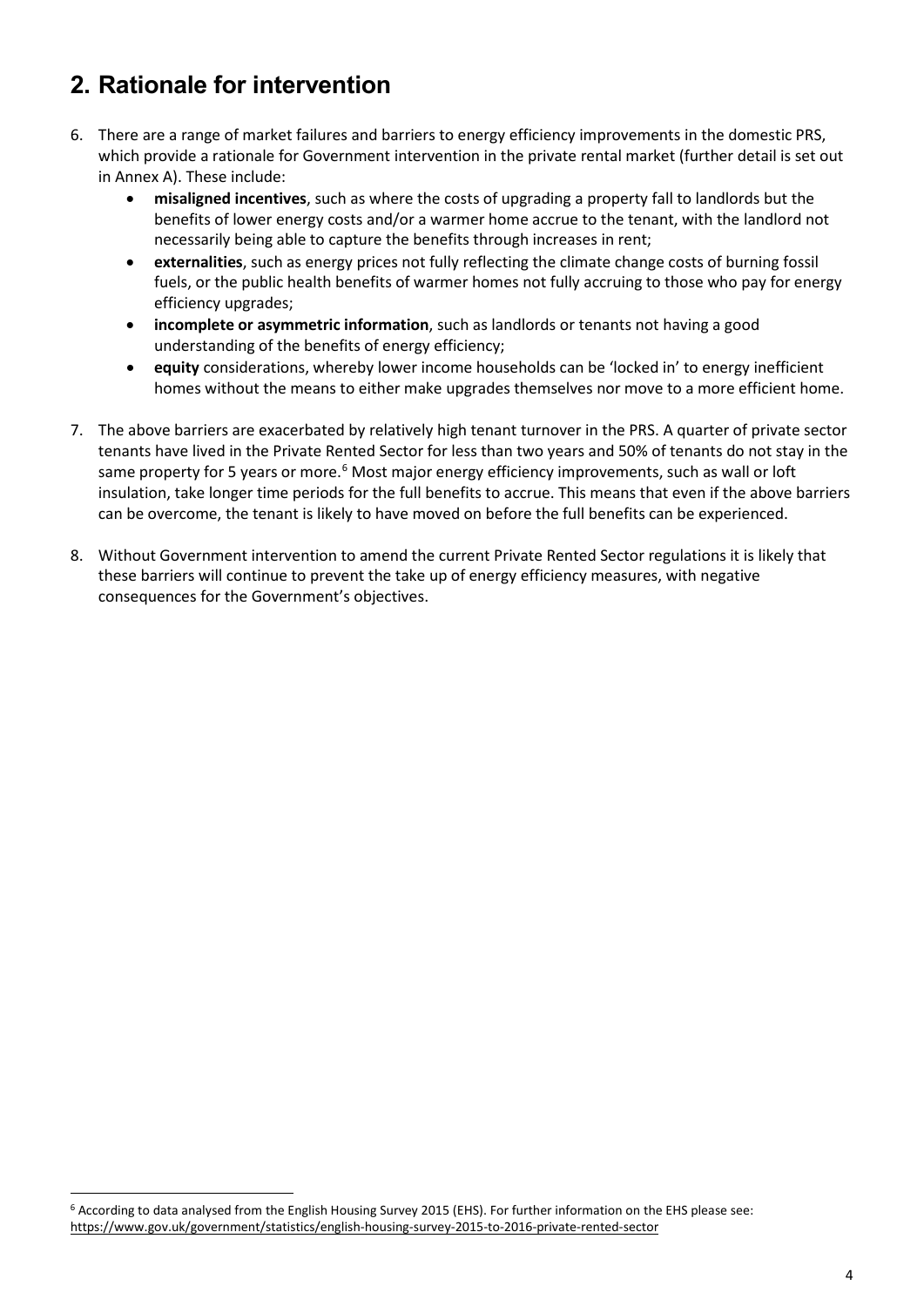## 2. Rationale for intervention

6. There are a range of market failures and barriers to energy efficiency improvements in the domestic PRS, which provide a rationale for Government intervention in the private rental market (further detail is set out in Annex A). These include:
    - **misaligned incentives**, such as where the costs of upgrading a property fall to landlords but the benefits of lower energy costs and/or a warmer home accrue to the tenant, with the landlord not necessarily being able to capture the benefits through increases in rent;
    - **externalities**, such as energy prices not fully reflecting the climate change costs of burning fossil fuels, or the public health benefits of warmer homes not fully accruing to those who pay for energy efficiency upgrades;
    - **incomplete or asymmetric information**, such as landlords or tenants not having a good understanding of the benefits of energy efficiency;
    - **equity** considerations, whereby lower income households can be 'locked in' to energy inefficient homes without the means to either make upgrades themselves nor move to a more efficient home.

7. The above barriers are exacerbated by relatively high tenant turnover in the PRS. A quarter of private sector tenants have lived in the Private Rented Sector for less than two years and 50% of tenants do not stay in the same property for 5 years or more.[6] Most major energy efficiency improvements, such as wall or loft insulation, take longer time periods for the full benefits to accrue. This means that even if the above barriers can be overcome, the tenant is likely to have moved on before the full benefits can be experienced.

8. Without Government intervention to amend the current Private Rented Sector regulations it is likely that these barriers will continue to prevent the take up of energy efficiency measures, with negative consequences for the Government's objectives.

---

[6] According to data analysed from the English Housing Survey 2015 (EHS). For further information on the EHS please see: https://www.gov.uk/government/statistics/english-housing-survey-2015-to-2016-private-rented-sector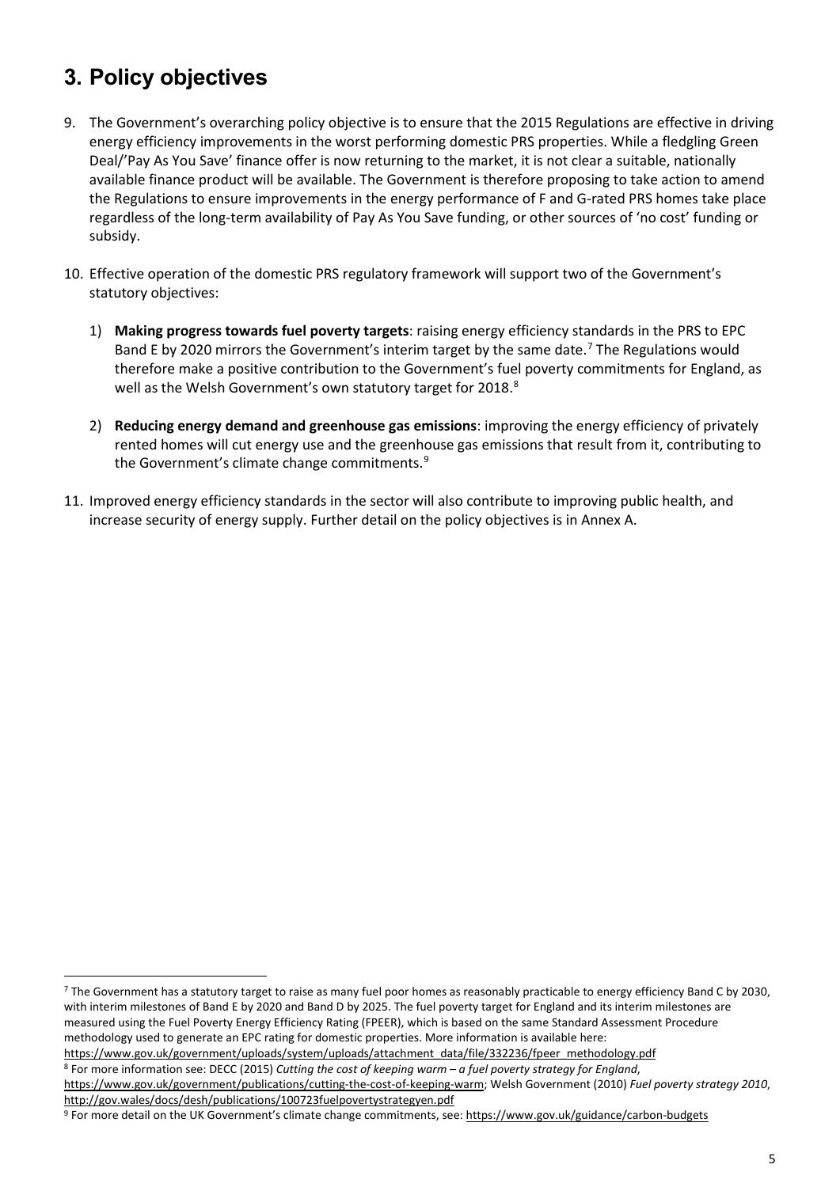## 3. Policy objectives

9. The Government's overarching policy objective is to ensure that the 2015 Regulations are effective in driving energy efficiency improvements in the worst performing domestic PRS properties. While a fledgling Green Deal/'Pay As You Save' finance offer is now returning to the market, it is not clear a suitable, nationally available finance product will be available. The Government is therefore proposing to take action to amend the Regulations to ensure improvements in the energy performance of F and G-rated PRS homes take place regardless of the long-term availability of Pay As You Save funding, or other sources of 'no cost' funding or subsidy.

10. Effective operation of the domestic PRS regulatory framework will support two of the Government's statutory objectives:

    1) **Making progress towards fuel poverty targets**: raising energy efficiency standards in the PRS to EPC Band E by 2020 mirrors the Government's interim target by the same date.[7] The Regulations would therefore make a positive contribution to the Government's fuel poverty commitments for England, as well as the Welsh Government's own statutory target for 2018.[8]

    2) **Reducing energy demand and greenhouse gas emissions**: improving the energy efficiency of privately rented homes will cut energy use and the greenhouse gas emissions that result from it, contributing to the Government's climate change commitments.[9]

11. Improved energy efficiency standards in the sector will also contribute to improving public health, and increase security of energy supply. Further detail on the policy objectives is in Annex A.

---

[7] The Government has a statutory target to raise as many fuel poor homes as reasonably practicable to energy efficiency Band C by 2030, with interim milestones of Band E by 2020 and Band D by 2025. The fuel poverty target for England and its interim milestones are measured using the Fuel Poverty Energy Efficiency Rating (FPEER), which is based on the same Standard Assessment Procedure methodology used to generate an EPC rating for domestic properties. More information is available here: https://www.gov.uk/government/uploads/system/uploads/attachment_data/file/332236/fpeer_methodology.pdf

[8] For more information see: DECC (2015) *Cutting the cost of keeping warm – a fuel poverty strategy for England*, https://www.gov.uk/government/publications/cutting-the-cost-of-keeping-warm; Welsh Government (2010) *Fuel poverty strategy 2010*, http://gov.wales/docs/desh/publications/100723fuelpovertystrategyen.pdf

[9] For more detail on the UK Government's climate change commitments, see: https://www.gov.uk/guidance/carbon-budgets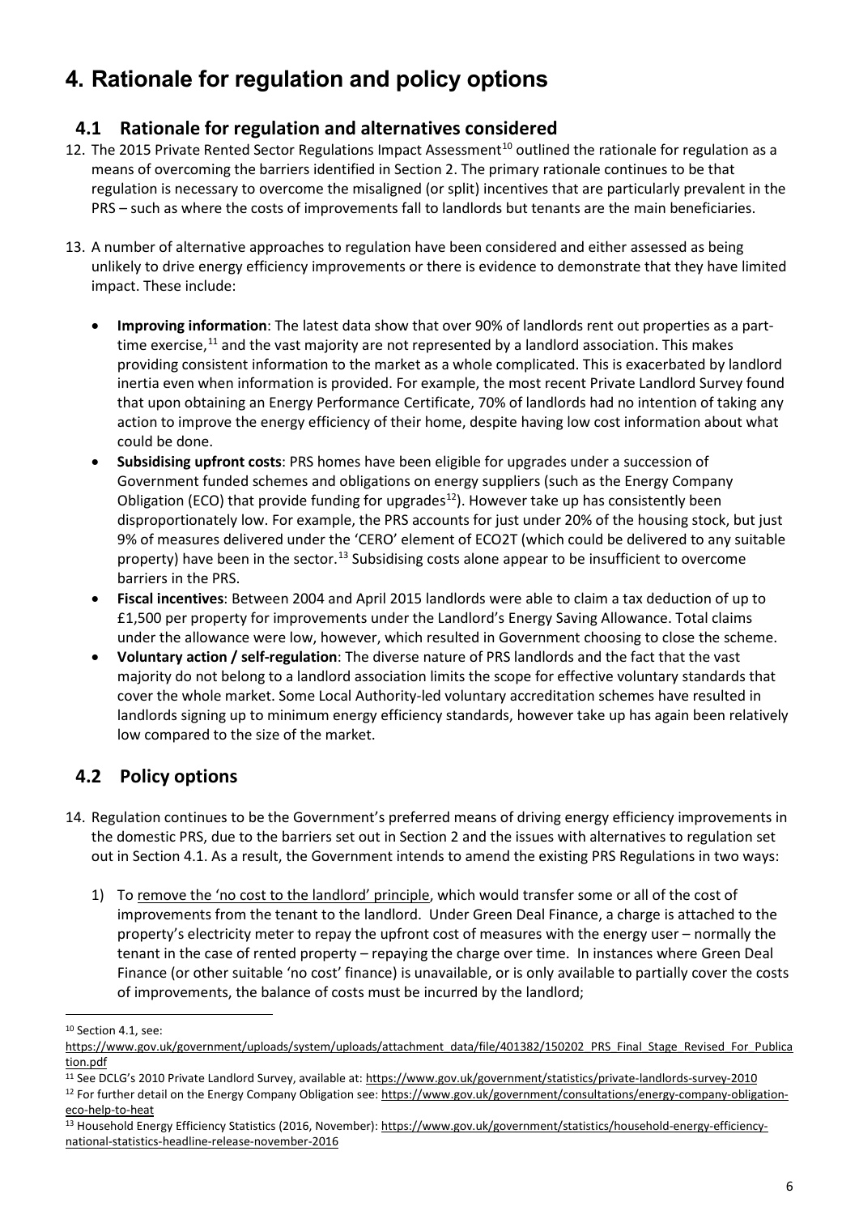# 4. Rationale for regulation and policy options

## 4.1 Rationale for regulation and alternatives considered

12. The 2015 Private Rented Sector Regulations Impact Assessment[10] outlined the rationale for regulation as a means of overcoming the barriers identified in Section 2. The primary rationale continues to be that regulation is necessary to overcome the misaligned (or split) incentives that are particularly prevalent in the PRS – such as where the costs of improvements fall to landlords but tenants are the main beneficiaries.

13. A number of alternative approaches to regulation have been considered and either assessed as being unlikely to drive energy efficiency improvements or there is evidence to demonstrate that they have limited impact. These include:

    - **Improving information**: The latest data show that over 90% of landlords rent out properties as a part-time exercise,[11] and the vast majority are not represented by a landlord association. This makes providing consistent information to the market as a whole complicated. This is exacerbated by landlord inertia even when information is provided. For example, the most recent Private Landlord Survey found that upon obtaining an Energy Performance Certificate, 70% of landlords had no intention of taking any action to improve the energy efficiency of their home, despite having low cost information about what could be done.
    - **Subsidising upfront costs**: PRS homes have been eligible for upgrades under a succession of Government funded schemes and obligations on energy suppliers (such as the Energy Company Obligation (ECO) that provide funding for upgrades[12]). However take up has consistently been disproportionately low. For example, the PRS accounts for just under 20% of the housing stock, but just 9% of measures delivered under the 'CERO' element of ECO2T (which could be delivered to any suitable property) have been in the sector.[13] Subsidising costs alone appear to be insufficient to overcome barriers in the PRS.
    - **Fiscal incentives**: Between 2004 and April 2015 landlords were able to claim a tax deduction of up to £1,500 per property for improvements under the Landlord's Energy Saving Allowance. Total claims under the allowance were low, however, which resulted in Government choosing to close the scheme.
    - **Voluntary action / self-regulation**: The diverse nature of PRS landlords and the fact that the vast majority do not belong to a landlord association limits the scope for effective voluntary standards that cover the whole market. Some Local Authority-led voluntary accreditation schemes have resulted in landlords signing up to minimum energy efficiency standards, however take up has again been relatively low compared to the size of the market.

## 4.2 Policy options

14. Regulation continues to be the Government's preferred means of driving energy efficiency improvements in the domestic PRS, due to the barriers set out in Section 2 and the issues with alternatives to regulation set out in Section 4.1. As a result, the Government intends to amend the existing PRS Regulations in two ways:

    1) To remove the 'no cost to the landlord' principle, which would transfer some or all of the cost of improvements from the tenant to the landlord. Under Green Deal Finance, a charge is attached to the property's electricity meter to repay the upfront cost of measures with the energy user – normally the tenant in the case of rented property – repaying the charge over time. In instances where Green Deal Finance (or other suitable 'no cost' finance) is unavailable, or is only available to partially cover the costs of improvements, the balance of costs must be incurred by the landlord;

---

[10] Section 4.1, see: https://www.gov.uk/government/uploads/system/uploads/attachment_data/file/401382/150202_PRS_Final_Stage_Revised_For_Publication.pdf

[11] See DCLG's 2010 Private Landlord Survey, available at: https://www.gov.uk/government/statistics/private-landlords-survey-2010

[12] For further detail on the Energy Company Obligation see: https://www.gov.uk/government/consultations/energy-company-obligation-eco-help-to-heat

[13] Household Energy Efficiency Statistics (2016, November): https://www.gov.uk/government/statistics/household-energy-efficiency-national-statistics-headline-release-november-2016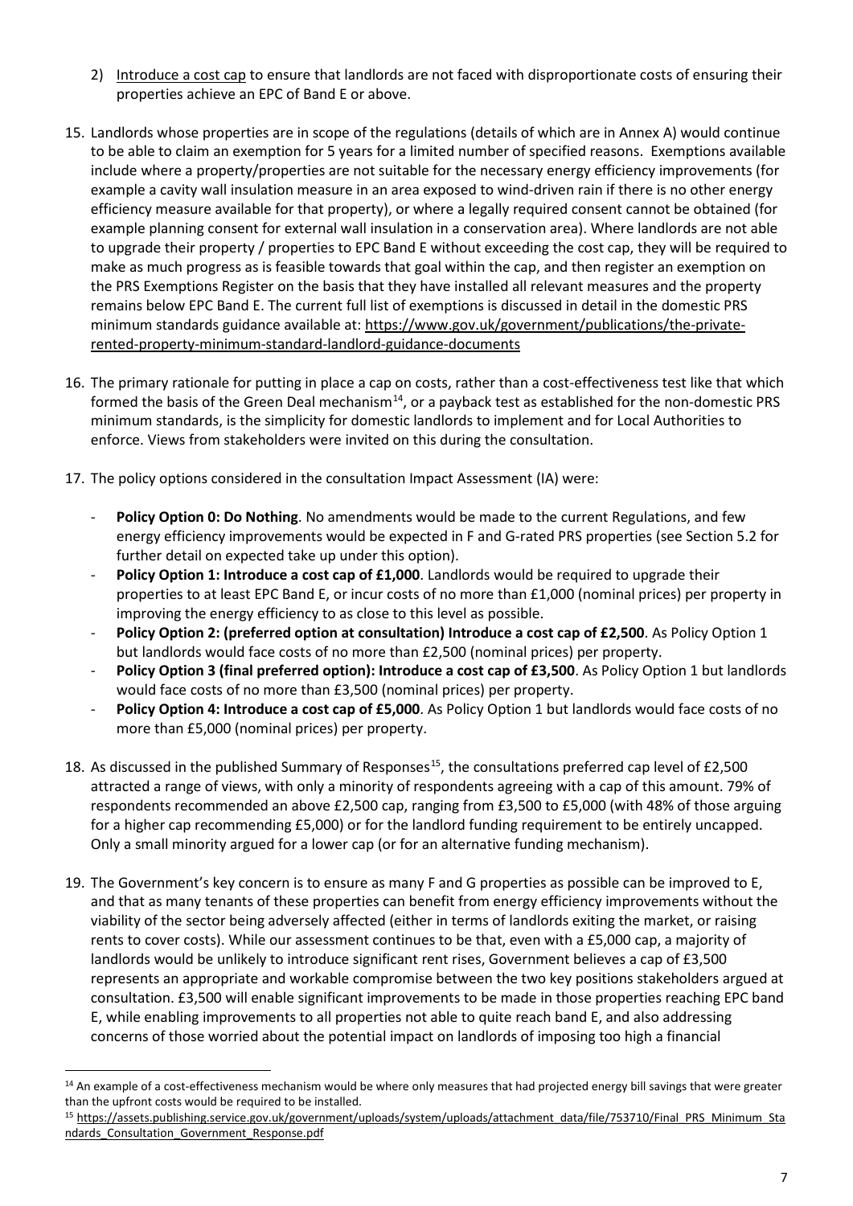2) Introduce a cost cap to ensure that landlords are not faced with disproportionate costs of ensuring their properties achieve an EPC of Band E or above.

15. Landlords whose properties are in scope of the regulations (details of which are in Annex A) would continue to be able to claim an exemption for 5 years for a limited number of specified reasons. Exemptions available include where a property/properties are not suitable for the necessary energy efficiency improvements (for example a cavity wall insulation measure in an area exposed to wind-driven rain if there is no other energy efficiency measure available for that property), or where a legally required consent cannot be obtained (for example planning consent for external wall insulation in a conservation area). Where landlords are not able to upgrade their property / properties to EPC Band E without exceeding the cost cap, they will be required to make as much progress as is feasible towards that goal within the cap, and then register an exemption on the PRS Exemptions Register on the basis that they have installed all relevant measures and the property remains below EPC Band E. The current full list of exemptions is discussed in detail in the domestic PRS minimum standards guidance available at: https://www.gov.uk/government/publications/the-private-rented-property-minimum-standard-landlord-guidance-documents

16. The primary rationale for putting in place a cap on costs, rather than a cost-effectiveness test like that which formed the basis of the Green Deal mechanism[14], or a payback test as established for the non-domestic PRS minimum standards, is the simplicity for domestic landlords to implement and for Local Authorities to enforce. Views from stakeholders were invited on this during the consultation.

17. The policy options considered in the consultation Impact Assessment (IA) were:

   - **Policy Option 0: Do Nothing**. No amendments would be made to the current Regulations, and few energy efficiency improvements would be expected in F and G-rated PRS properties (see Section 5.2 for further detail on expected take up under this option).
   - **Policy Option 1: Introduce a cost cap of £1,000**. Landlords would be required to upgrade their properties to at least EPC Band E, or incur costs of no more than £1,000 (nominal prices) per property in improving the energy efficiency to as close to this level as possible.
   - **Policy Option 2: (preferred option at consultation) Introduce a cost cap of £2,500**. As Policy Option 1 but landlords would face costs of no more than £2,500 (nominal prices) per property.
   - **Policy Option 3 (final preferred option): Introduce a cost cap of £3,500**. As Policy Option 1 but landlords would face costs of no more than £3,500 (nominal prices) per property.
   - **Policy Option 4: Introduce a cost cap of £5,000**. As Policy Option 1 but landlords would face costs of no more than £5,000 (nominal prices) per property.

18. As discussed in the published Summary of Responses[15], the consultations preferred cap level of £2,500 attracted a range of views, with only a minority of respondents agreeing with a cap of this amount. 79% of respondents recommended an above £2,500 cap, ranging from £3,500 to £5,000 (with 48% of those arguing for a higher cap recommending £5,000) or for the landlord funding requirement to be entirely uncapped. Only a small minority argued for a lower cap (or for an alternative funding mechanism).

19. The Government's key concern is to ensure as many F and G properties as possible can be improved to E, and that as many tenants of these properties can benefit from energy efficiency improvements without the viability of the sector being adversely affected (either in terms of landlords exiting the market, or raising rents to cover costs). While our assessment continues to be that, even with a £5,000 cap, a majority of landlords would be unlikely to introduce significant rent rises, Government believes a cap of £3,500 represents an appropriate and workable compromise between the two key positions stakeholders argued at consultation. £3,500 will enable significant improvements to be made in those properties reaching EPC band E, while enabling improvements to all properties not able to quite reach band E, and also addressing concerns of those worried about the potential impact on landlords of imposing too high a financial

---

[14] An example of a cost-effectiveness mechanism would be where only measures that had projected energy bill savings that were greater than the upfront costs would be required to be installed.

[15] https://assets.publishing.service.gov.uk/government/uploads/system/uploads/attachment_data/file/753710/Final_PRS_Minimum_Standards_Consultation_Government_Response.pdf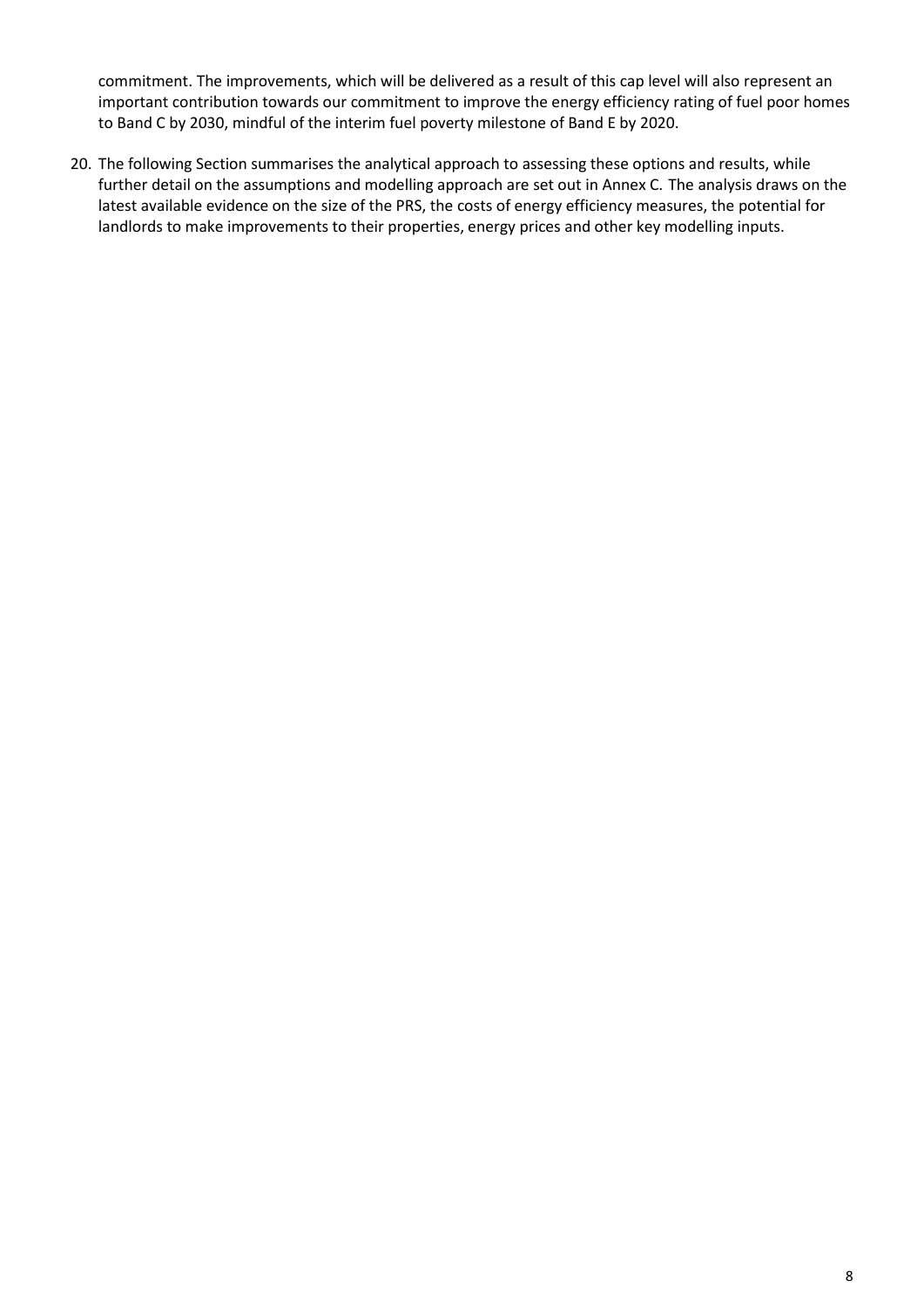commitment. The improvements, which will be delivered as a result of this cap level will also represent an important contribution towards our commitment to improve the energy efficiency rating of fuel poor homes to Band C by 2030, mindful of the interim fuel poverty milestone of Band E by 2020.

20. The following Section summarises the analytical approach to assessing these options and results, while further detail on the assumptions and modelling approach are set out in Annex C. The analysis draws on the latest available evidence on the size of the PRS, the costs of energy efficiency measures, the potential for landlords to make improvements to their properties, energy prices and other key modelling inputs.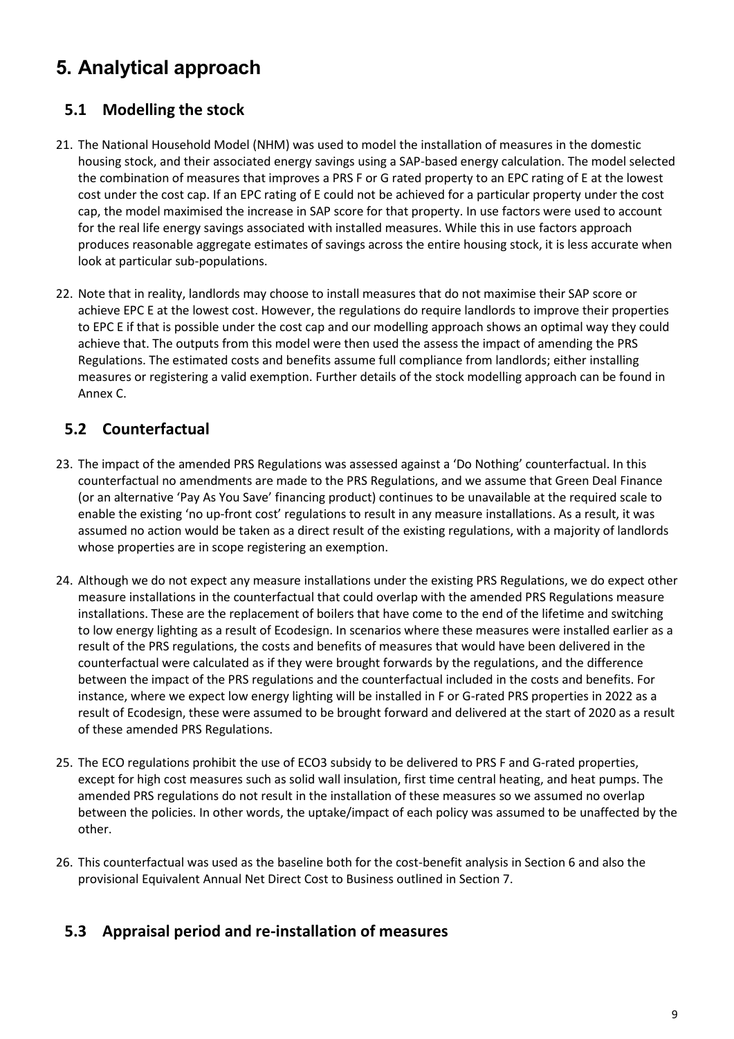# 5. Analytical approach

## 5.1 Modelling the stock

21. The National Household Model (NHM) was used to model the installation of measures in the domestic housing stock, and their associated energy savings using a SAP-based energy calculation. The model selected the combination of measures that improves a PRS F or G rated property to an EPC rating of E at the lowest cost under the cost cap. If an EPC rating of E could not be achieved for a particular property under the cost cap, the model maximised the increase in SAP score for that property. In use factors were used to account for the real life energy savings associated with installed measures. While this in use factors approach produces reasonable aggregate estimates of savings across the entire housing stock, it is less accurate when look at particular sub-populations.

22. Note that in reality, landlords may choose to install measures that do not maximise their SAP score or achieve EPC E at the lowest cost. However, the regulations do require landlords to improve their properties to EPC E if that is possible under the cost cap and our modelling approach shows an optimal way they could achieve that. The outputs from this model were then used the assess the impact of amending the PRS Regulations. The estimated costs and benefits assume full compliance from landlords; either installing measures or registering a valid exemption. Further details of the stock modelling approach can be found in Annex C.

## 5.2 Counterfactual

23. The impact of the amended PRS Regulations was assessed against a 'Do Nothing' counterfactual. In this counterfactual no amendments are made to the PRS Regulations, and we assume that Green Deal Finance (or an alternative 'Pay As You Save' financing product) continues to be unavailable at the required scale to enable the existing 'no up-front cost' regulations to result in any measure installations. As a result, it was assumed no action would be taken as a direct result of the existing regulations, with a majority of landlords whose properties are in scope registering an exemption.

24. Although we do not expect any measure installations under the existing PRS Regulations, we do expect other measure installations in the counterfactual that could overlap with the amended PRS Regulations measure installations. These are the replacement of boilers that have come to the end of the lifetime and switching to low energy lighting as a result of Ecodesign. In scenarios where these measures were installed earlier as a result of the PRS regulations, the costs and benefits of measures that would have been delivered in the counterfactual were calculated as if they were brought forwards by the regulations, and the difference between the impact of the PRS regulations and the counterfactual included in the costs and benefits. For instance, where we expect low energy lighting will be installed in F or G-rated PRS properties in 2022 as a result of Ecodesign, these were assumed to be brought forward and delivered at the start of 2020 as a result of these amended PRS Regulations.

25. The ECO regulations prohibit the use of ECO3 subsidy to be delivered to PRS F and G-rated properties, except for high cost measures such as solid wall insulation, first time central heating, and heat pumps. The amended PRS regulations do not result in the installation of these measures so we assumed no overlap between the policies. In other words, the uptake/impact of each policy was assumed to be unaffected by the other.

26. This counterfactual was used as the baseline both for the cost-benefit analysis in Section 6 and also the provisional Equivalent Annual Net Direct Cost to Business outlined in Section 7.

## 5.3 Appraisal period and re-installation of measures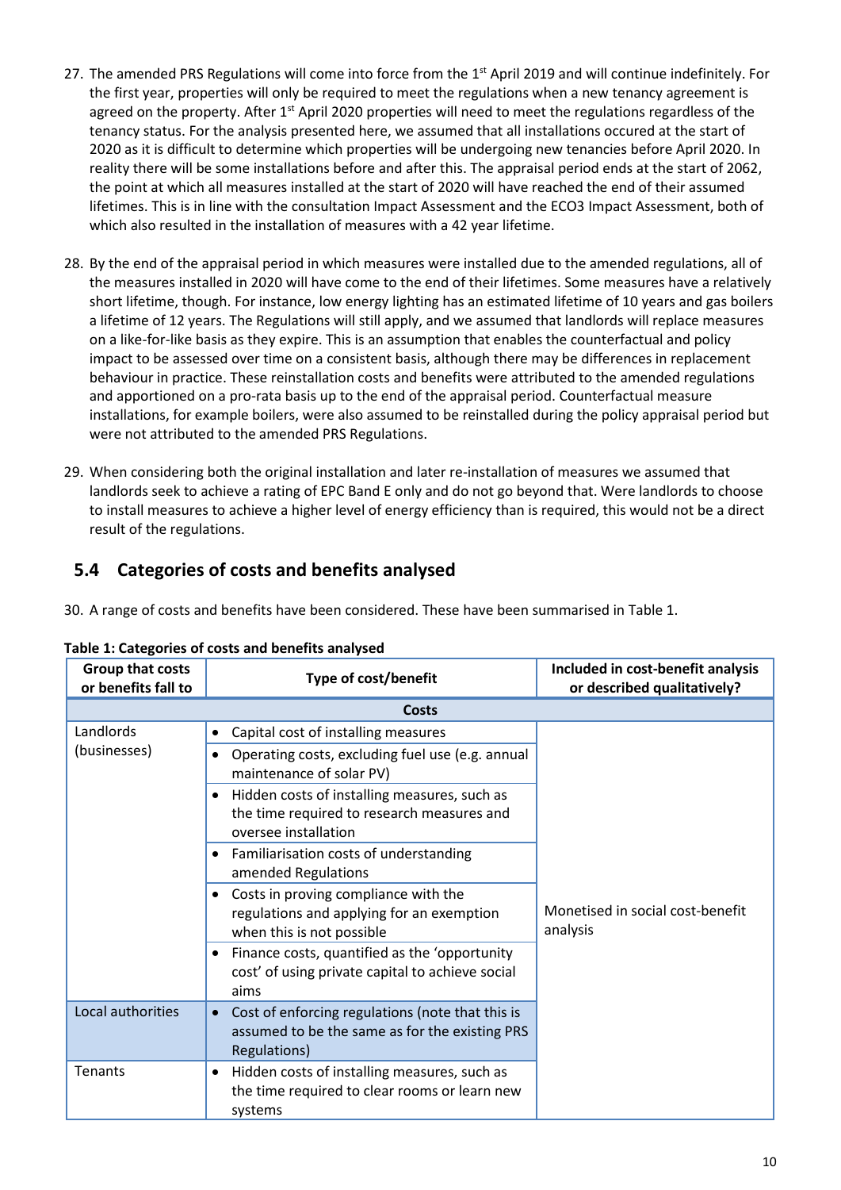27. The amended PRS Regulations will come into force from the 1st April 2019 and will continue indefinitely. For the first year, properties will only be required to meet the regulations when a new tenancy agreement is agreed on the property. After 1st April 2020 properties will need to meet the regulations regardless of the tenancy status. For the analysis presented here, we assumed that all installations occured at the start of 2020 as it is difficult to determine which properties will be undergoing new tenancies before April 2020. In reality there will be some installations before and after this. The appraisal period ends at the start of 2062, the point at which all measures installed at the start of 2020 will have reached the end of their assumed lifetimes. This is in line with the consultation Impact Assessment and the ECO3 Impact Assessment, both of which also resulted in the installation of measures with a 42 year lifetime.

28. By the end of the appraisal period in which measures were installed due to the amended regulations, all of the measures installed in 2020 will have come to the end of their lifetimes. Some measures have a relatively short lifetime, though. For instance, low energy lighting has an estimated lifetime of 10 years and gas boilers a lifetime of 12 years. The Regulations will still apply, and we assumed that landlords will replace measures on a like-for-like basis as they expire. This is an assumption that enables the counterfactual and policy impact to be assessed over time on a consistent basis, although there may be differences in replacement behaviour in practice. These reinstallation costs and benefits were attributed to the amended regulations and apportioned on a pro-rata basis up to the end of the appraisal period. Counterfactual measure installations, for example boilers, were also assumed to be reinstalled during the policy appraisal period but were not attributed to the amended PRS Regulations.

29. When considering both the original installation and later re-installation of measures we assumed that landlords seek to achieve a rating of EPC Band E only and do not go beyond that. Were landlords to choose to install measures to achieve a higher level of energy efficiency than is required, this would not be a direct result of the regulations.

## 5.4 Categories of costs and benefits analysed

30. A range of costs and benefits have been considered. These have been summarised in Table 1.

**Table 1: Categories of costs and benefits analysed**

| Group that costs or benefits fall to | Type of cost/benefit | Included in cost-benefit analysis or described qualitatively? |
|---|---|---|
| | **Costs** | |
| Landlords (businesses) | • Capital cost of installing measures | Monetised in social cost-benefit analysis |
| | • Operating costs, excluding fuel use (e.g. annual maintenance of solar PV) | |
| | • Hidden costs of installing measures, such as the time required to research measures and oversee installation | |
| | • Familiarisation costs of understanding amended Regulations | |
| | • Costs in proving compliance with the regulations and applying for an exemption when this is not possible | |
| | • Finance costs, quantified as the 'opportunity cost' of using private capital to achieve social aims | |
| Local authorities | • Cost of enforcing regulations (note that this is assumed to be the same as for the existing PRS Regulations) | |
| Tenants | • Hidden costs of installing measures, such as the time required to clear rooms or learn new systems | |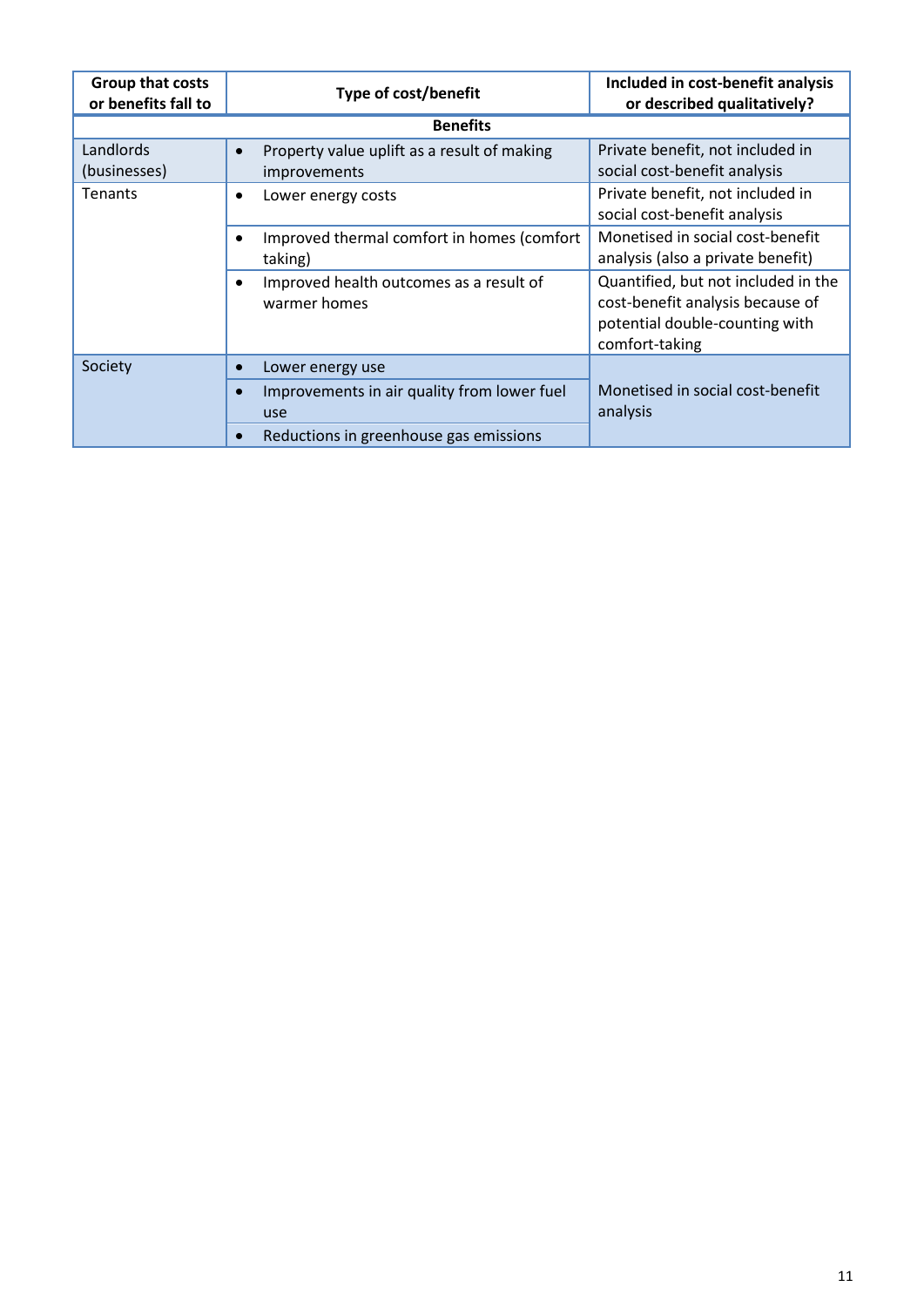| Group that costs or benefits fall to | Type of cost/benefit | Included in cost-benefit analysis or described qualitatively? |
|---|---|---|
| **Benefits** | | |
| Landlords (businesses) | • Property value uplift as a result of making improvements | Private benefit, not included in social cost-benefit analysis |
| Tenants | • Lower energy costs | Private benefit, not included in social cost-benefit analysis |
| | • Improved thermal comfort in homes (comfort taking) | Monetised in social cost-benefit analysis (also a private benefit) |
| | • Improved health outcomes as a result of warmer homes | Quantified, but not included in the cost-benefit analysis because of potential double-counting with comfort-taking |
| Society | • Lower energy use | Monetised in social cost-benefit analysis |
| | • Improvements in air quality from lower fuel use | |
| | • Reductions in greenhouse gas emissions | |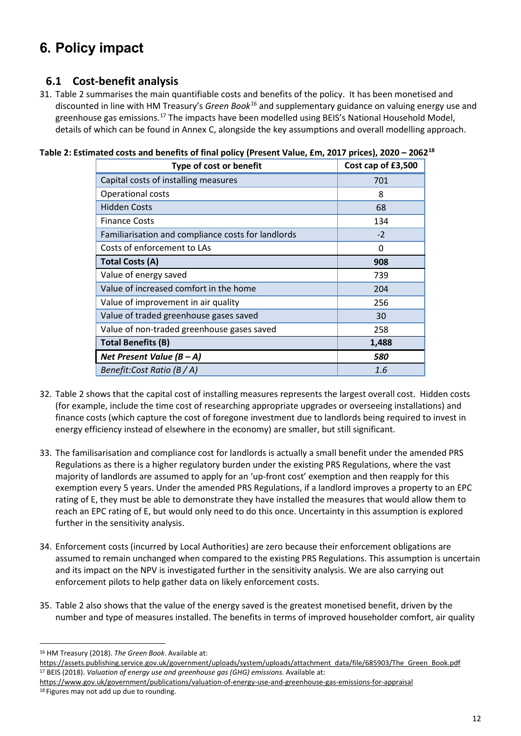# 6. Policy impact

## 6.1 Cost-benefit analysis

31. Table 2 summarises the main quantifiable costs and benefits of the policy. It has been monetised and discounted in line with HM Treasury's *Green Book*[16] and supplementary guidance on valuing energy use and greenhouse gas emissions.[17] The impacts have been modelled using BEIS's National Household Model, details of which can be found in Annex C, alongside the key assumptions and overall modelling approach.

**Table 2: Estimated costs and benefits of final policy (Present Value, £m, 2017 prices), 2020 – 2062[18]**

| Type of cost or benefit | Cost cap of £3,500 |
|---|---|
| Capital costs of installing measures | 701 |
| Operational costs | 8 |
| Hidden Costs | 68 |
| Finance Costs | 134 |
| Familiarisation and compliance costs for landlords | -2 |
| Costs of enforcement to LAs | 0 |
| **Total Costs (A)** | **908** |
| Value of energy saved | 739 |
| Value of increased comfort in the home | 204 |
| Value of improvement in air quality | 256 |
| Value of traded greenhouse gases saved | 30 |
| Value of non-traded greenhouse gases saved | 258 |
| **Total Benefits (B)** | **1,488** |
| ***Net Present Value (B – A)*** | ***580*** |
| *Benefit:Cost Ratio (B / A)* | *1.6* |

32. Table 2 shows that the capital cost of installing measures represents the largest overall cost. Hidden costs (for example, include the time cost of researching appropriate upgrades or overseeing installations) and finance costs (which capture the cost of foregone investment due to landlords being required to invest in energy efficiency instead of elsewhere in the economy) are smaller, but still significant.

33. The familisarisation and compliance cost for landlords is actually a small benefit under the amended PRS Regulations as there is a higher regulatory burden under the existing PRS Regulations, where the vast majority of landlords are assumed to apply for an 'up-front cost' exemption and then reapply for this exemption every 5 years. Under the amended PRS Regulations, if a landlord improves a property to an EPC rating of E, they must be able to demonstrate they have installed the measures that would allow them to reach an EPC rating of E, but would only need to do this once. Uncertainty in this assumption is explored further in the sensitivity analysis.

34. Enforcement costs (incurred by Local Authorities) are zero because their enforcement obligations are assumed to remain unchanged when compared to the existing PRS Regulations. This assumption is uncertain and its impact on the NPV is investigated further in the sensitivity analysis. We are also carrying out enforcement pilots to help gather data on likely enforcement costs.

35. Table 2 also shows that the value of the energy saved is the greatest monetised benefit, driven by the number and type of measures installed. The benefits in terms of improved householder comfort, air quality

---

[16] HM Treasury (2018). *The Green Book*. Available at: https://assets.publishing.service.gov.uk/government/uploads/system/uploads/attachment_data/file/685903/The_Green_Book.pdf

[17] BEIS (2018). *Valuation of energy use and greenhouse gas (GHG) emissions*. Available at: https://www.gov.uk/government/publications/valuation-of-energy-use-and-greenhouse-gas-emissions-for-appraisal

[18] Figures may not add up due to rounding.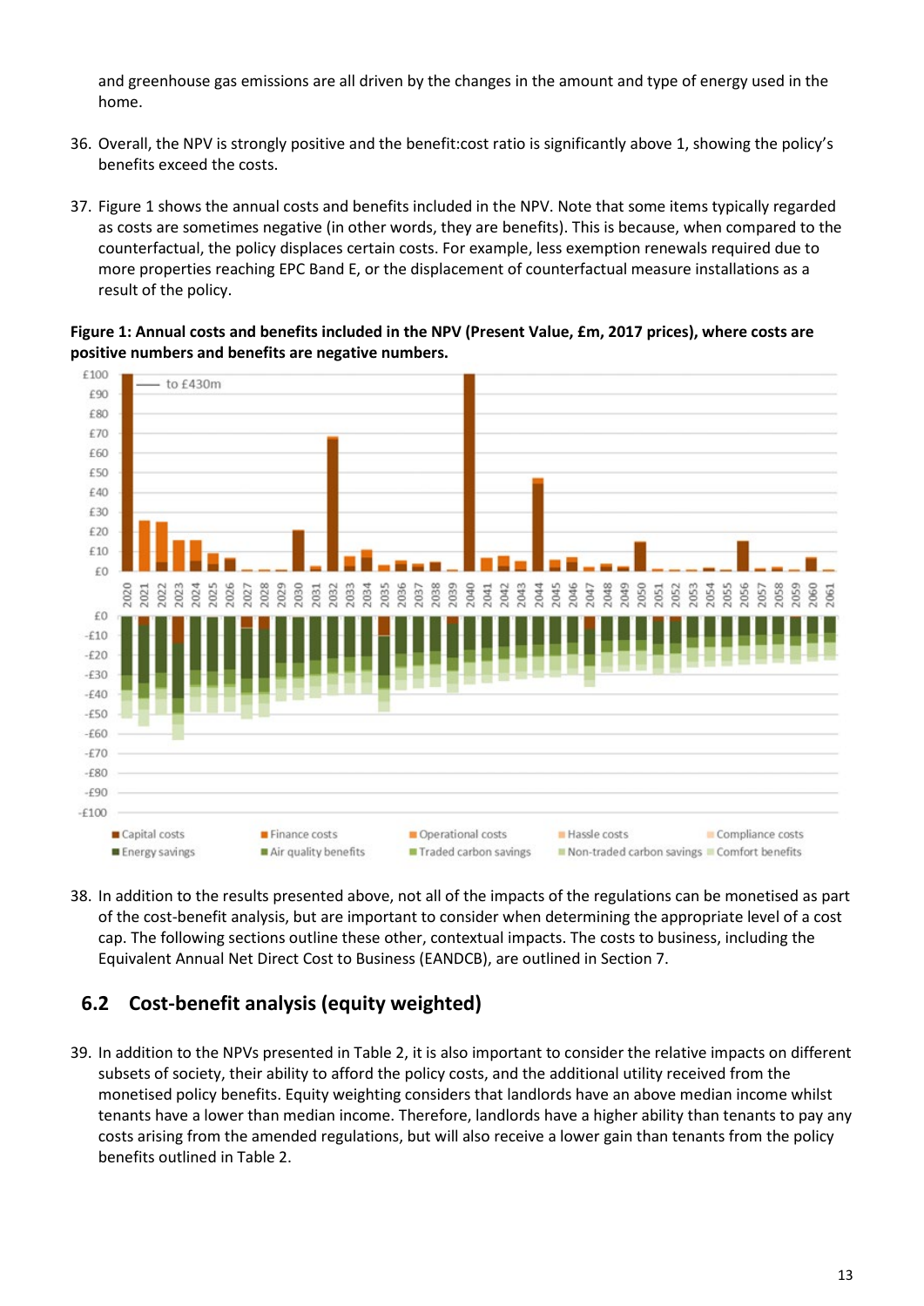and greenhouse gas emissions are all driven by the changes in the amount and type of energy used in the home.

36. Overall, the NPV is strongly positive and the benefit:cost ratio is significantly above 1, showing the policy's benefits exceed the costs.

37. Figure 1 shows the annual costs and benefits included in the NPV. Note that some items typically regarded as costs are sometimes negative (in other words, they are benefits). This is because, when compared to the counterfactual, the policy displaces certain costs. For example, less exemption renewals required due to more properties reaching EPC Band E, or the displacement of counterfactual measure installations as a result of the policy.

**Figure 1: Annual costs and benefits included in the NPV (Present Value, £m, 2017 prices), where costs are positive numbers and benefits are negative numbers.**

38. In addition to the results presented above, not all of the impacts of the regulations can be monetised as part of the cost-benefit analysis, but are important to consider when determining the appropriate level of a cost cap. The following sections outline these other, contextual impacts. The costs to business, including the Equivalent Annual Net Direct Cost to Business (EANDCB), are outlined in Section 7.

## 6.2 Cost-benefit analysis (equity weighted)

39. In addition to the NPVs presented in Table 2, it is also important to consider the relative impacts on different subsets of society, their ability to afford the policy costs, and the additional utility received from the monetised policy benefits. Equity weighting considers that landlords have an above median income whilst tenants have a lower than median income. Therefore, landlords have a higher ability than tenants to pay any costs arising from the amended regulations, but will also receive a lower gain than tenants from the policy benefits outlined in Table 2.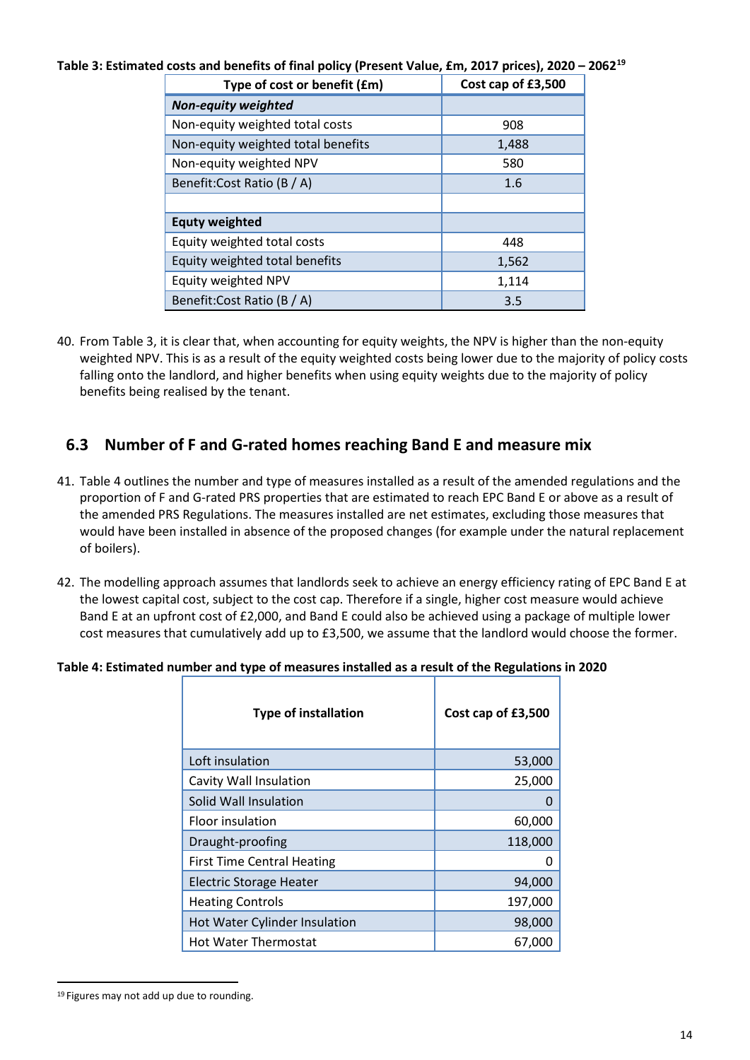**Table 3: Estimated costs and benefits of final policy (Present Value, £m, 2017 prices), 2020 – 2062[19]**

| Type of cost or benefit (£m) | Cost cap of £3,500 |
|---|---|
| ***Non-equity weighted*** | |
| Non-equity weighted total costs | 908 |
| Non-equity weighted total benefits | 1,488 |
| Non-equity weighted NPV | 580 |
| Benefit:Cost Ratio (B / A) | 1.6 |
| | |
| **Equty weighted** | |
| Equity weighted total costs | 448 |
| Equity weighted total benefits | 1,562 |
| Equity weighted NPV | 1,114 |
| Benefit:Cost Ratio (B / A) | 3.5 |

40. From Table 3, it is clear that, when accounting for equity weights, the NPV is higher than the non-equity weighted NPV. This is as a result of the equity weighted costs being lower due to the majority of policy costs falling onto the landlord, and higher benefits when using equity weights due to the majority of policy benefits being realised by the tenant.

## 6.3 Number of F and G-rated homes reaching Band E and measure mix

41. Table 4 outlines the number and type of measures installed as a result of the amended regulations and the proportion of F and G-rated PRS properties that are estimated to reach EPC Band E or above as a result of the amended PRS Regulations. The measures installed are net estimates, excluding those measures that would have been installed in absence of the proposed changes (for example under the natural replacement of boilers).

42. The modelling approach assumes that landlords seek to achieve an energy efficiency rating of EPC Band E at the lowest capital cost, subject to the cost cap. Therefore if a single, higher cost measure would achieve Band E at an upfront cost of £2,000, and Band E could also be achieved using a package of multiple lower cost measures that cumulatively add up to £3,500, we assume that the landlord would choose the former.

**Table 4: Estimated number and type of measures installed as a result of the Regulations in 2020**

| Type of installation | Cost cap of £3,500 |
|---|---|
| Loft insulation | 53,000 |
| Cavity Wall Insulation | 25,000 |
| Solid Wall Insulation | 0 |
| Floor insulation | 60,000 |
| Draught-proofing | 118,000 |
| First Time Central Heating | 0 |
| Electric Storage Heater | 94,000 |
| Heating Controls | 197,000 |
| Hot Water Cylinder Insulation | 98,000 |
| Hot Water Thermostat | 67,000 |

[19] Figures may not add up due to rounding.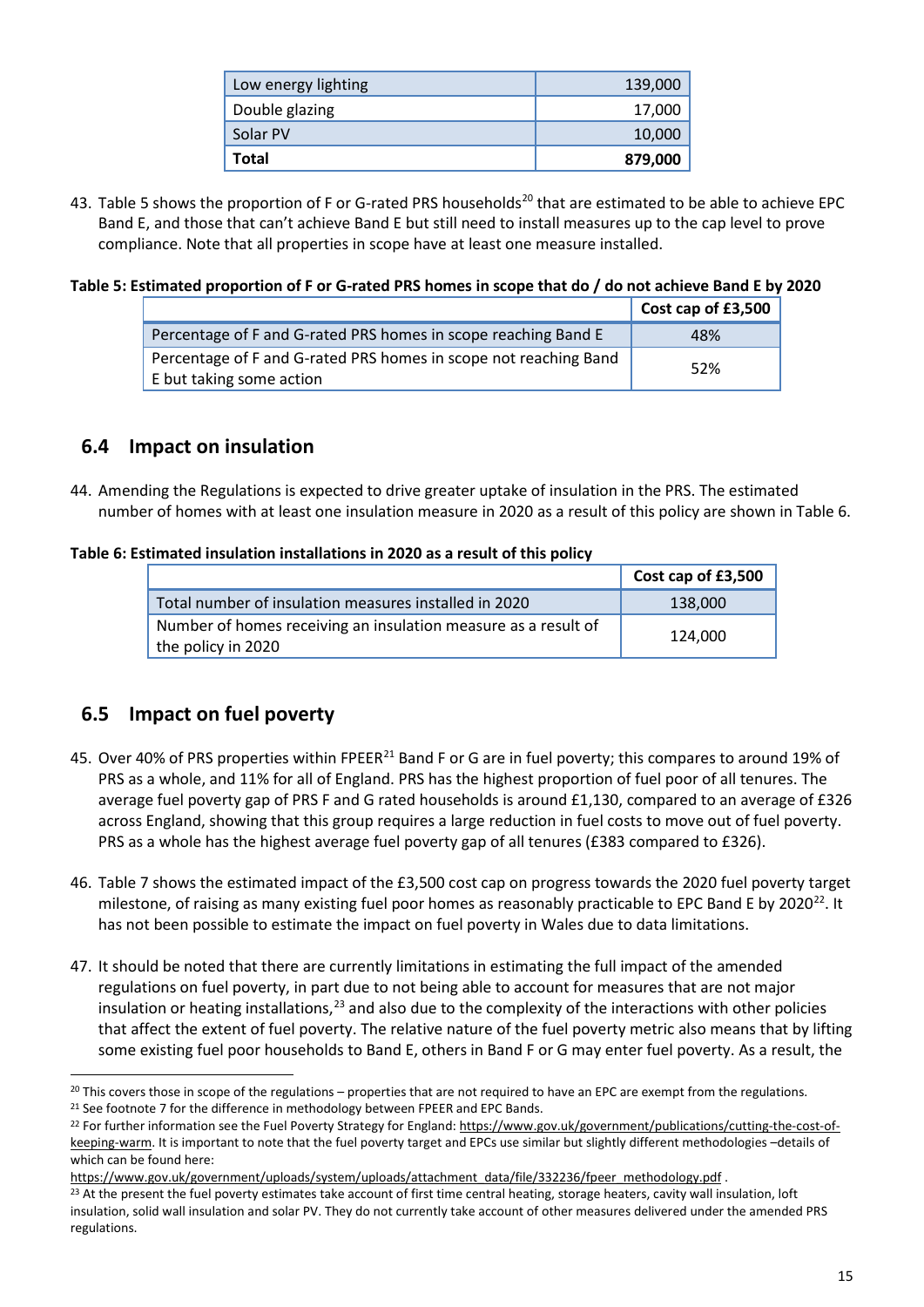| Low energy lighting | 139,000 |
|---|---|
| Double glazing | 17,000 |
| Solar PV | 10,000 |
| **Total** | **879,000** |

43. Table 5 shows the proportion of F or G-rated PRS households[20] that are estimated to be able to achieve EPC Band E, and those that can't achieve Band E but still need to install measures up to the cap level to prove compliance. Note that all properties in scope have at least one measure installed.

**Table 5: Estimated proportion of F or G-rated PRS homes in scope that do / do not achieve Band E by 2020**

| | **Cost cap of £3,500** |
|---|---|
| Percentage of F and G-rated PRS homes in scope reaching Band E | 48% |
| Percentage of F and G-rated PRS homes in scope not reaching Band E but taking some action | 52% |

## 6.4 Impact on insulation

44. Amending the Regulations is expected to drive greater uptake of insulation in the PRS. The estimated number of homes with at least one insulation measure in 2020 as a result of this policy are shown in Table 6.

**Table 6: Estimated insulation installations in 2020 as a result of this policy**

| | **Cost cap of £3,500** |
|---|---|
| Total number of insulation measures installed in 2020 | 138,000 |
| Number of homes receiving an insulation measure as a result of the policy in 2020 | 124,000 |

## 6.5 Impact on fuel poverty

45. Over 40% of PRS properties within FPEER[21] Band F or G are in fuel poverty; this compares to around 19% of PRS as a whole, and 11% for all of England. PRS has the highest proportion of fuel poor of all tenures. The average fuel poverty gap of PRS F and G rated households is around £1,130, compared to an average of £326 across England, showing that this group requires a large reduction in fuel costs to move out of fuel poverty. PRS as a whole has the highest average fuel poverty gap of all tenures (£383 compared to £326).

46. Table 7 shows the estimated impact of the £3,500 cost cap on progress towards the 2020 fuel poverty target milestone, of raising as many existing fuel poor homes as reasonably practicable to EPC Band E by 2020[22]. It has not been possible to estimate the impact on fuel poverty in Wales due to data limitations.

47. It should be noted that there are currently limitations in estimating the full impact of the amended regulations on fuel poverty, in part due to not being able to account for measures that are not major insulation or heating installations,[23] and also due to the complexity of the interactions with other policies that affect the extent of fuel poverty. The relative nature of the fuel poverty metric also means that by lifting some existing fuel poor households to Band E, others in Band F or G may enter fuel poverty. As a result, the

[20] This covers those in scope of the regulations – properties that are not required to have an EPC are exempt from the regulations.

[21] See footnote 7 for the difference in methodology between FPEER and EPC Bands.

[22] For further information see the Fuel Poverty Strategy for England: https://www.gov.uk/government/publications/cutting-the-cost-of-keeping-warm. It is important to note that the fuel poverty target and EPCs use similar but slightly different methodologies –details of which can be found here: https://www.gov.uk/government/uploads/system/uploads/attachment_data/file/332236/fpeer_methodology.pdf .

[23] At the present the fuel poverty estimates take account of first time central heating, storage heaters, cavity wall insulation, loft insulation, solid wall insulation and solar PV. They do not currently take account of other measures delivered under the amended PRS regulations.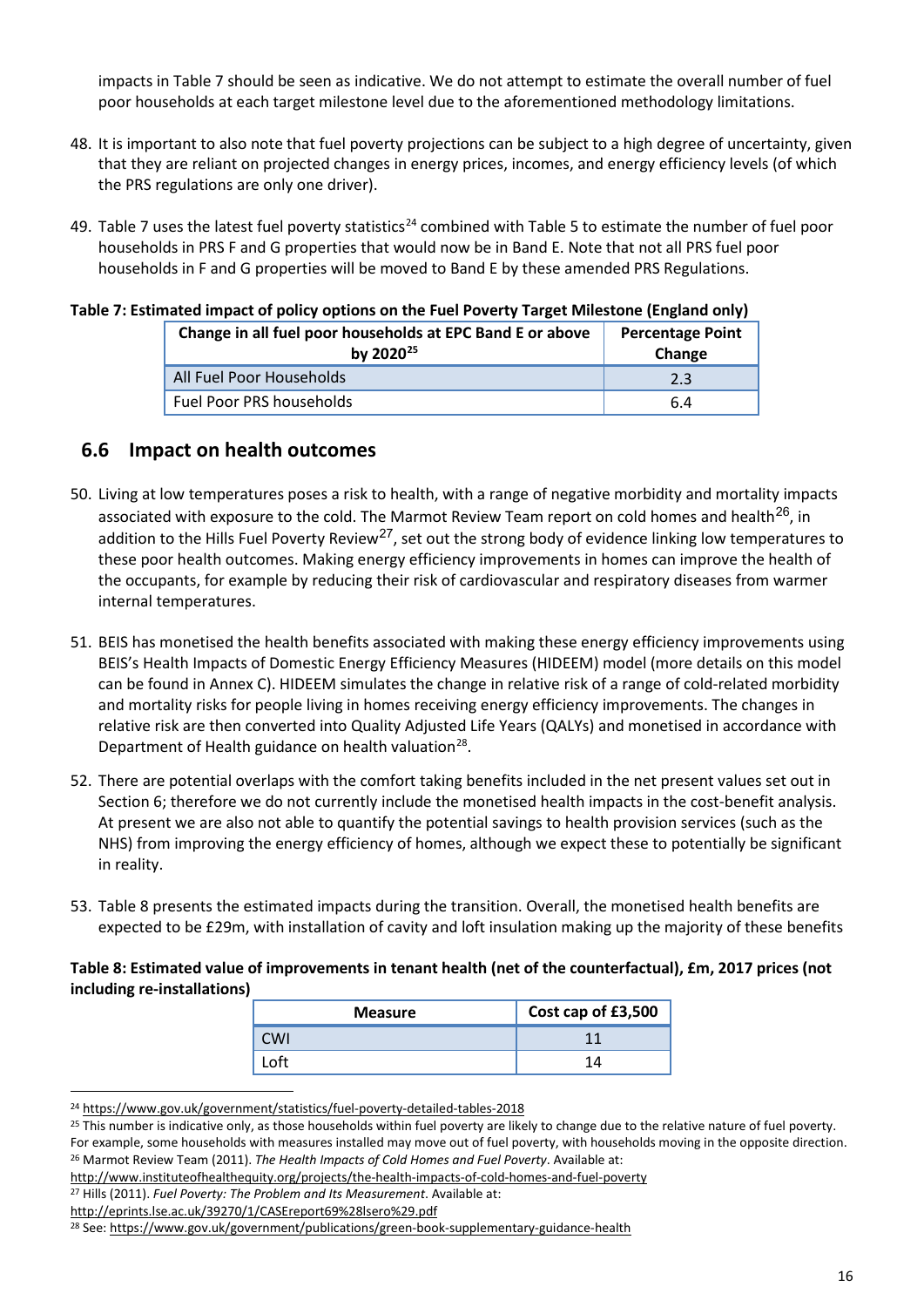impacts in Table 7 should be seen as indicative. We do not attempt to estimate the overall number of fuel poor households at each target milestone level due to the aforementioned methodology limitations.

48. It is important to also note that fuel poverty projections can be subject to a high degree of uncertainty, given that they are reliant on projected changes in energy prices, incomes, and energy efficiency levels (of which the PRS regulations are only one driver).

49. Table 7 uses the latest fuel poverty statistics[24] combined with Table 5 to estimate the number of fuel poor households in PRS F and G properties that would now be in Band E. Note that not all PRS fuel poor households in F and G properties will be moved to Band E by these amended PRS Regulations.

**Table 7: Estimated impact of policy options on the Fuel Poverty Target Milestone (England only)**

| Change in all fuel poor households at EPC Band E or above by 2020[25] | Percentage Point Change |
|---|---|
| All Fuel Poor Households | 2.3 |
| Fuel Poor PRS households | 6.4 |

## 6.6 Impact on health outcomes

50. Living at low temperatures poses a risk to health, with a range of negative morbidity and mortality impacts associated with exposure to the cold. The Marmot Review Team report on cold homes and health[26], in addition to the Hills Fuel Poverty Review[27], set out the strong body of evidence linking low temperatures to these poor health outcomes. Making energy efficiency improvements in homes can improve the health of the occupants, for example by reducing their risk of cardiovascular and respiratory diseases from warmer internal temperatures.

51. BEIS has monetised the health benefits associated with making these energy efficiency improvements using BEIS's Health Impacts of Domestic Energy Efficiency Measures (HIDEEM) model (more details on this model can be found in Annex C). HIDEEM simulates the change in relative risk of a range of cold-related morbidity and mortality risks for people living in homes receiving energy efficiency improvements. The changes in relative risk are then converted into Quality Adjusted Life Years (QALYs) and monetised in accordance with Department of Health guidance on health valuation[28].

52. There are potential overlaps with the comfort taking benefits included in the net present values set out in Section 6; therefore we do not currently include the monetised health impacts in the cost-benefit analysis. At present we are also not able to quantify the potential savings to health provision services (such as the NHS) from improving the energy efficiency of homes, although we expect these to potentially be significant in reality.

53. Table 8 presents the estimated impacts during the transition. Overall, the monetised health benefits are expected to be £29m, with installation of cavity and loft insulation making up the majority of these benefits

**Table 8: Estimated value of improvements in tenant health (net of the counterfactual), £m, 2017 prices (not including re-installations)**

| Measure | Cost cap of £3,500 |
|---|---|
| CWI | 11 |
| Loft | 14 |

---

[24] https://www.gov.uk/government/statistics/fuel-poverty-detailed-tables-2018

[25] This number is indicative only, as those households within fuel poverty are likely to change due to the relative nature of fuel poverty. For example, some households with measures installed may move out of fuel poverty, with households moving in the opposite direction.

[26] Marmot Review Team (2011). *The Health Impacts of Cold Homes and Fuel Poverty*. Available at: http://www.instituteofhealthequity.org/projects/the-health-impacts-of-cold-homes-and-fuel-poverty

[27] Hills (2011). *Fuel Poverty: The Problem and Its Measurement*. Available at: http://eprints.lse.ac.uk/39270/1/CASEreport69%28lsero%29.pdf

[28] See: https://www.gov.uk/government/publications/green-book-supplementary-guidance-health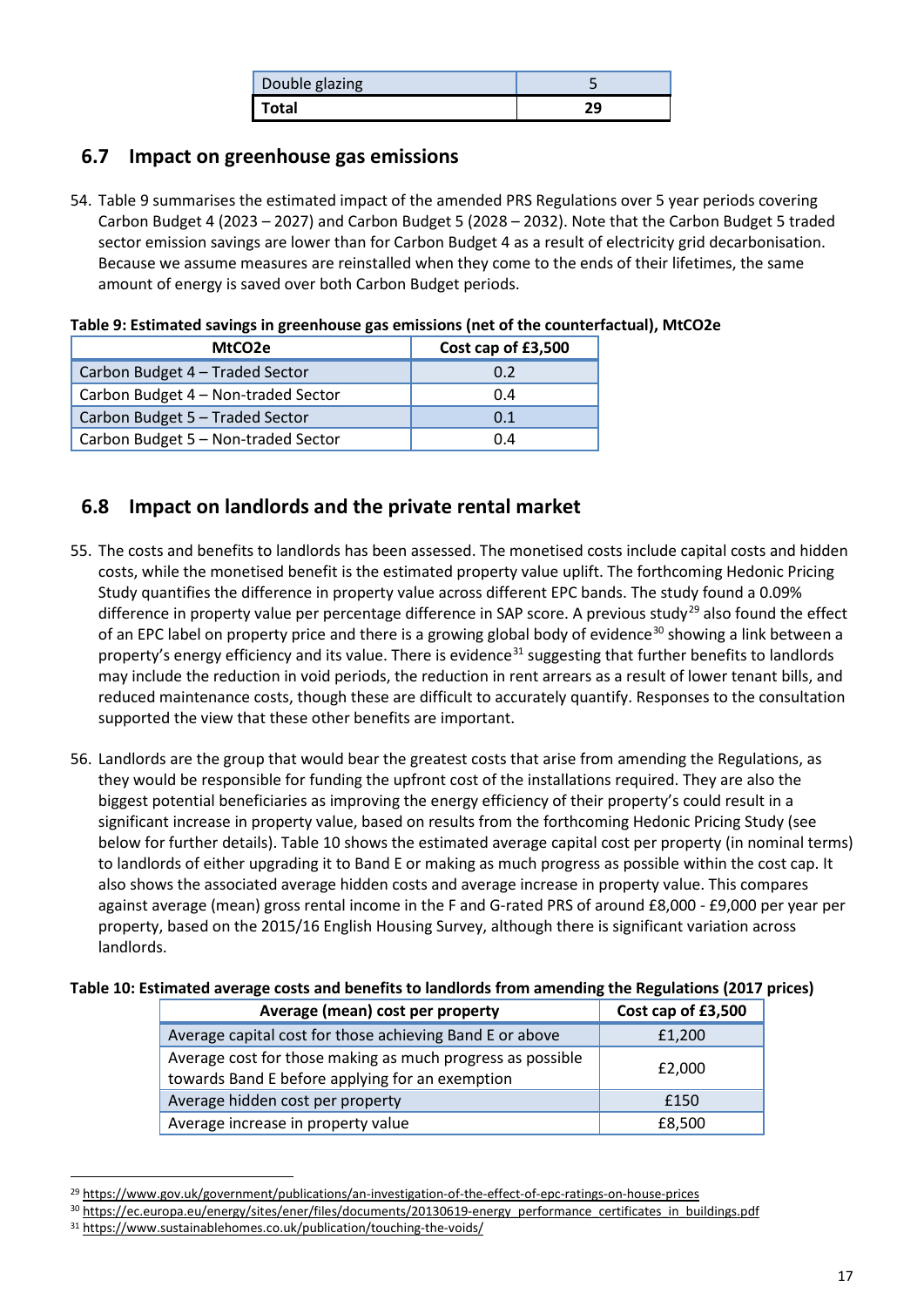| Double glazing | 5 |
|---|---|
| **Total** | **29** |

## 6.7 Impact on greenhouse gas emissions

54. Table 9 summarises the estimated impact of the amended PRS Regulations over 5 year periods covering Carbon Budget 4 (2023 – 2027) and Carbon Budget 5 (2028 – 2032). Note that the Carbon Budget 5 traded sector emission savings are lower than for Carbon Budget 4 as a result of electricity grid decarbonisation. Because we assume measures are reinstalled when they come to the ends of their lifetimes, the same amount of energy is saved over both Carbon Budget periods.

**Table 9: Estimated savings in greenhouse gas emissions (net of the counterfactual), MtCO2e**

| MtCO2e | Cost cap of £3,500 |
|---|---|
| Carbon Budget 4 – Traded Sector | 0.2 |
| Carbon Budget 4 – Non-traded Sector | 0.4 |
| Carbon Budget 5 – Traded Sector | 0.1 |
| Carbon Budget 5 – Non-traded Sector | 0.4 |

## 6.8 Impact on landlords and the private rental market

55. The costs and benefits to landlords has been assessed. The monetised costs include capital costs and hidden costs, while the monetised benefit is the estimated property value uplift. The forthcoming Hedonic Pricing Study quantifies the difference in property value across different EPC bands. The study found a 0.09% difference in property value per percentage difference in SAP score. A previous study[29] also found the effect of an EPC label on property price and there is a growing global body of evidence[30] showing a link between a property's energy efficiency and its value. There is evidence[31] suggesting that further benefits to landlords may include the reduction in void periods, the reduction in rent arrears as a result of lower tenant bills, and reduced maintenance costs, though these are difficult to accurately quantify. Responses to the consultation supported the view that these other benefits are important.

56. Landlords are the group that would bear the greatest costs that arise from amending the Regulations, as they would be responsible for funding the upfront cost of the installations required. They are also the biggest potential beneficiaries as improving the energy efficiency of their property's could result in a significant increase in property value, based on results from the forthcoming Hedonic Pricing Study (see below for further details). Table 10 shows the estimated average capital cost per property (in nominal terms) to landlords of either upgrading it to Band E or making as much progress as possible within the cost cap. It also shows the associated average hidden costs and average increase in property value. This compares against average (mean) gross rental income in the F and G-rated PRS of around £8,000 - £9,000 per year per property, based on the 2015/16 English Housing Survey, although there is significant variation across landlords.

**Table 10: Estimated average costs and benefits to landlords from amending the Regulations (2017 prices)**

| Average (mean) cost per property | Cost cap of £3,500 |
|---|---|
| Average capital cost for those achieving Band E or above | £1,200 |
| Average cost for those making as much progress as possible towards Band E before applying for an exemption | £2,000 |
| Average hidden cost per property | £150 |
| Average increase in property value | £8,500 |

[29] https://www.gov.uk/government/publications/an-investigation-of-the-effect-of-epc-ratings-on-house-prices

[30] https://ec.europa.eu/energy/sites/ener/files/documents/20130619-energy_performance_certificates_in_buildings.pdf

[31] https://www.sustainablehomes.co.uk/publication/touching-the-voids/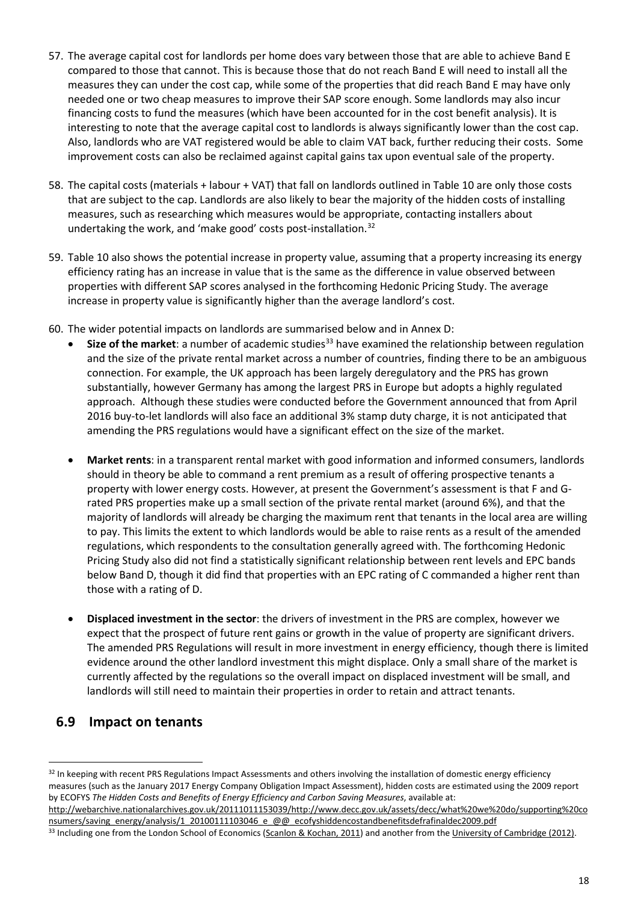57. The average capital cost for landlords per home does vary between those that are able to achieve Band E compared to those that cannot. This is because those that do not reach Band E will need to install all the measures they can under the cost cap, while some of the properties that did reach Band E may have only needed one or two cheap measures to improve their SAP score enough. Some landlords may also incur financing costs to fund the measures (which have been accounted for in the cost benefit analysis). It is interesting to note that the average capital cost to landlords is always significantly lower than the cost cap. Also, landlords who are VAT registered would be able to claim VAT back, further reducing their costs. Some improvement costs can also be reclaimed against capital gains tax upon eventual sale of the property.

58. The capital costs (materials + labour + VAT) that fall on landlords outlined in Table 10 are only those costs that are subject to the cap. Landlords are also likely to bear the majority of the hidden costs of installing measures, such as researching which measures would be appropriate, contacting installers about undertaking the work, and 'make good' costs post-installation.[32]

59. Table 10 also shows the potential increase in property value, assuming that a property increasing its energy efficiency rating has an increase in value that is the same as the difference in value observed between properties with different SAP scores analysed in the forthcoming Hedonic Pricing Study. The average increase in property value is significantly higher than the average landlord's cost.

60. The wider potential impacts on landlords are summarised below and in Annex D:
    - **Size of the market**: a number of academic studies[33] have examined the relationship between regulation and the size of the private rental market across a number of countries, finding there to be an ambiguous connection. For example, the UK approach has been largely deregulatory and the PRS has grown substantially, however Germany has among the largest PRS in Europe but adopts a highly regulated approach. Although these studies were conducted before the Government announced that from April 2016 buy-to-let landlords will also face an additional 3% stamp duty charge, it is not anticipated that amending the PRS regulations would have a significant effect on the size of the market.
    - **Market rents**: in a transparent rental market with good information and informed consumers, landlords should in theory be able to command a rent premium as a result of offering prospective tenants a property with lower energy costs. However, at present the Government's assessment is that F and G-rated PRS properties make up a small section of the private rental market (around 6%), and that the majority of landlords will already be charging the maximum rent that tenants in the local area are willing to pay. This limits the extent to which landlords would be able to raise rents as a result of the amended regulations, which respondents to the consultation generally agreed with. The forthcoming Hedonic Pricing Study also did not find a statistically significant relationship between rent levels and EPC bands below Band D, though it did find that properties with an EPC rating of C commanded a higher rent than those with a rating of D.
    - **Displaced investment in the sector**: the drivers of investment in the PRS are complex, however we expect that the prospect of future rent gains or growth in the value of property are significant drivers. The amended PRS Regulations will result in more investment in energy efficiency, though there is limited evidence around the other landlord investment this might displace. Only a small share of the market is currently affected by the regulations so the overall impact on displaced investment will be small, and landlords will still need to maintain their properties in order to retain and attract tenants.

## 6.9 Impact on tenants

[32] In keeping with recent PRS Regulations Impact Assessments and others involving the installation of domestic energy efficiency measures (such as the January 2017 Energy Company Obligation Impact Assessment), hidden costs are estimated using the 2009 report by ECOFYS *The Hidden Costs and Benefits of Energy Efficiency and Carbon Saving Measures*, available at: http://webarchive.nationalarchives.gov.uk/20111011153039/http://www.decc.gov.uk/assets/decc/what%20we%20do/supporting%20consumers/saving_energy/analysis/1_20100111103046_e_@@_ecofyshiddencostandbenefitsdefrafinaldec2009.pdf

[33] Including one from the London School of Economics (Scanlon & Kochan, 2011) and another from the University of Cambridge (2012).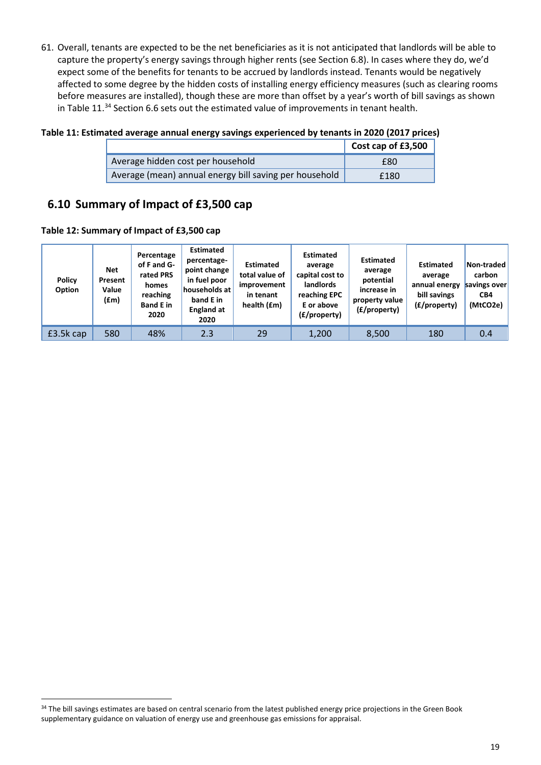61. Overall, tenants are expected to be the net beneficiaries as it is not anticipated that landlords will be able to capture the property's energy savings through higher rents (see Section 6.8). In cases where they do, we'd expect some of the benefits for tenants to be accrued by landlords instead. Tenants would be negatively affected to some degree by the hidden costs of installing energy efficiency measures (such as clearing rooms before measures are installed), though these are more than offset by a year's worth of bill savings as shown in Table 11.[34] Section 6.6 sets out the estimated value of improvements in tenant health.

**Table 11: Estimated average annual energy savings experienced by tenants in 2020 (2017 prices)**

| | Cost cap of £3,500 |
|---|---|
| Average hidden cost per household | £80 |
| Average (mean) annual energy bill saving per household | £180 |

## 6.10 Summary of Impact of £3,500 cap

**Table 12: Summary of Impact of £3,500 cap**

| Policy Option | Net Present Value (£m) | Percentage of F and G-rated PRS homes reaching Band E in 2020 | Estimated percentage-point change in fuel poor households at band E in England at 2020 | Estimated total value of improvement in tenant health (£m) | Estimated average capital cost to landlords reaching EPC E or above (£/property) | Estimated average potential increase in property value (£/property) | Estimated average annual energy bill savings (£/property) | Non-traded carbon savings over CB4 (MtCO2e) |
|---|---|---|---|---|---|---|---|---|
| £3.5k cap | 580 | 48% | 2.3 | 29 | 1,200 | 8,500 | 180 | 0.4 |

[34] The bill savings estimates are based on central scenario from the latest published energy price projections in the Green Book supplementary guidance on valuation of energy use and greenhouse gas emissions for appraisal.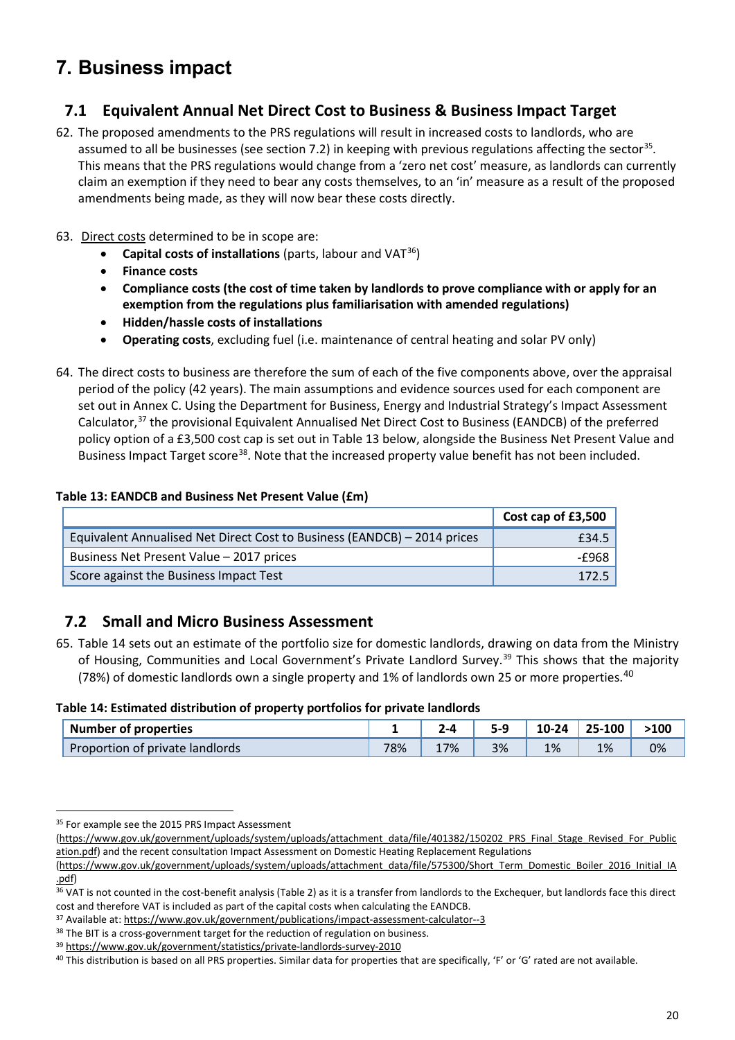# 7. Business impact

## 7.1 Equivalent Annual Net Direct Cost to Business & Business Impact Target

62. The proposed amendments to the PRS regulations will result in increased costs to landlords, who are assumed to all be businesses (see section 7.2) in keeping with previous regulations affecting the sector[35]. This means that the PRS regulations would change from a 'zero net cost' measure, as landlords can currently claim an exemption if they need to bear any costs themselves, to an 'in' measure as a result of the proposed amendments being made, as they will now bear these costs directly.

63. Direct costs determined to be in scope are:
    - **Capital costs of installations** (parts, labour and VAT[36])
    - **Finance costs**
    - **Compliance costs (the cost of time taken by landlords to prove compliance with or apply for an exemption from the regulations plus familiarisation with amended regulations)**
    - **Hidden/hassle costs of installations**
    - **Operating costs**, excluding fuel (i.e. maintenance of central heating and solar PV only)

64. The direct costs to business are therefore the sum of each of the five components above, over the appraisal period of the policy (42 years). The main assumptions and evidence sources used for each component are set out in Annex C. Using the Department for Business, Energy and Industrial Strategy's Impact Assessment Calculator,[37] the provisional Equivalent Annualised Net Direct Cost to Business (EANDCB) of the preferred policy option of a £3,500 cost cap is set out in Table 13 below, alongside the Business Net Present Value and Business Impact Target score[38]. Note that the increased property value benefit has not been included.

**Table 13: EANDCB and Business Net Present Value (£m)**

| | Cost cap of £3,500 |
|---|---|
| Equivalent Annualised Net Direct Cost to Business (EANDCB) – 2014 prices | £34.5 |
| Business Net Present Value – 2017 prices | -£968 |
| Score against the Business Impact Test | 172.5 |

## 7.2 Small and Micro Business Assessment

65. Table 14 sets out an estimate of the portfolio size for domestic landlords, drawing on data from the Ministry of Housing, Communities and Local Government's Private Landlord Survey.[39] This shows that the majority (78%) of domestic landlords own a single property and 1% of landlords own 25 or more properties.[40]

**Table 14: Estimated distribution of property portfolios for private landlords**

| Number of properties | 1 | 2-4 | 5-9 | 10-24 | 25-100 | >100 |
|---|---|---|---|---|---|---|
| Proportion of private landlords | 78% | 17% | 3% | 1% | 1% | 0% |

---

[35] For example see the 2015 PRS Impact Assessment (https://www.gov.uk/government/uploads/system/uploads/attachment_data/file/401382/150202_PRS_Final_Stage_Revised_For_Publication.pdf) and the recent consultation Impact Assessment on Domestic Heating Replacement Regulations (https://www.gov.uk/government/uploads/system/uploads/attachment_data/file/575300/Short_Term_Domestic_Boiler_2016_Initial_IA.pdf)

[36] VAT is not counted in the cost-benefit analysis (Table 2) as it is a transfer from landlords to the Exchequer, but landlords face this direct cost and therefore VAT is included as part of the capital costs when calculating the EANDCB.

[37] Available at: https://www.gov.uk/government/publications/impact-assessment-calculator--3

[38] The BIT is a cross-government target for the reduction of regulation on business.

[39] https://www.gov.uk/government/statistics/private-landlords-survey-2010

[40] This distribution is based on all PRS properties. Similar data for properties that are specifically, 'F' or 'G' rated are not available.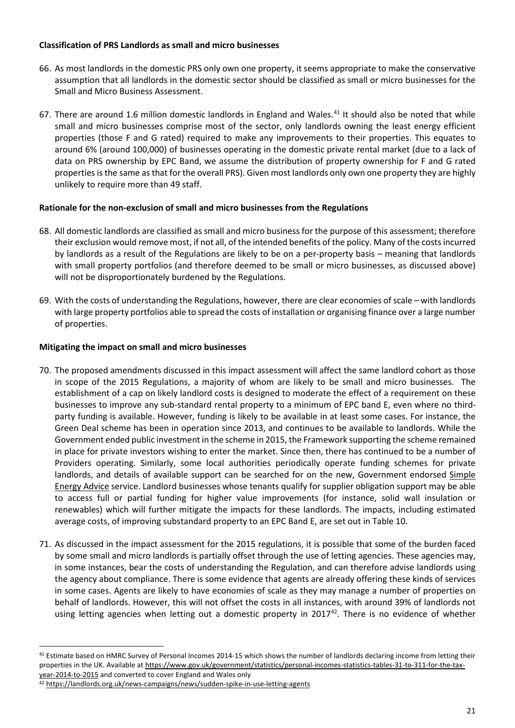**Classification of PRS Landlords as small and micro businesses**

66. As most landlords in the domestic PRS only own one property, it seems appropriate to make the conservative assumption that all landlords in the domestic sector should be classified as small or micro businesses for the Small and Micro Business Assessment.

67. There are around 1.6 million domestic landlords in England and Wales.[41] It should also be noted that while small and micro businesses comprise most of the sector, only landlords owning the least energy efficient properties (those F and G rated) required to make any improvements to their properties. This equates to around 6% (around 100,000) of businesses operating in the domestic private rental market (due to a lack of data on PRS ownership by EPC Band, we assume the distribution of property ownership for F and G rated properties is the same as that for the overall PRS). Given most landlords only own one property they are highly unlikely to require more than 49 staff.

**Rationale for the non-exclusion of small and micro businesses from the Regulations**

68. All domestic landlords are classified as small and micro business for the purpose of this assessment; therefore their exclusion would remove most, if not all, of the intended benefits of the policy. Many of the costs incurred by landlords as a result of the Regulations are likely to be on a per-property basis – meaning that landlords with small property portfolios (and therefore deemed to be small or micro businesses, as discussed above) will not be disproportionately burdened by the Regulations.

69. With the costs of understanding the Regulations, however, there are clear economies of scale – with landlords with large property portfolios able to spread the costs of installation or organising finance over a large number of properties.

**Mitigating the impact on small and micro businesses**

70. The proposed amendments discussed in this impact assessment will affect the same landlord cohort as those in scope of the 2015 Regulations, a majority of whom are likely to be small and micro businesses. The establishment of a cap on likely landlord costs is designed to moderate the effect of a requirement on these businesses to improve any sub-standard rental property to a minimum of EPC band E, even where no third-party funding is available. However, funding is likely to be available in at least some cases. For instance, the Green Deal scheme has been in operation since 2013, and continues to be available to landlords. While the Government ended public investment in the scheme in 2015, the Framework supporting the scheme remained in place for private investors wishing to enter the market. Since then, there has continued to be a number of Providers operating. Similarly, some local authorities periodically operate funding schemes for private landlords, and details of available support can be searched for on the new, Government endorsed Simple Energy Advice service. Landlord businesses whose tenants qualify for supplier obligation support may be able to access full or partial funding for higher value improvements (for instance, solid wall insulation or renewables) which will further mitigate the impacts for these landlords. The impacts, including estimated average costs, of improving substandard property to an EPC Band E, are set out in Table 10.

71. As discussed in the impact assessment for the 2015 regulations, it is possible that some of the burden faced by some small and micro landlords is partially offset through the use of letting agencies. These agencies may, in some instances, bear the costs of understanding the Regulation, and can therefore advise landlords using the agency about compliance. There is some evidence that agents are already offering these kinds of services in some cases. Agents are likely to have economies of scale as they may manage a number of properties on behalf of landlords. However, this will not offset the costs in all instances, with around 39% of landlords not using letting agencies when letting out a domestic property in 2017[42]. There is no evidence of whether

---

[41] Estimate based on HMRC Survey of Personal Incomes 2014-15 which shows the number of landlords declaring income from letting their properties in the UK. Available at https://www.gov.uk/government/statistics/personal-incomes-statistics-tables-31-to-311-for-the-tax-year-2014-to-2015 and converted to cover England and Wales only

[42] https://landlords.org.uk/news-campaigns/news/sudden-spike-in-use-letting-agents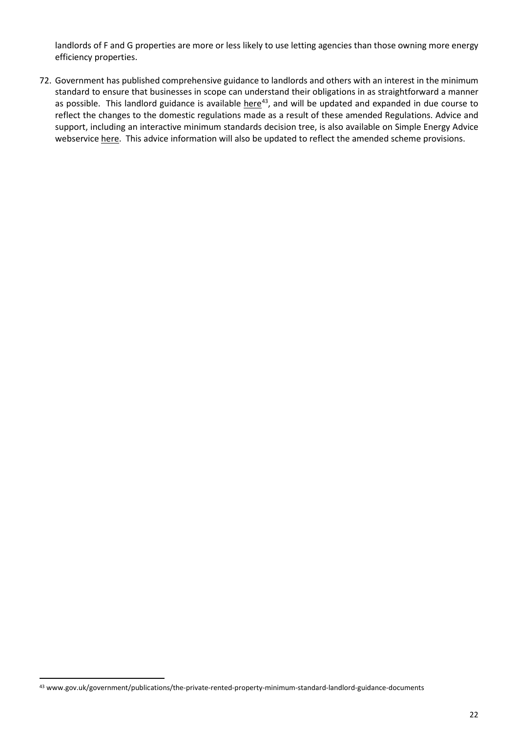landlords of F and G properties are more or less likely to use letting agencies than those owning more energy efficiency properties.

72. Government has published comprehensive guidance to landlords and others with an interest in the minimum standard to ensure that businesses in scope can understand their obligations in as straightforward a manner as possible. This landlord guidance is available here[43], and will be updated and expanded in due course to reflect the changes to the domestic regulations made as a result of these amended Regulations. Advice and support, including an interactive minimum standards decision tree, is also available on Simple Energy Advice webservice here. This advice information will also be updated to reflect the amended scheme provisions.

---

[43] www.gov.uk/government/publications/the-private-rented-property-minimum-standard-landlord-guidance-documents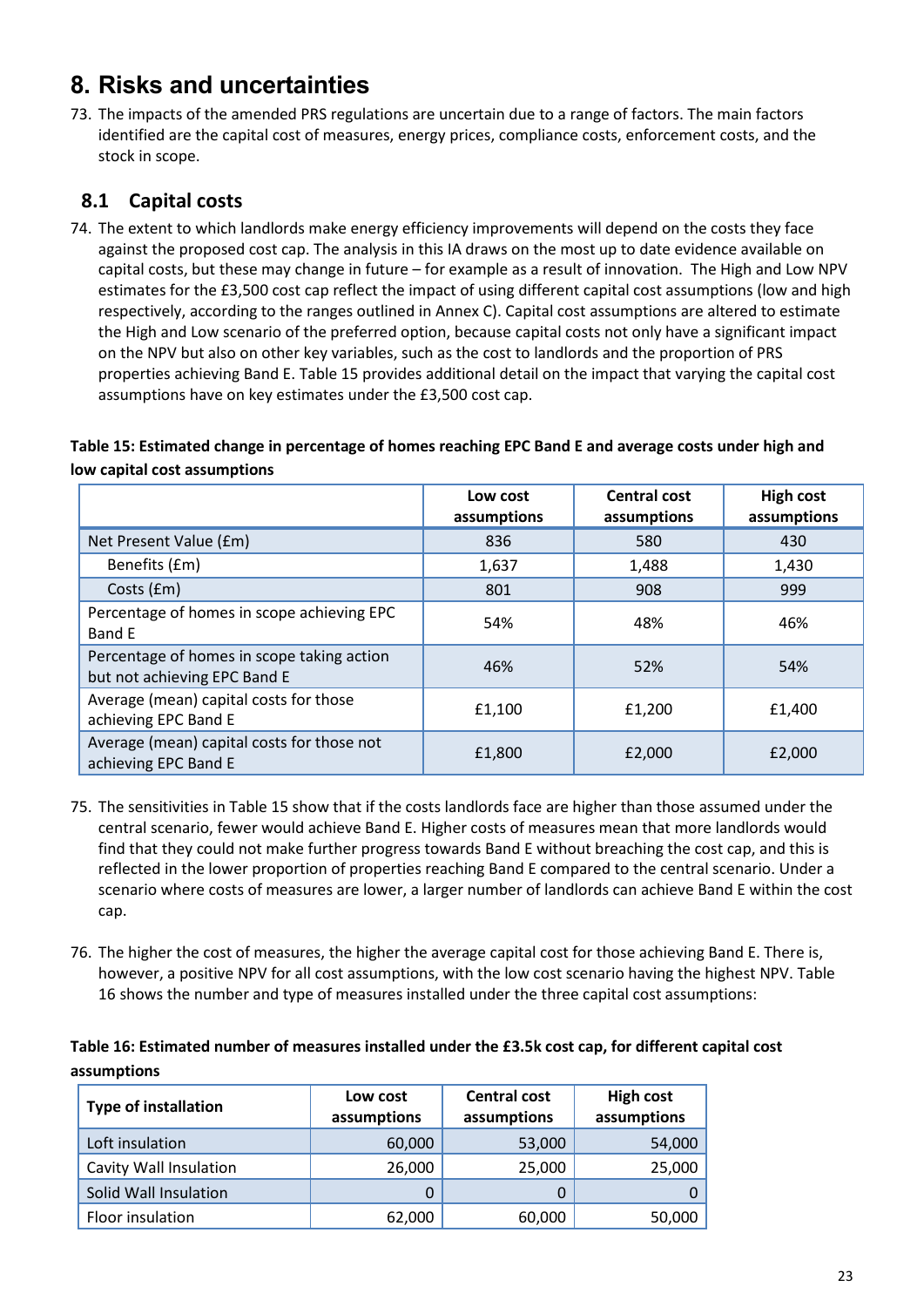# 8. Risks and uncertainties

73. The impacts of the amended PRS regulations are uncertain due to a range of factors. The main factors identified are the capital cost of measures, energy prices, compliance costs, enforcement costs, and the stock in scope.

## 8.1 Capital costs

74. The extent to which landlords make energy efficiency improvements will depend on the costs they face against the proposed cost cap. The analysis in this IA draws on the most up to date evidence available on capital costs, but these may change in future – for example as a result of innovation. The High and Low NPV estimates for the £3,500 cost cap reflect the impact of using different capital cost assumptions (low and high respectively, according to the ranges outlined in Annex C). Capital cost assumptions are altered to estimate the High and Low scenario of the preferred option, because capital costs not only have a significant impact on the NPV but also on other key variables, such as the cost to landlords and the proportion of PRS properties achieving Band E. Table 15 provides additional detail on the impact that varying the capital cost assumptions have on key estimates under the £3,500 cost cap.

**Table 15: Estimated change in percentage of homes reaching EPC Band E and average costs under high and low capital cost assumptions**

| | Low cost assumptions | Central cost assumptions | High cost assumptions |
|---|---|---|---|
| Net Present Value (£m) | 836 | 580 | 430 |
| Benefits (£m) | 1,637 | 1,488 | 1,430 |
| Costs (£m) | 801 | 908 | 999 |
| Percentage of homes in scope achieving EPC Band E | 54% | 48% | 46% |
| Percentage of homes in scope taking action but not achieving EPC Band E | 46% | 52% | 54% |
| Average (mean) capital costs for those achieving EPC Band E | £1,100 | £1,200 | £1,400 |
| Average (mean) capital costs for those not achieving EPC Band E | £1,800 | £2,000 | £2,000 |

75. The sensitivities in Table 15 show that if the costs landlords face are higher than those assumed under the central scenario, fewer would achieve Band E. Higher costs of measures mean that more landlords would find that they could not make further progress towards Band E without breaching the cost cap, and this is reflected in the lower proportion of properties reaching Band E compared to the central scenario. Under a scenario where costs of measures are lower, a larger number of landlords can achieve Band E within the cost cap.

76. The higher the cost of measures, the higher the average capital cost for those achieving Band E. There is, however, a positive NPV for all cost assumptions, with the low cost scenario having the highest NPV. Table 16 shows the number and type of measures installed under the three capital cost assumptions:

**Table 16: Estimated number of measures installed under the £3.5k cost cap, for different capital cost assumptions**

| Type of installation | Low cost assumptions | Central cost assumptions | High cost assumptions |
|---|---|---|---|
| Loft insulation | 60,000 | 53,000 | 54,000 |
| Cavity Wall Insulation | 26,000 | 25,000 | 25,000 |
| Solid Wall Insulation | 0 | 0 | 0 |
| Floor insulation | 62,000 | 60,000 | 50,000 |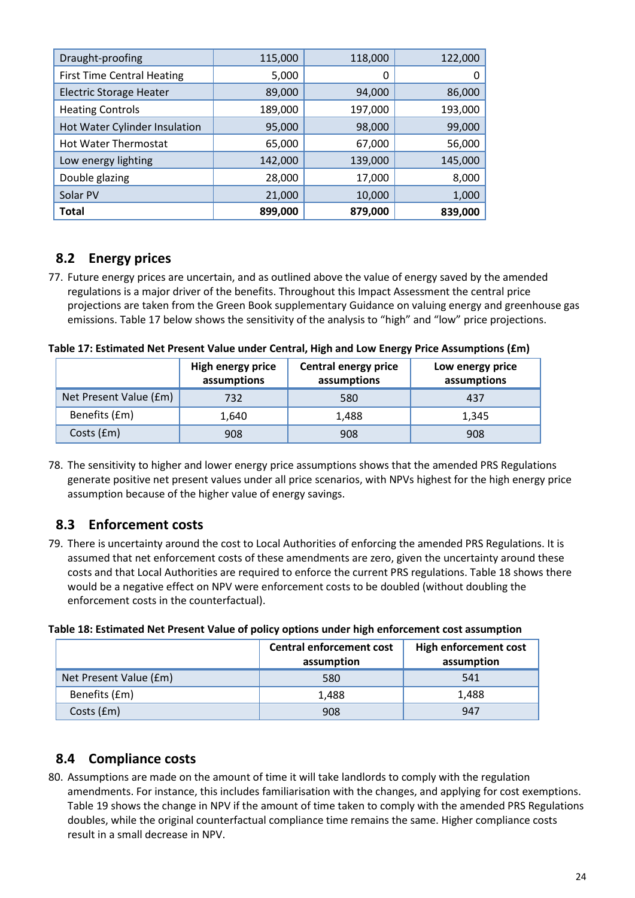| Draught-proofing | 115,000 | 118,000 | 122,000 |
|---|---|---|---|
| First Time Central Heating | 5,000 | 0 | 0 |
| Electric Storage Heater | 89,000 | 94,000 | 86,000 |
| Heating Controls | 189,000 | 197,000 | 193,000 |
| Hot Water Cylinder Insulation | 95,000 | 98,000 | 99,000 |
| Hot Water Thermostat | 65,000 | 67,000 | 56,000 |
| Low energy lighting | 142,000 | 139,000 | 145,000 |
| Double glazing | 28,000 | 17,000 | 8,000 |
| Solar PV | 21,000 | 10,000 | 1,000 |
| **Total** | **899,000** | **879,000** | **839,000** |

## 8.2 Energy prices

77. Future energy prices are uncertain, and as outlined above the value of energy saved by the amended regulations is a major driver of the benefits. Throughout this Impact Assessment the central price projections are taken from the Green Book supplementary Guidance on valuing energy and greenhouse gas emissions. Table 17 below shows the sensitivity of the analysis to "high" and "low" price projections.

**Table 17: Estimated Net Present Value under Central, High and Low Energy Price Assumptions (£m)**

| | High energy price assumptions | Central energy price assumptions | Low energy price assumptions |
|---|---|---|---|
| Net Present Value (£m) | 732 | 580 | 437 |
| Benefits (£m) | 1,640 | 1,488 | 1,345 |
| Costs (£m) | 908 | 908 | 908 |

78. The sensitivity to higher and lower energy price assumptions shows that the amended PRS Regulations generate positive net present values under all price scenarios, with NPVs highest for the high energy price assumption because of the higher value of energy savings.

## 8.3 Enforcement costs

79. There is uncertainty around the cost to Local Authorities of enforcing the amended PRS Regulations. It is assumed that net enforcement costs of these amendments are zero, given the uncertainty around these costs and that Local Authorities are required to enforce the current PRS regulations. Table 18 shows there would be a negative effect on NPV were enforcement costs to be doubled (without doubling the enforcement costs in the counterfactual).

**Table 18: Estimated Net Present Value of policy options under high enforcement cost assumption**

| | Central enforcement cost assumption | High enforcement cost assumption |
|---|---|---|
| Net Present Value (£m) | 580 | 541 |
| Benefits (£m) | 1,488 | 1,488 |
| Costs (£m) | 908 | 947 |

## 8.4 Compliance costs

80. Assumptions are made on the amount of time it will take landlords to comply with the regulation amendments. For instance, this includes familiarisation with the changes, and applying for cost exemptions. Table 19 shows the change in NPV if the amount of time taken to comply with the amended PRS Regulations doubles, while the original counterfactual compliance time remains the same. Higher compliance costs result in a small decrease in NPV.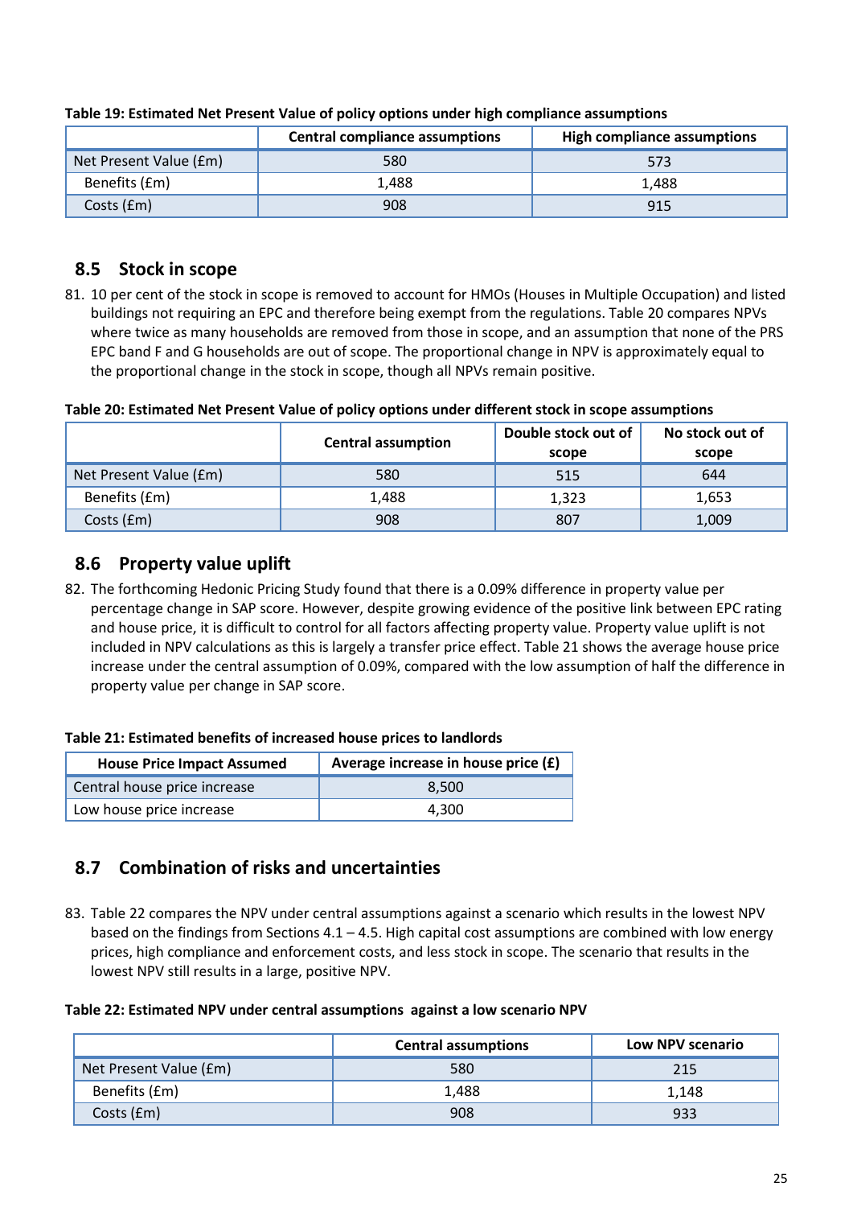**Table 19: Estimated Net Present Value of policy options under high compliance assumptions**

| | Central compliance assumptions | High compliance assumptions |
|---|---|---|
| Net Present Value (£m) | 580 | 573 |
| Benefits (£m) | 1,488 | 1,488 |
| Costs (£m) | 908 | 915 |

## 8.5 Stock in scope

81. 10 per cent of the stock in scope is removed to account for HMOs (Houses in Multiple Occupation) and listed buildings not requiring an EPC and therefore being exempt from the regulations. Table 20 compares NPVs where twice as many households are removed from those in scope, and an assumption that none of the PRS EPC band F and G households are out of scope. The proportional change in NPV is approximately equal to the proportional change in the stock in scope, though all NPVs remain positive.

**Table 20: Estimated Net Present Value of policy options under different stock in scope assumptions**

| | Central assumption | Double stock out of scope | No stock out of scope |
|---|---|---|---|
| Net Present Value (£m) | 580 | 515 | 644 |
| Benefits (£m) | 1,488 | 1,323 | 1,653 |
| Costs (£m) | 908 | 807 | 1,009 |

## 8.6 Property value uplift

82. The forthcoming Hedonic Pricing Study found that there is a 0.09% difference in property value per percentage change in SAP score. However, despite growing evidence of the positive link between EPC rating and house price, it is difficult to control for all factors affecting property value. Property value uplift is not included in NPV calculations as this is largely a transfer price effect. Table 21 shows the average house price increase under the central assumption of 0.09%, compared with the low assumption of half the difference in property value per change in SAP score.

**Table 21: Estimated benefits of increased house prices to landlords**

| House Price Impact Assumed | Average increase in house price (£) |
|---|---|
| Central house price increase | 8,500 |
| Low house price increase | 4,300 |

## 8.7 Combination of risks and uncertainties

83. Table 22 compares the NPV under central assumptions against a scenario which results in the lowest NPV based on the findings from Sections 4.1 – 4.5. High capital cost assumptions are combined with low energy prices, high compliance and enforcement costs, and less stock in scope. The scenario that results in the lowest NPV still results in a large, positive NPV.

**Table 22: Estimated NPV under central assumptions against a low scenario NPV**

| | Central assumptions | Low NPV scenario |
|---|---|---|
| Net Present Value (£m) | 580 | 215 |
| Benefits (£m) | 1,488 | 1,148 |
| Costs (£m) | 908 | 933 |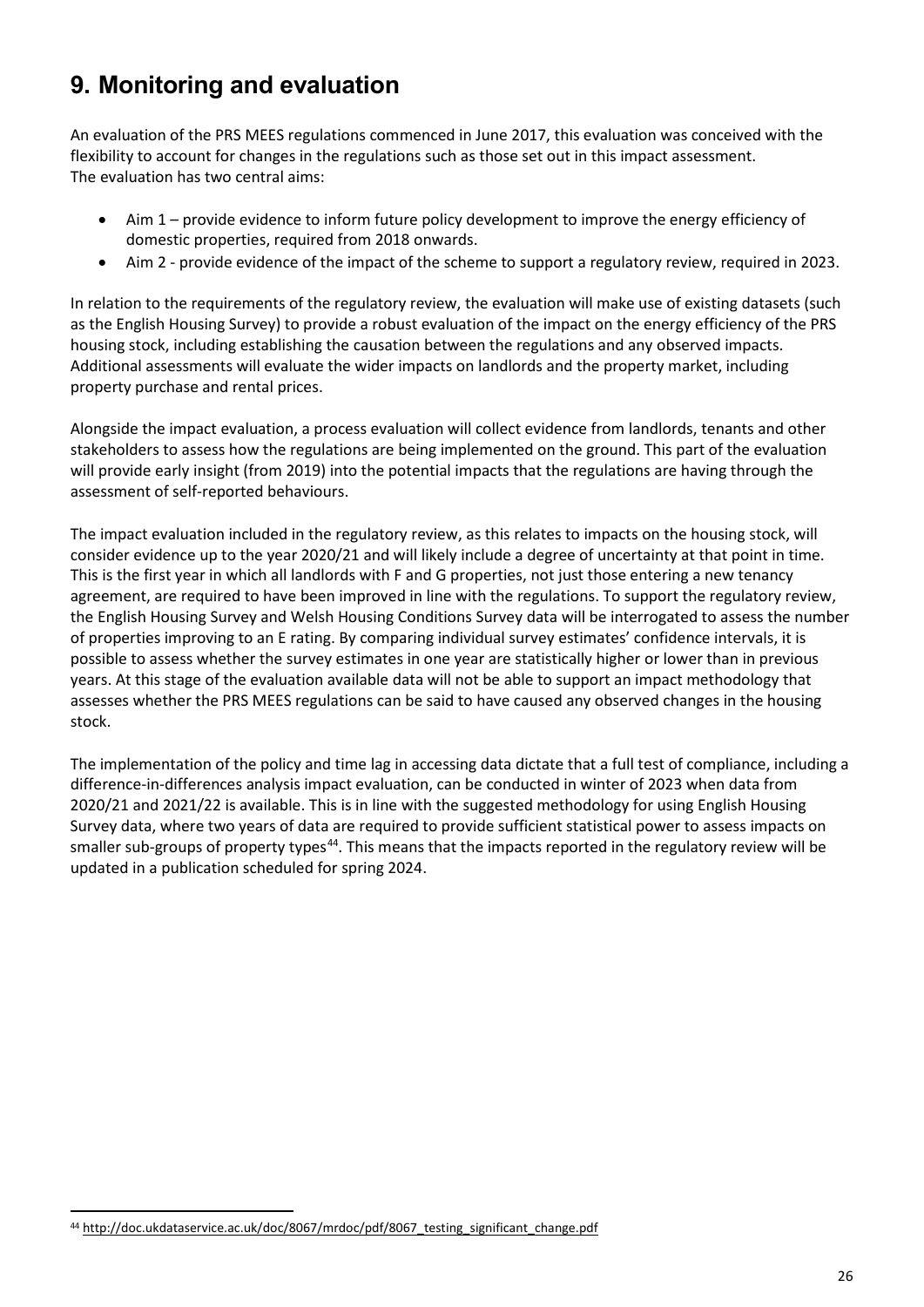# 9. Monitoring and evaluation

An evaluation of the PRS MEES regulations commenced in June 2017, this evaluation was conceived with the flexibility to account for changes in the regulations such as those set out in this impact assessment. The evaluation has two central aims:

- Aim 1 – provide evidence to inform future policy development to improve the energy efficiency of domestic properties, required from 2018 onwards.
- Aim 2 - provide evidence of the impact of the scheme to support a regulatory review, required in 2023.

In relation to the requirements of the regulatory review, the evaluation will make use of existing datasets (such as the English Housing Survey) to provide a robust evaluation of the impact on the energy efficiency of the PRS housing stock, including establishing the causation between the regulations and any observed impacts. Additional assessments will evaluate the wider impacts on landlords and the property market, including property purchase and rental prices.

Alongside the impact evaluation, a process evaluation will collect evidence from landlords, tenants and other stakeholders to assess how the regulations are being implemented on the ground. This part of the evaluation will provide early insight (from 2019) into the potential impacts that the regulations are having through the assessment of self-reported behaviours.

The impact evaluation included in the regulatory review, as this relates to impacts on the housing stock, will consider evidence up to the year 2020/21 and will likely include a degree of uncertainty at that point in time. This is the first year in which all landlords with F and G properties, not just those entering a new tenancy agreement, are required to have been improved in line with the regulations. To support the regulatory review, the English Housing Survey and Welsh Housing Conditions Survey data will be interrogated to assess the number of properties improving to an E rating. By comparing individual survey estimates' confidence intervals, it is possible to assess whether the survey estimates in one year are statistically higher or lower than in previous years. At this stage of the evaluation available data will not be able to support an impact methodology that assesses whether the PRS MEES regulations can be said to have caused any observed changes in the housing stock.

The implementation of the policy and time lag in accessing data dictate that a full test of compliance, including a difference-in-differences analysis impact evaluation, can be conducted in winter of 2023 when data from 2020/21 and 2021/22 is available. This is in line with the suggested methodology for using English Housing Survey data, where two years of data are required to provide sufficient statistical power to assess impacts on smaller sub-groups of property types[44]. This means that the impacts reported in the regulatory review will be updated in a publication scheduled for spring 2024.

[44] http://doc.ukdataservice.ac.uk/doc/8067/mrdoc/pdf/8067_testing_significant_change.pdf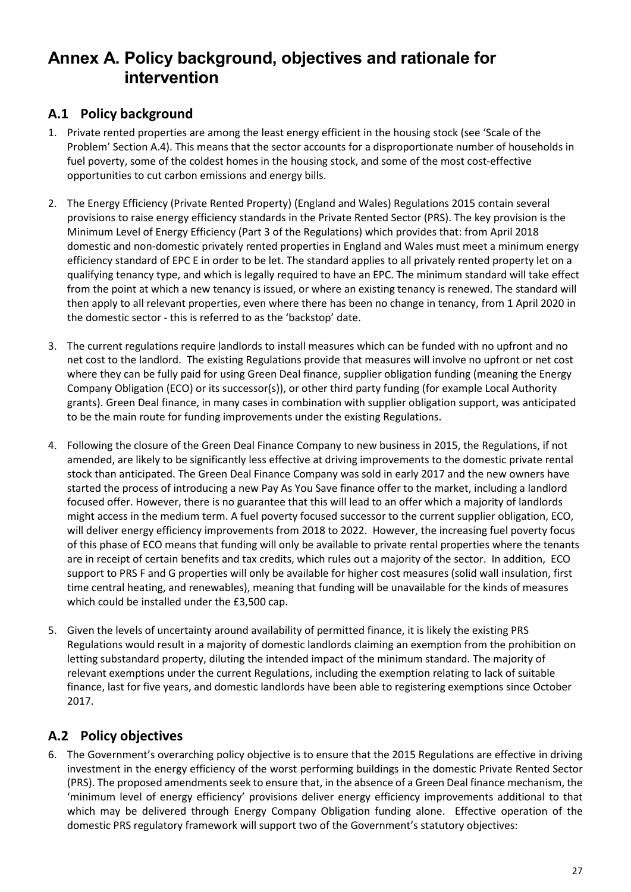# Annex A. Policy background, objectives and rationale for intervention

## A.1 Policy background

1. Private rented properties are among the least energy efficient in the housing stock (see 'Scale of the Problem' Section A.4). This means that the sector accounts for a disproportionate number of households in fuel poverty, some of the coldest homes in the housing stock, and some of the most cost-effective opportunities to cut carbon emissions and energy bills.

2. The Energy Efficiency (Private Rented Property) (England and Wales) Regulations 2015 contain several provisions to raise energy efficiency standards in the Private Rented Sector (PRS). The key provision is the Minimum Level of Energy Efficiency (Part 3 of the Regulations) which provides that: from April 2018 domestic and non-domestic privately rented properties in England and Wales must meet a minimum energy efficiency standard of EPC E in order to be let. The standard applies to all privately rented property let on a qualifying tenancy type, and which is legally required to have an EPC. The minimum standard will take effect from the point at which a new tenancy is issued, or where an existing tenancy is renewed. The standard will then apply to all relevant properties, even where there has been no change in tenancy, from 1 April 2020 in the domestic sector - this is referred to as the 'backstop' date.

3. The current regulations require landlords to install measures which can be funded with no upfront and no net cost to the landlord. The existing Regulations provide that measures will involve no upfront or net cost where they can be fully paid for using Green Deal finance, supplier obligation funding (meaning the Energy Company Obligation (ECO) or its successor(s)), or other third party funding (for example Local Authority grants). Green Deal finance, in many cases in combination with supplier obligation support, was anticipated to be the main route for funding improvements under the existing Regulations.

4. Following the closure of the Green Deal Finance Company to new business in 2015, the Regulations, if not amended, are likely to be significantly less effective at driving improvements to the domestic private rental stock than anticipated. The Green Deal Finance Company was sold in early 2017 and the new owners have started the process of introducing a new Pay As You Save finance offer to the market, including a landlord focused offer. However, there is no guarantee that this will lead to an offer which a majority of landlords might access in the medium term. A fuel poverty focused successor to the current supplier obligation, ECO, will deliver energy efficiency improvements from 2018 to 2022. However, the increasing fuel poverty focus of this phase of ECO means that funding will only be available to private rental properties where the tenants are in receipt of certain benefits and tax credits, which rules out a majority of the sector. In addition, ECO support to PRS F and G properties will only be available for higher cost measures (solid wall insulation, first time central heating, and renewables), meaning that funding will be unavailable for the kinds of measures which could be installed under the £3,500 cap.

5. Given the levels of uncertainty around availability of permitted finance, it is likely the existing PRS Regulations would result in a majority of domestic landlords claiming an exemption from the prohibition on letting substandard property, diluting the intended impact of the minimum standard. The majority of relevant exemptions under the current Regulations, including the exemption relating to lack of suitable finance, last for five years, and domestic landlords have been able to registering exemptions since October 2017.

## A.2 Policy objectives

6. The Government's overarching policy objective is to ensure that the 2015 Regulations are effective in driving investment in the energy efficiency of the worst performing buildings in the domestic Private Rented Sector (PRS). The proposed amendments seek to ensure that, in the absence of a Green Deal finance mechanism, the 'minimum level of energy efficiency' provisions deliver energy efficiency improvements additional to that which may be delivered through Energy Company Obligation funding alone. Effective operation of the domestic PRS regulatory framework will support two of the Government's statutory objectives: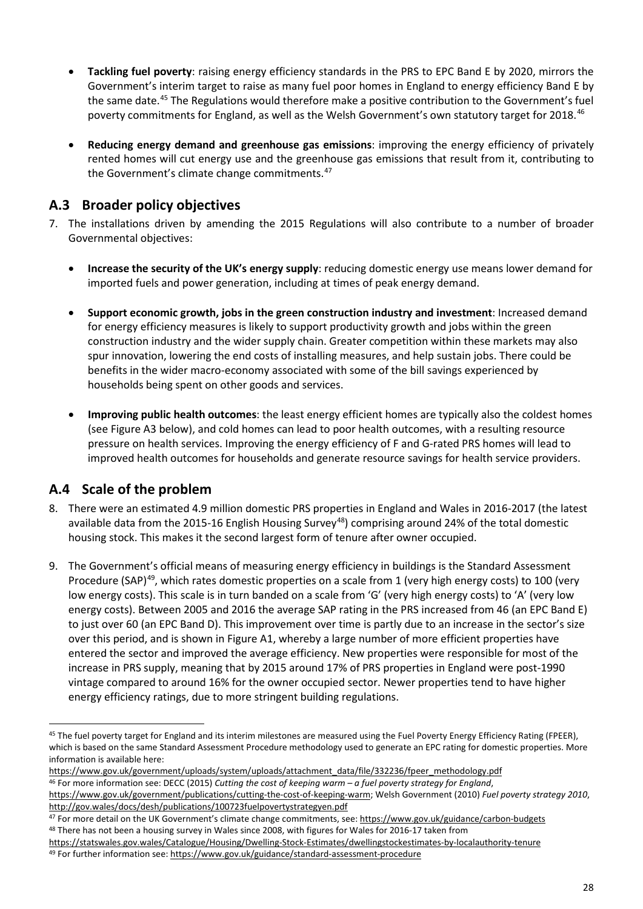- **Tackling fuel poverty**: raising energy efficiency standards in the PRS to EPC Band E by 2020, mirrors the Government's interim target to raise as many fuel poor homes in England to energy efficiency Band E by the same date.[45] The Regulations would therefore make a positive contribution to the Government's fuel poverty commitments for England, as well as the Welsh Government's own statutory target for 2018.[46]

- **Reducing energy demand and greenhouse gas emissions**: improving the energy efficiency of privately rented homes will cut energy use and the greenhouse gas emissions that result from it, contributing to the Government's climate change commitments.[47]

## A.3 Broader policy objectives

7. The installations driven by amending the 2015 Regulations will also contribute to a number of broader Governmental objectives:

   - **Increase the security of the UK's energy supply**: reducing domestic energy use means lower demand for imported fuels and power generation, including at times of peak energy demand.

   - **Support economic growth, jobs in the green construction industry and investment**: Increased demand for energy efficiency measures is likely to support productivity growth and jobs within the green construction industry and the wider supply chain. Greater competition within these markets may also spur innovation, lowering the end costs of installing measures, and help sustain jobs. There could be benefits in the wider macro-economy associated with some of the bill savings experienced by households being spent on other goods and services.

   - **Improving public health outcomes**: the least energy efficient homes are typically also the coldest homes (see Figure A3 below), and cold homes can lead to poor health outcomes, with a resulting resource pressure on health services. Improving the energy efficiency of F and G-rated PRS homes will lead to improved health outcomes for households and generate resource savings for health service providers.

## A.4 Scale of the problem

8. There were an estimated 4.9 million domestic PRS properties in England and Wales in 2016-2017 (the latest available data from the 2015-16 English Housing Survey[48]) comprising around 24% of the total domestic housing stock. This makes it the second largest form of tenure after owner occupied.

9. The Government's official means of measuring energy efficiency in buildings is the Standard Assessment Procedure (SAP)[49], which rates domestic properties on a scale from 1 (very high energy costs) to 100 (very low energy costs). This scale is in turn banded on a scale from 'G' (very high energy costs) to 'A' (very low energy costs). Between 2005 and 2016 the average SAP rating in the PRS increased from 46 (an EPC Band E) to just over 60 (an EPC Band D). This improvement over time is partly due to an increase in the sector's size over this period, and is shown in Figure A1, whereby a large number of more efficient properties have entered the sector and improved the average efficiency. New properties were responsible for most of the increase in PRS supply, meaning that by 2015 around 17% of PRS properties in England were post-1990 vintage compared to around 16% for the owner occupied sector. Newer properties tend to have higher energy efficiency ratings, due to more stringent building regulations.

---

[45] The fuel poverty target for England and its interim milestones are measured using the Fuel Poverty Energy Efficiency Rating (FPEER), which is based on the same Standard Assessment Procedure methodology used to generate an EPC rating for domestic properties. More information is available here: https://www.gov.uk/government/uploads/system/uploads/attachment_data/file/332236/fpeer_methodology.pdf

[46] For more information see: DECC (2015) *Cutting the cost of keeping warm – a fuel poverty strategy for England*, https://www.gov.uk/government/publications/cutting-the-cost-of-keeping-warm; Welsh Government (2010) *Fuel poverty strategy 2010*, http://gov.wales/docs/desh/publications/100723fuelpovertystrategyen.pdf

[47] For more detail on the UK Government's climate change commitments, see: https://www.gov.uk/guidance/carbon-budgets

[48] There has not been a housing survey in Wales since 2008, with figures for Wales for 2016-17 taken from https://statswales.gov.wales/Catalogue/Housing/Dwelling-Stock-Estimates/dwellingstockestimates-by-localauthority-tenure

[49] For further information see: https://www.gov.uk/guidance/standard-assessment-procedure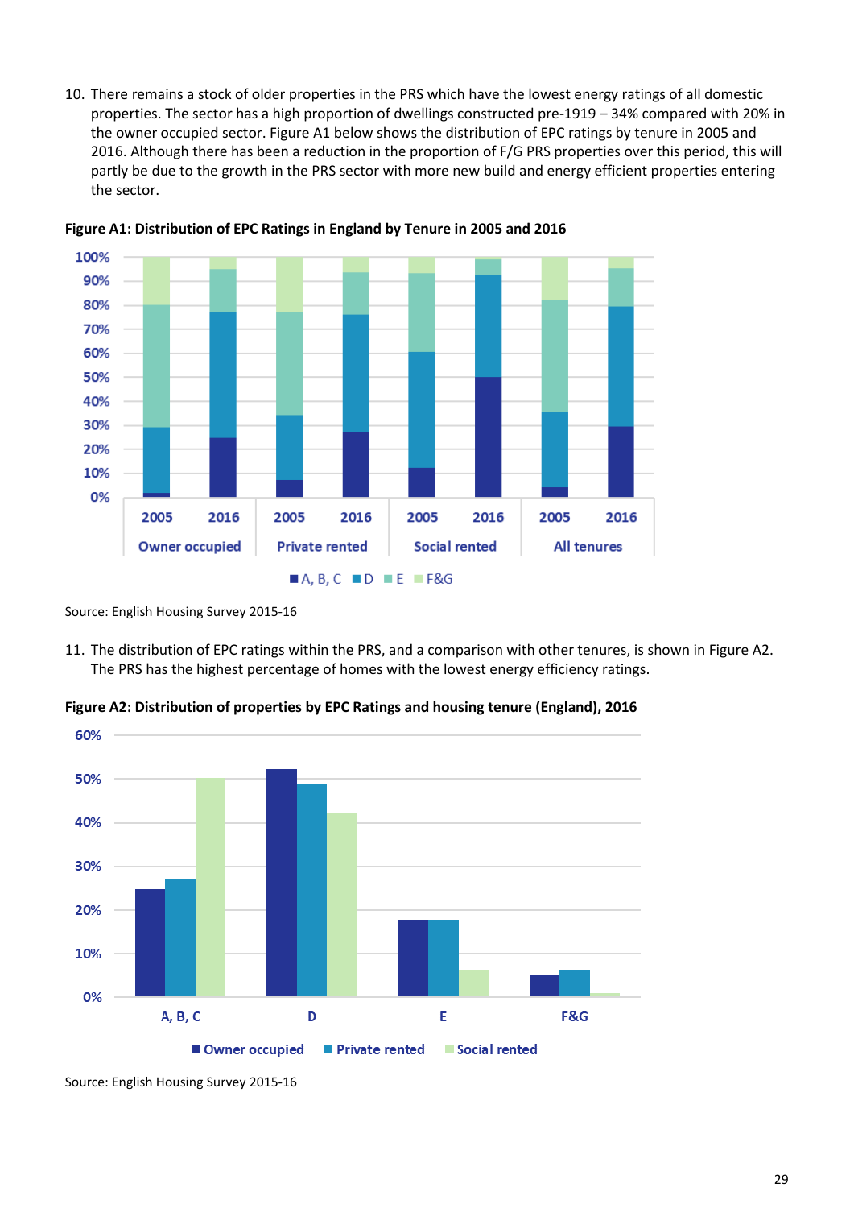10. There remains a stock of older properties in the PRS which have the lowest energy ratings of all domestic properties. The sector has a high proportion of dwellings constructed pre-1919 – 34% compared with 20% in the owner occupied sector. Figure A1 below shows the distribution of EPC ratings by tenure in 2005 and 2016. Although there has been a reduction in the proportion of F/G PRS properties over this period, this will partly be due to the growth in the PRS sector with more new build and energy efficient properties entering the sector.

**Figure A1: Distribution of EPC Ratings in England by Tenure in 2005 and 2016**

Source: English Housing Survey 2015-16

11. The distribution of EPC ratings within the PRS, and a comparison with other tenures, is shown in Figure A2. The PRS has the highest percentage of homes with the lowest energy efficiency ratings.

**Figure A2: Distribution of properties by EPC Ratings and housing tenure (England), 2016**

Source: English Housing Survey 2015-16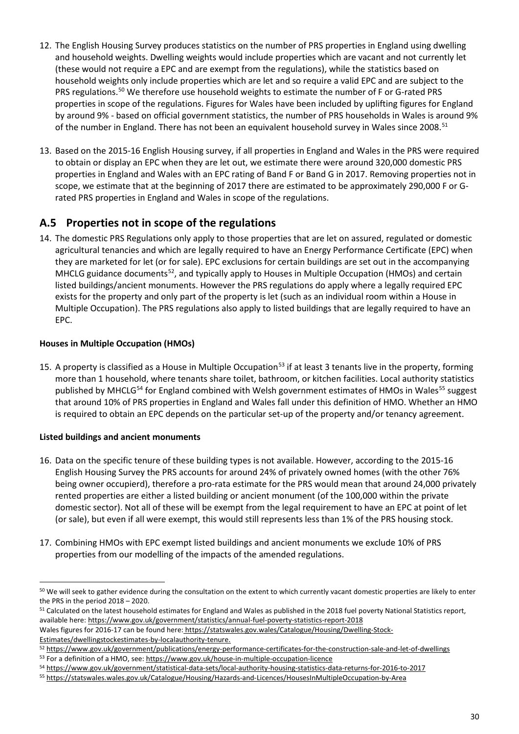12. The English Housing Survey produces statistics on the number of PRS properties in England using dwelling and household weights. Dwelling weights would include properties which are vacant and not currently let (these would not require a EPC and are exempt from the regulations), while the statistics based on household weights only include properties which are let and so require a valid EPC and are subject to the PRS regulations.[50] We therefore use household weights to estimate the number of F or G-rated PRS properties in scope of the regulations. Figures for Wales have been included by uplifting figures for England by around 9% - based on official government statistics, the number of PRS households in Wales is around 9% of the number in England. There has not been an equivalent household survey in Wales since 2008.[51]

13. Based on the 2015-16 English Housing survey, if all properties in England and Wales in the PRS were required to obtain or display an EPC when they are let out, we estimate there were around 320,000 domestic PRS properties in England and Wales with an EPC rating of Band F or Band G in 2017. Removing properties not in scope, we estimate that at the beginning of 2017 there are estimated to be approximately 290,000 F or G-rated PRS properties in England and Wales in scope of the regulations.

## A.5 Properties not in scope of the regulations

14. The domestic PRS Regulations only apply to those properties that are let on assured, regulated or domestic agricultural tenancies and which are legally required to have an Energy Performance Certificate (EPC) when they are marketed for let (or for sale). EPC exclusions for certain buildings are set out in the accompanying MHCLG guidance documents[52], and typically apply to Houses in Multiple Occupation (HMOs) and certain listed buildings/ancient monuments. However the PRS regulations do apply where a legally required EPC exists for the property and only part of the property is let (such as an individual room within a House in Multiple Occupation). The PRS regulations also apply to listed buildings that are legally required to have an EPC.

**Houses in Multiple Occupation (HMOs)**

15. A property is classified as a House in Multiple Occupation[53] if at least 3 tenants live in the property, forming more than 1 household, where tenants share toilet, bathroom, or kitchen facilities. Local authority statistics published by MHCLG[54] for England combined with Welsh government estimates of HMOs in Wales[55] suggest that around 10% of PRS properties in England and Wales fall under this definition of HMO. Whether an HMO is required to obtain an EPC depends on the particular set-up of the property and/or tenancy agreement.

**Listed buildings and ancient monuments**

16. Data on the specific tenure of these building types is not available. However, according to the 2015-16 English Housing Survey the PRS accounts for around 24% of privately owned homes (with the other 76% being owner occupierd), therefore a pro-rata estimate for the PRS would mean that around 24,000 privately rented properties are either a listed building or ancient monument (of the 100,000 within the private domestic sector). Not all of these will be exempt from the legal requirement to have an EPC at point of let (or sale), but even if all were exempt, this would still represents less than 1% of the PRS housing stock.

17. Combining HMOs with EPC exempt listed buildings and ancient monuments we exclude 10% of PRS properties from our modelling of the impacts of the amended regulations.

---

[50] We will seek to gather evidence during the consultation on the extent to which currently vacant domestic properties are likely to enter the PRS in the period 2018 – 2020.

[51] Calculated on the latest household estimates for England and Wales as published in the 2018 fuel poverty National Statistics report, available here: https://www.gov.uk/government/statistics/annual-fuel-poverty-statistics-report-2018
Wales figures for 2016-17 can be found here: https://statswales.gov.wales/Catalogue/Housing/Dwelling-Stock-Estimates/dwellingstockestimates-by-localauthority-tenure.

[52] https://www.gov.uk/government/publications/energy-performance-certificates-for-the-construction-sale-and-let-of-dwellings

[53] For a definition of a HMO, see: https://www.gov.uk/house-in-multiple-occupation-licence

[54] https://www.gov.uk/government/statistical-data-sets/local-authority-housing-statistics-data-returns-for-2016-to-2017

[55] https://statswales.wales.gov.uk/Catalogue/Housing/Hazards-and-Licences/HousesInMultipleOccupation-by-Area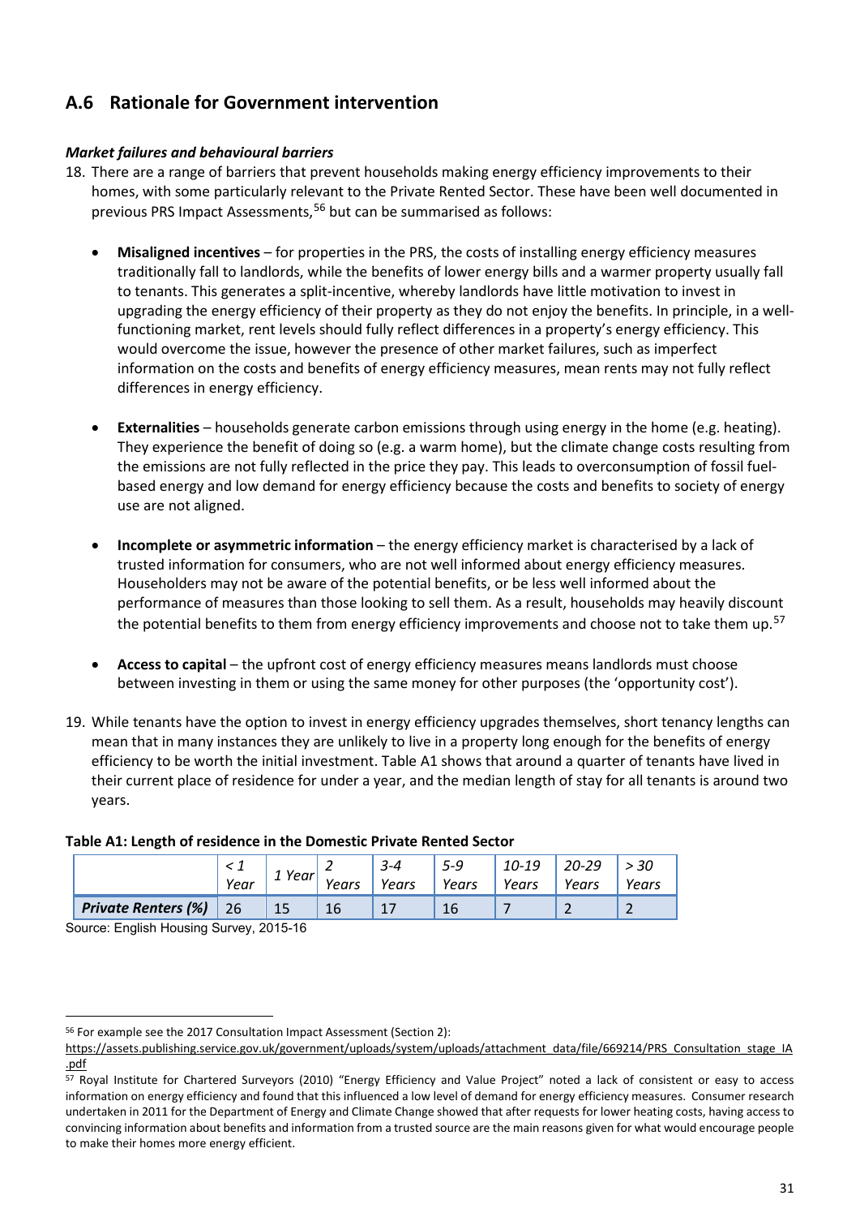## A.6 Rationale for Government intervention

***Market failures and behavioural barriers***

18. There are a range of barriers that prevent households making energy efficiency improvements to their homes, with some particularly relevant to the Private Rented Sector. These have been well documented in previous PRS Impact Assessments,[56] but can be summarised as follows:

   - **Misaligned incentives** – for properties in the PRS, the costs of installing energy efficiency measures traditionally fall to landlords, while the benefits of lower energy bills and a warmer property usually fall to tenants. This generates a split-incentive, whereby landlords have little motivation to invest in upgrading the energy efficiency of their property as they do not enjoy the benefits. In principle, in a well-functioning market, rent levels should fully reflect differences in a property's energy efficiency. This would overcome the issue, however the presence of other market failures, such as imperfect information on the costs and benefits of energy efficiency measures, mean rents may not fully reflect differences in energy efficiency.

   - **Externalities** – households generate carbon emissions through using energy in the home (e.g. heating). They experience the benefit of doing so (e.g. a warm home), but the climate change costs resulting from the emissions are not fully reflected in the price they pay. This leads to overconsumption of fossil fuel-based energy and low demand for energy efficiency because the costs and benefits to society of energy use are not aligned.

   - **Incomplete or asymmetric information** – the energy efficiency market is characterised by a lack of trusted information for consumers, who are not well informed about energy efficiency measures. Householders may not be aware of the potential benefits, or be less well informed about the performance of measures than those looking to sell them. As a result, households may heavily discount the potential benefits to them from energy efficiency improvements and choose not to take them up.[57]

   - **Access to capital** – the upfront cost of energy efficiency measures means landlords must choose between investing in them or using the same money for other purposes (the 'opportunity cost').

19. While tenants have the option to invest in energy efficiency upgrades themselves, short tenancy lengths can mean that in many instances they are unlikely to live in a property long enough for the benefits of energy efficiency to be worth the initial investment. Table A1 shows that around a quarter of tenants have lived in their current place of residence for under a year, and the median length of stay for all tenants is around two years.

**Table A1: Length of residence in the Domestic Private Rented Sector**

| | *< 1 Year* | *1 Year* | *2 Years* | *3-4 Years* | *5-9 Years* | *10-19 Years* | *20-29 Years* | *> 30 Years* |
|---|---|---|---|---|---|---|---|---|
| ***Private Renters (%)*** | 26 | 15 | 16 | 17 | 16 | 7 | 2 | 2 |

Source: English Housing Survey, 2015-16

---

[56] For example see the 2017 Consultation Impact Assessment (Section 2): https://assets.publishing.service.gov.uk/government/uploads/system/uploads/attachment_data/file/669214/PRS_Consultation_stage_IA.pdf

[57] Royal Institute for Chartered Surveyors (2010) "Energy Efficiency and Value Project" noted a lack of consistent or easy to access information on energy efficiency and found that this influenced a low level of demand for energy efficiency measures. Consumer research undertaken in 2011 for the Department of Energy and Climate Change showed that after requests for lower heating costs, having access to convincing information about benefits and information from a trusted source are the main reasons given for what would encourage people to make their homes more energy efficient.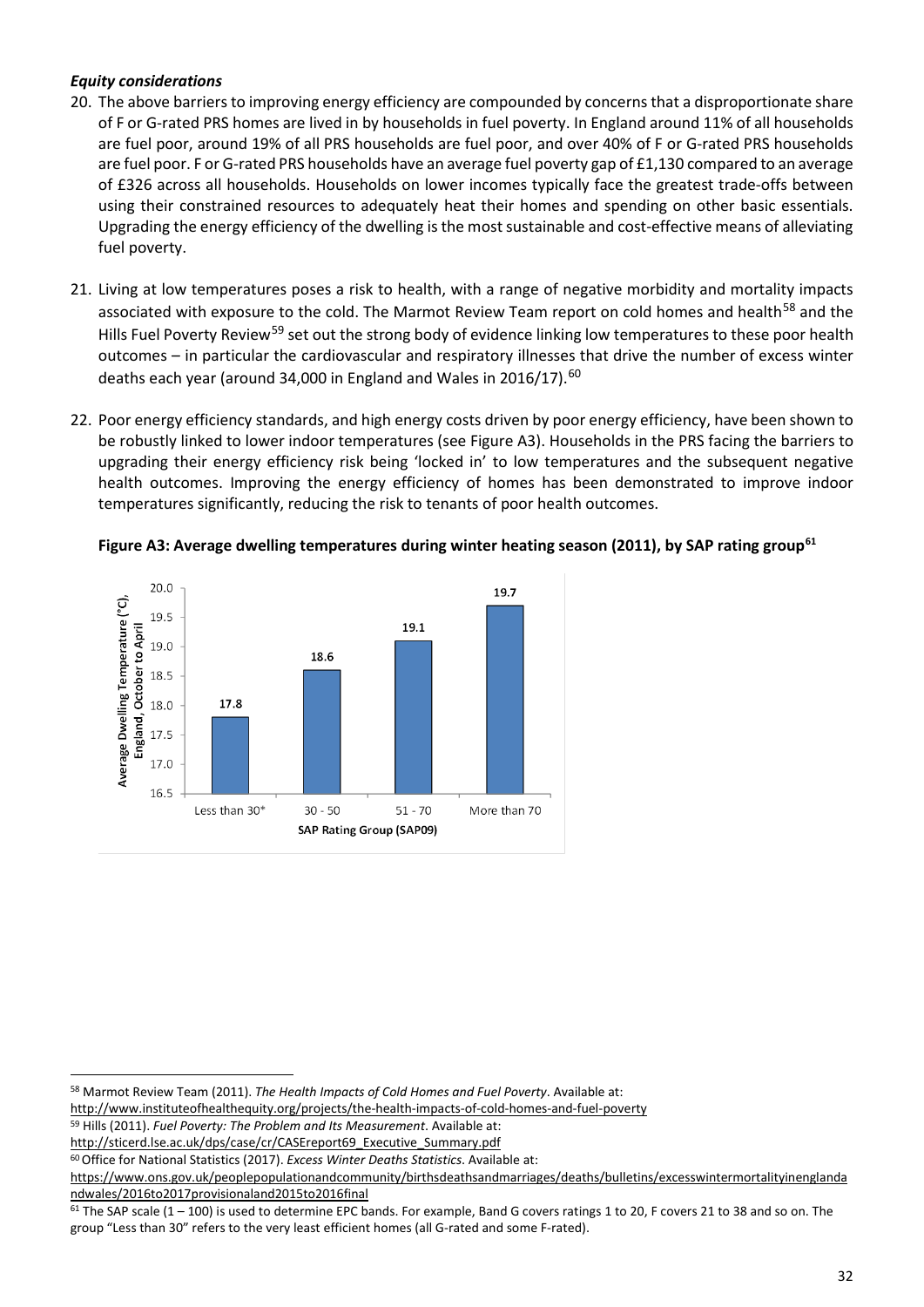### *Equity considerations*

20. The above barriers to improving energy efficiency are compounded by concerns that a disproportionate share of F or G-rated PRS homes are lived in by households in fuel poverty. In England around 11% of all households are fuel poor, around 19% of all PRS households are fuel poor, and over 40% of F or G-rated PRS households are fuel poor. F or G-rated PRS households have an average fuel poverty gap of £1,130 compared to an average of £326 across all households. Households on lower incomes typically face the greatest trade-offs between using their constrained resources to adequately heat their homes and spending on other basic essentials. Upgrading the energy efficiency of the dwelling is the most sustainable and cost-effective means of alleviating fuel poverty.

21. Living at low temperatures poses a risk to health, with a range of negative morbidity and mortality impacts associated with exposure to the cold. The Marmot Review Team report on cold homes and health[58] and the Hills Fuel Poverty Review[59] set out the strong body of evidence linking low temperatures to these poor health outcomes – in particular the cardiovascular and respiratory illnesses that drive the number of excess winter deaths each year (around 34,000 in England and Wales in 2016/17).[60]

22. Poor energy efficiency standards, and high energy costs driven by poor energy efficiency, have been shown to be robustly linked to lower indoor temperatures (see Figure A3). Households in the PRS facing the barriers to upgrading their energy efficiency risk being 'locked in' to low temperatures and the subsequent negative health outcomes. Improving the energy efficiency of homes has been demonstrated to improve indoor temperatures significantly, reducing the risk to tenants of poor health outcomes.

**Figure A3: Average dwelling temperatures during winter heating season (2011), by SAP rating group[61]**

| SAP Rating Group (SAP09) | Average Dwelling Temperature (°C), England, October to April |
|---|---|
| Less than 30* | 17.8 |
| 30 - 50 | 18.6 |
| 51 - 70 | 19.1 |
| More than 70 | 19.7 |

---

[58] Marmot Review Team (2011). *The Health Impacts of Cold Homes and Fuel Poverty*. Available at: http://www.instituteofhealthequity.org/projects/the-health-impacts-of-cold-homes-and-fuel-poverty

[59] Hills (2011). *Fuel Poverty: The Problem and Its Measurement*. Available at: http://sticerd.lse.ac.uk/dps/case/cr/CASEreport69_Executive_Summary.pdf

[60] Office for National Statistics (2017). *Excess Winter Deaths Statistics*. Available at: https://www.ons.gov.uk/peoplepopulationandcommunity/birthsdeathsandmarriages/deaths/bulletins/excesswintermortalityinenglandandwales/2016to2017provisionaland2015to2016final

[61] The SAP scale (1 – 100) is used to determine EPC bands. For example, Band G covers ratings 1 to 20, F covers 21 to 38 and so on. The group "Less than 30" refers to the very least efficient homes (all G-rated and some F-rated).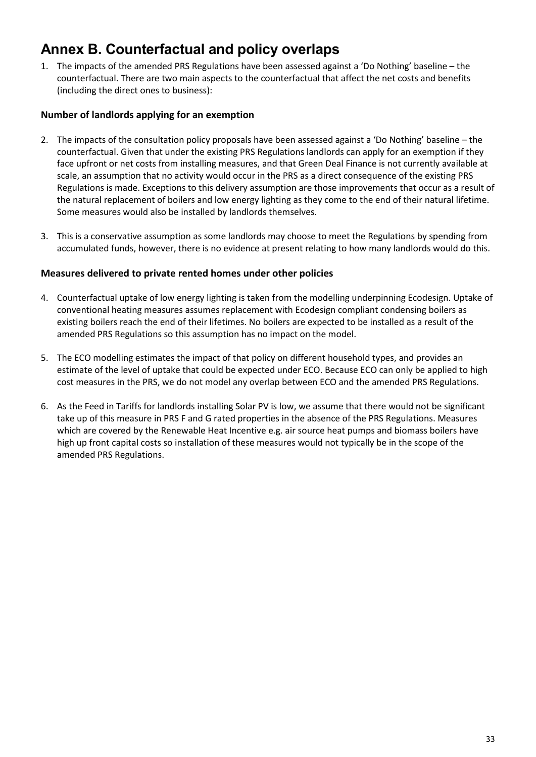# Annex B. Counterfactual and policy overlaps

1. The impacts of the amended PRS Regulations have been assessed against a 'Do Nothing' baseline – the counterfactual. There are two main aspects to the counterfactual that affect the net costs and benefits (including the direct ones to business):

### Number of landlords applying for an exemption

2. The impacts of the consultation policy proposals have been assessed against a 'Do Nothing' baseline – the counterfactual. Given that under the existing PRS Regulations landlords can apply for an exemption if they face upfront or net costs from installing measures, and that Green Deal Finance is not currently available at scale, an assumption that no activity would occur in the PRS as a direct consequence of the existing PRS Regulations is made. Exceptions to this delivery assumption are those improvements that occur as a result of the natural replacement of boilers and low energy lighting as they come to the end of their natural lifetime. Some measures would also be installed by landlords themselves.

3. This is a conservative assumption as some landlords may choose to meet the Regulations by spending from accumulated funds, however, there is no evidence at present relating to how many landlords would do this.

### Measures delivered to private rented homes under other policies

4. Counterfactual uptake of low energy lighting is taken from the modelling underpinning Ecodesign. Uptake of conventional heating measures assumes replacement with Ecodesign compliant condensing boilers as existing boilers reach the end of their lifetimes. No boilers are expected to be installed as a result of the amended PRS Regulations so this assumption has no impact on the model.

5. The ECO modelling estimates the impact of that policy on different household types, and provides an estimate of the level of uptake that could be expected under ECO. Because ECO can only be applied to high cost measures in the PRS, we do not model any overlap between ECO and the amended PRS Regulations.

6. As the Feed in Tariffs for landlords installing Solar PV is low, we assume that there would not be significant take up of this measure in PRS F and G rated properties in the absence of the PRS Regulations. Measures which are covered by the Renewable Heat Incentive e.g. air source heat pumps and biomass boilers have high up front capital costs so installation of these measures would not typically be in the scope of the amended PRS Regulations.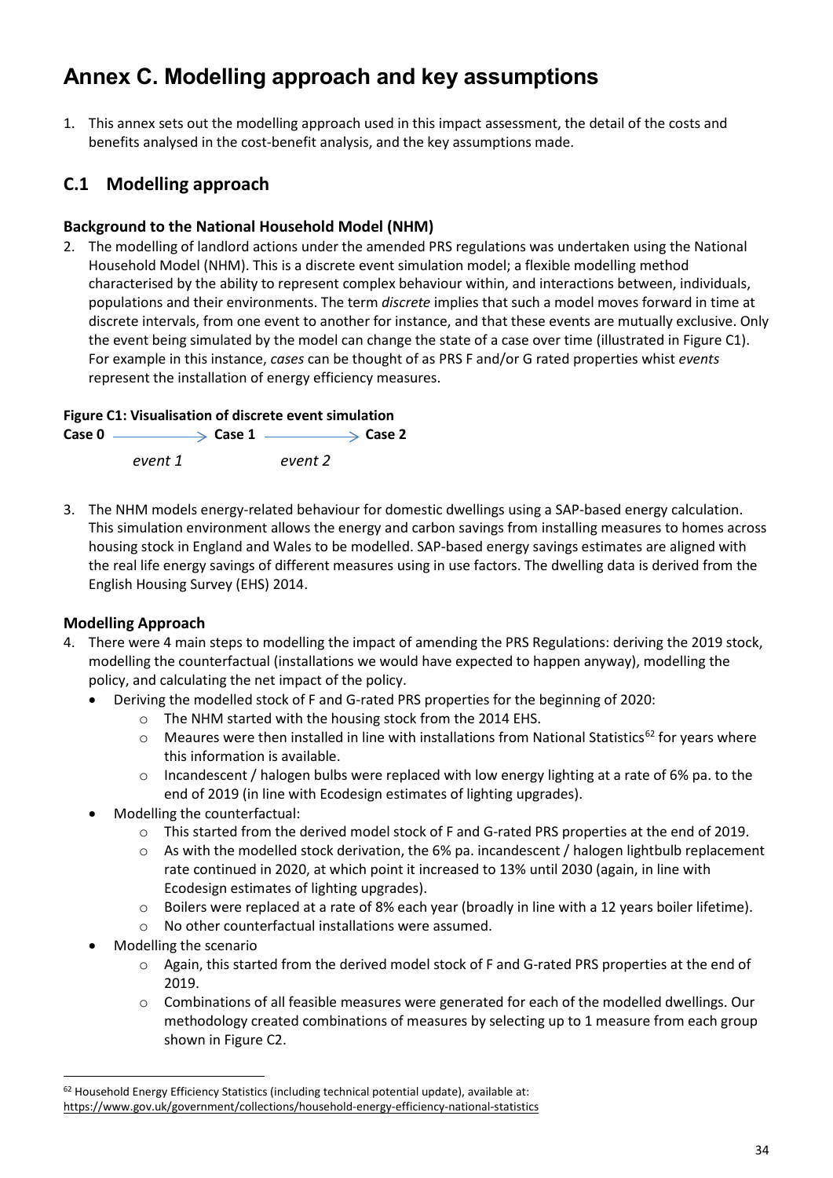# Annex C. Modelling approach and key assumptions

1. This annex sets out the modelling approach used in this impact assessment, the detail of the costs and benefits analysed in the cost-benefit analysis, and the key assumptions made.

## C.1 Modelling approach

### Background to the National Household Model (NHM)

2. The modelling of landlord actions under the amended PRS regulations was undertaken using the National Household Model (NHM). This is a discrete event simulation model; a flexible modelling method characterised by the ability to represent complex behaviour within, and interactions between, individuals, populations and their environments. The term *discrete* implies that such a model moves forward in time at discrete intervals, from one event to another for instance, and that these events are mutually exclusive. Only the event being simulated by the model can change the state of a case over time (illustrated in Figure C1). For example in this instance, *cases* can be thought of as PRS F and/or G rated properties whist *events* represent the installation of energy efficiency measures.

**Figure C1: Visualisation of discrete event simulation**

**Case 0** → **Case 1** → **Case 2**

*event 1* *event 2*

3. The NHM models energy-related behaviour for domestic dwellings using a SAP-based energy calculation. This simulation environment allows the energy and carbon savings from installing measures to homes across housing stock in England and Wales to be modelled. SAP-based energy savings estimates are aligned with the real life energy savings of different measures using in use factors. The dwelling data is derived from the English Housing Survey (EHS) 2014.

### Modelling Approach

4. There were 4 main steps to modelling the impact of amending the PRS Regulations: deriving the 2019 stock, modelling the counterfactual (installations we would have expected to happen anyway), modelling the policy, and calculating the net impact of the policy.
   - Deriving the modelled stock of F and G-rated PRS properties for the beginning of 2020:
     - The NHM started with the housing stock from the 2014 EHS.
     - Meaures were then installed in line with installations from National Statistics[62] for years where this information is available.
     - Incandescent / halogen bulbs were replaced with low energy lighting at a rate of 6% pa. to the end of 2019 (in line with Ecodesign estimates of lighting upgrades).
   - Modelling the counterfactual:
     - This started from the derived model stock of F and G-rated PRS properties at the end of 2019.
     - As with the modelled stock derivation, the 6% pa. incandescent / halogen lightbulb replacement rate continued in 2020, at which point it increased to 13% until 2030 (again, in line with Ecodesign estimates of lighting upgrades).
     - Boilers were replaced at a rate of 8% each year (broadly in line with a 12 years boiler lifetime).
     - No other counterfactual installations were assumed.
   - Modelling the scenario
     - Again, this started from the derived model stock of F and G-rated PRS properties at the end of 2019.
     - Combinations of all feasible measures were generated for each of the modelled dwellings. Our methodology created combinations of measures by selecting up to 1 measure from each group shown in Figure C2.

---

[62] Household Energy Efficiency Statistics (including technical potential update), available at: https://www.gov.uk/government/collections/household-energy-efficiency-national-statistics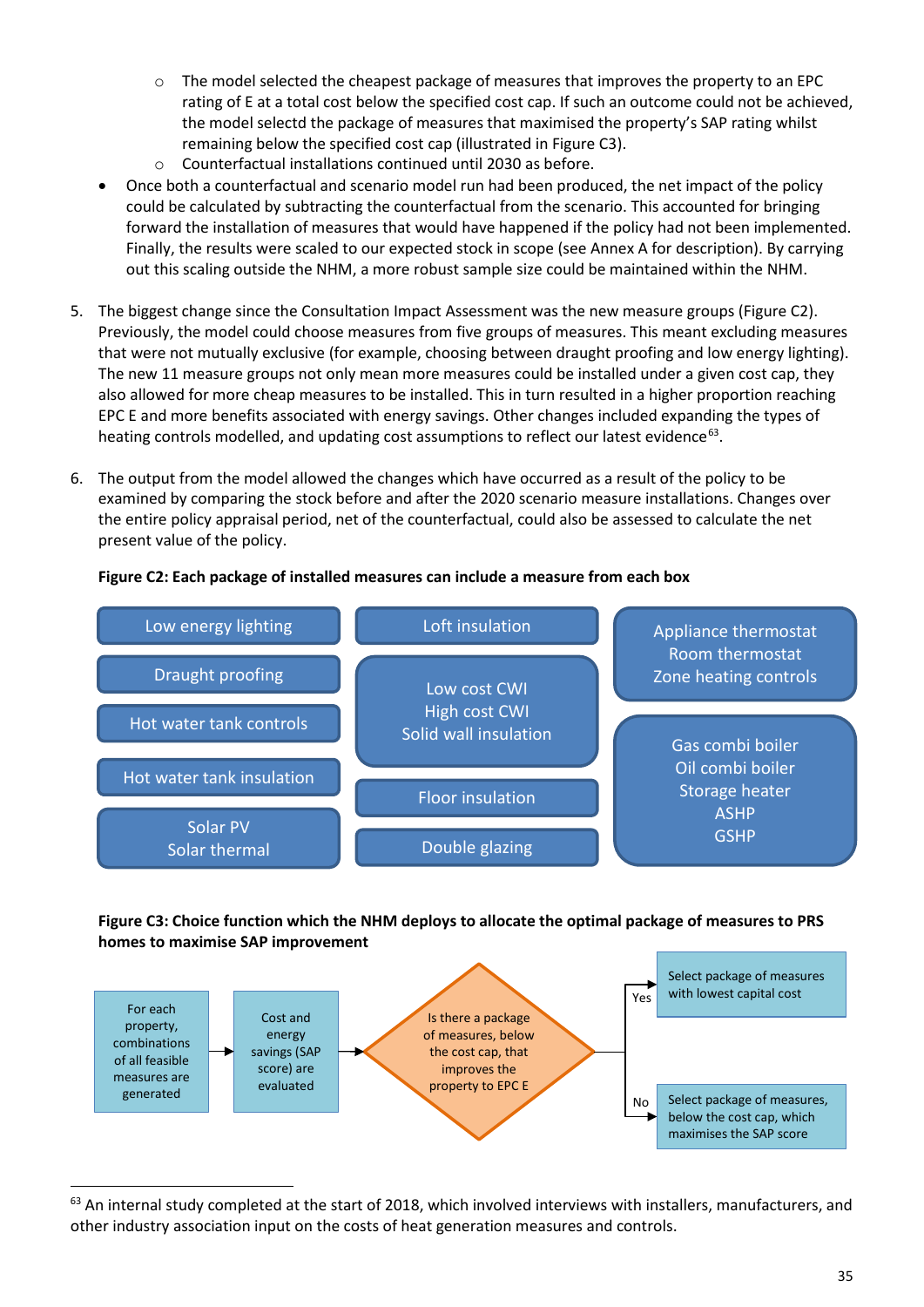- The model selected the cheapest package of measures that improves the property to an EPC rating of E at a total cost below the specified cost cap. If such an outcome could not be achieved, the model selectd the package of measures that maximised the property's SAP rating whilst remaining below the specified cost cap (illustrated in Figure C3).
  - Counterfactual installations continued until 2030 as before.

- Once both a counterfactual and scenario model run had been produced, the net impact of the policy could be calculated by subtracting the counterfactual from the scenario. This accounted for bringing forward the installation of measures that would have happened if the policy had not been implemented. Finally, the results were scaled to our expected stock in scope (see Annex A for description). By carrying out this scaling outside the NHM, a more robust sample size could be maintained within the NHM.

5. The biggest change since the Consultation Impact Assessment was the new measure groups (Figure C2). Previously, the model could choose measures from five groups of measures. This meant excluding measures that were not mutually exclusive (for example, choosing between draught proofing and low energy lighting). The new 11 measure groups not only mean more measures could be installed under a given cost cap, they also allowed for more cheap measures to be installed. This in turn resulted in a higher proportion reaching EPC E and more benefits associated with energy savings. Other changes included expanding the types of heating controls modelled, and updating cost assumptions to reflect our latest evidence[63].

6. The output from the model allowed the changes which have occurred as a result of the policy to be examined by comparing the stock before and after the 2020 scenario measure installations. Changes over the entire policy appraisal period, net of the counterfactual, could also be assessed to calculate the net present value of the policy.

**Figure C2: Each package of installed measures can include a measure from each box**

- Low energy lighting
- Draught proofing
- Hot water tank controls
- Hot water tank insulation
- Solar PV / Solar thermal
- Loft insulation
- Low cost CWI / High cost CWI / Solid wall insulation
- Floor insulation
- Double glazing
- Appliance thermostat / Room thermostat / Zone heating controls
- Gas combi boiler / Oil combi boiler / Storage heater / ASHP / GSHP

**Figure C3: Choice function which the NHM deploys to allocate the optimal package of measures to PRS homes to maximise SAP improvement**

For each property, combinations of all feasible measures are generated → Cost and energy savings (SAP score) are evaluated → Is there a package of measures, below the cost cap, that improves the property to EPC E?

- Yes → Select package of measures with lowest capital cost
- No → Select package of measures, below the cost cap, which maximises the SAP score

[63] An internal study completed at the start of 2018, which involved interviews with installers, manufacturers, and other industry association input on the costs of heat generation measures and controls.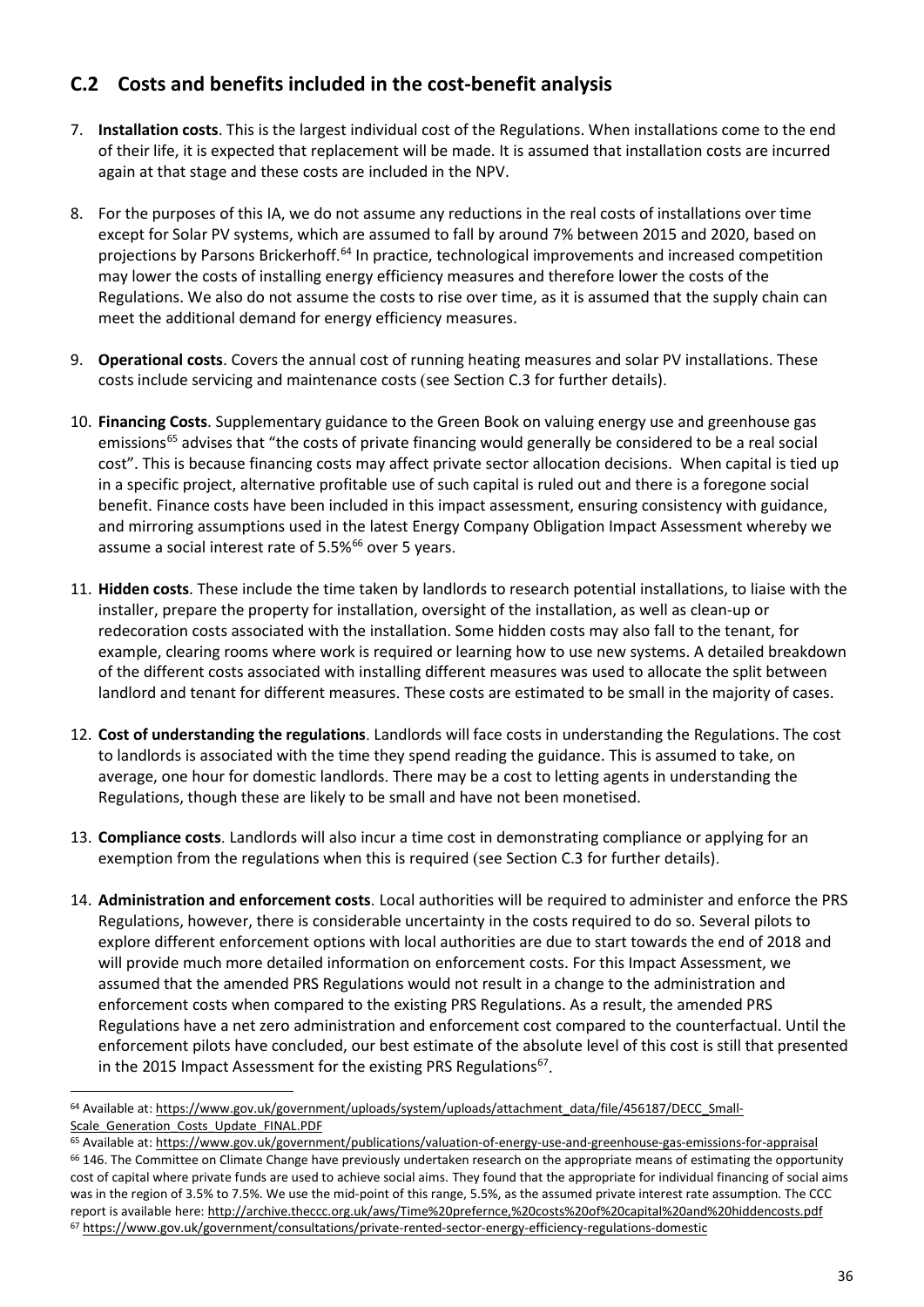## C.2 Costs and benefits included in the cost-benefit analysis

7. **Installation costs**. This is the largest individual cost of the Regulations. When installations come to the end of their life, it is expected that replacement will be made. It is assumed that installation costs are incurred again at that stage and these costs are included in the NPV.

8. For the purposes of this IA, we do not assume any reductions in the real costs of installations over time except for Solar PV systems, which are assumed to fall by around 7% between 2015 and 2020, based on projections by Parsons Brickerhoff.[64] In practice, technological improvements and increased competition may lower the costs of installing energy efficiency measures and therefore lower the costs of the Regulations. We also do not assume the costs to rise over time, as it is assumed that the supply chain can meet the additional demand for energy efficiency measures.

9. **Operational costs**. Covers the annual cost of running heating measures and solar PV installations. These costs include servicing and maintenance costs (see Section C.3 for further details).

10. **Financing Costs**. Supplementary guidance to the Green Book on valuing energy use and greenhouse gas emissions[65] advises that "the costs of private financing would generally be considered to be a real social cost". This is because financing costs may affect private sector allocation decisions. When capital is tied up in a specific project, alternative profitable use of such capital is ruled out and there is a foregone social benefit. Finance costs have been included in this impact assessment, ensuring consistency with guidance, and mirroring assumptions used in the latest Energy Company Obligation Impact Assessment whereby we assume a social interest rate of 5.5%[66] over 5 years.

11. **Hidden costs**. These include the time taken by landlords to research potential installations, to liaise with the installer, prepare the property for installation, oversight of the installation, as well as clean-up or redecoration costs associated with the installation. Some hidden costs may also fall to the tenant, for example, clearing rooms where work is required or learning how to use new systems. A detailed breakdown of the different costs associated with installing different measures was used to allocate the split between landlord and tenant for different measures. These costs are estimated to be small in the majority of cases.

12. **Cost of understanding the regulations**. Landlords will face costs in understanding the Regulations. The cost to landlords is associated with the time they spend reading the guidance. This is assumed to take, on average, one hour for domestic landlords. There may be a cost to letting agents in understanding the Regulations, though these are likely to be small and have not been monetised.

13. **Compliance costs**. Landlords will also incur a time cost in demonstrating compliance or applying for an exemption from the regulations when this is required (see Section C.3 for further details).

14. **Administration and enforcement costs**. Local authorities will be required to administer and enforce the PRS Regulations, however, there is considerable uncertainty in the costs required to do so. Several pilots to explore different enforcement options with local authorities are due to start towards the end of 2018 and will provide much more detailed information on enforcement costs. For this Impact Assessment, we assumed that the amended PRS Regulations would not result in a change to the administration and enforcement costs when compared to the existing PRS Regulations. As a result, the amended PRS Regulations have a net zero administration and enforcement cost compared to the counterfactual. Until the enforcement pilots have concluded, our best estimate of the absolute level of this cost is still that presented in the 2015 Impact Assessment for the existing PRS Regulations[67].

---

[64] Available at: https://www.gov.uk/government/uploads/system/uploads/attachment_data/file/456187/DECC_Small-Scale_Generation_Costs_Update_FINAL.PDF

[65] Available at: https://www.gov.uk/government/publications/valuation-of-energy-use-and-greenhouse-gas-emissions-for-appraisal

[66] 146. The Committee on Climate Change have previously undertaken research on the appropriate means of estimating the opportunity cost of capital where private funds are used to achieve social aims. They found that the appropriate for individual financing of social aims was in the region of 3.5% to 7.5%. We use the mid-point of this range, 5.5%, as the assumed private interest rate assumption. The CCC report is available here: http://archive.theccc.org.uk/aws/Time%20prefernce,%20costs%20of%20capital%20and%20hiddencosts.pdf

[67] https://www.gov.uk/government/consultations/private-rented-sector-energy-efficiency-regulations-domestic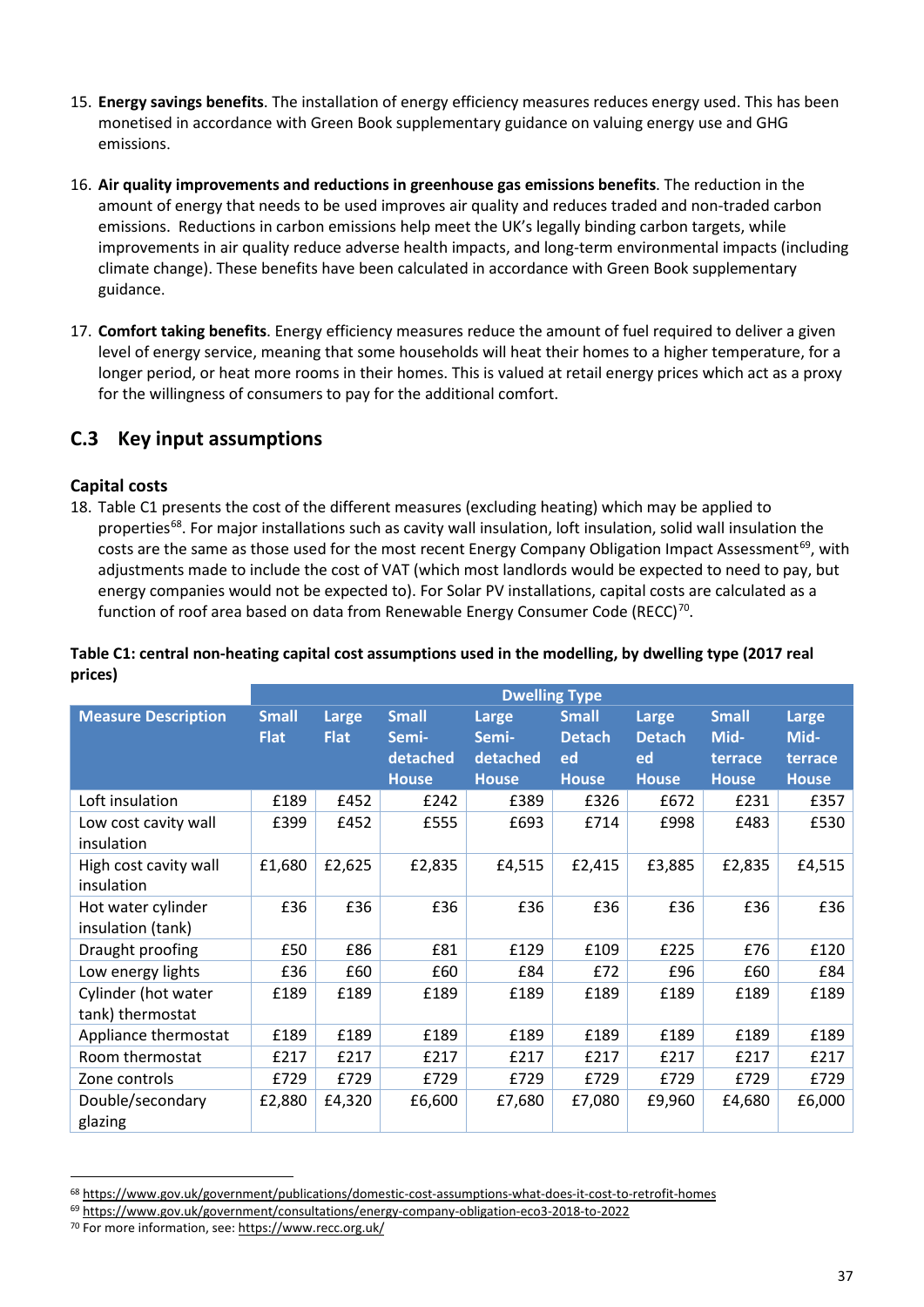15. **Energy savings benefits**. The installation of energy efficiency measures reduces energy used. This has been monetised in accordance with Green Book supplementary guidance on valuing energy use and GHG emissions.

16. **Air quality improvements and reductions in greenhouse gas emissions benefits**. The reduction in the amount of energy that needs to be used improves air quality and reduces traded and non-traded carbon emissions. Reductions in carbon emissions help meet the UK's legally binding carbon targets, while improvements in air quality reduce adverse health impacts, and long-term environmental impacts (including climate change). These benefits have been calculated in accordance with Green Book supplementary guidance.

17. **Comfort taking benefits**. Energy efficiency measures reduce the amount of fuel required to deliver a given level of energy service, meaning that some households will heat their homes to a higher temperature, for a longer period, or heat more rooms in their homes. This is valued at retail energy prices which act as a proxy for the willingness of consumers to pay for the additional comfort.

## C.3 Key input assumptions

### Capital costs

18. Table C1 presents the cost of the different measures (excluding heating) which may be applied to properties[68]. For major installations such as cavity wall insulation, loft insulation, solid wall insulation the costs are the same as those used for the most recent Energy Company Obligation Impact Assessment[69], with adjustments made to include the cost of VAT (which most landlords would be expected to need to pay, but energy companies would not be expected to). For Solar PV installations, capital costs are calculated as a function of roof area based on data from Renewable Energy Consumer Code (RECC)[70].

**Table C1: central non-heating capital cost assumptions used in the modelling, by dwelling type (2017 real prices)**

| | Dwelling Type | | | | | | | |
|---|---|---|---|---|---|---|---|---|
| **Measure Description** | **Small Flat** | **Large Flat** | **Small Semi-detached House** | **Large Semi-detached House** | **Small Detached House** | **Large Detached House** | **Small Mid-terrace House** | **Large Mid-terrace House** |
| Loft insulation | £189 | £452 | £242 | £389 | £326 | £672 | £231 | £357 |
| Low cost cavity wall insulation | £399 | £452 | £555 | £693 | £714 | £998 | £483 | £530 |
| High cost cavity wall insulation | £1,680 | £2,625 | £2,835 | £4,515 | £2,415 | £3,885 | £2,835 | £4,515 |
| Hot water cylinder insulation (tank) | £36 | £36 | £36 | £36 | £36 | £36 | £36 | £36 |
| Draught proofing | £50 | £86 | £81 | £129 | £109 | £225 | £76 | £120 |
| Low energy lights | £36 | £60 | £60 | £84 | £72 | £96 | £60 | £84 |
| Cylinder (hot water tank) thermostat | £189 | £189 | £189 | £189 | £189 | £189 | £189 | £189 |
| Appliance thermostat | £189 | £189 | £189 | £189 | £189 | £189 | £189 | £189 |
| Room thermostat | £217 | £217 | £217 | £217 | £217 | £217 | £217 | £217 |
| Zone controls | £729 | £729 | £729 | £729 | £729 | £729 | £729 | £729 |
| Double/secondary glazing | £2,880 | £4,320 | £6,600 | £7,680 | £7,080 | £9,960 | £4,680 | £6,000 |

[68] https://www.gov.uk/government/publications/domestic-cost-assumptions-what-does-it-cost-to-retrofit-homes

[69] https://www.gov.uk/government/consultations/energy-company-obligation-eco3-2018-to-2022

[70] For more information, see: https://www.recc.org.uk/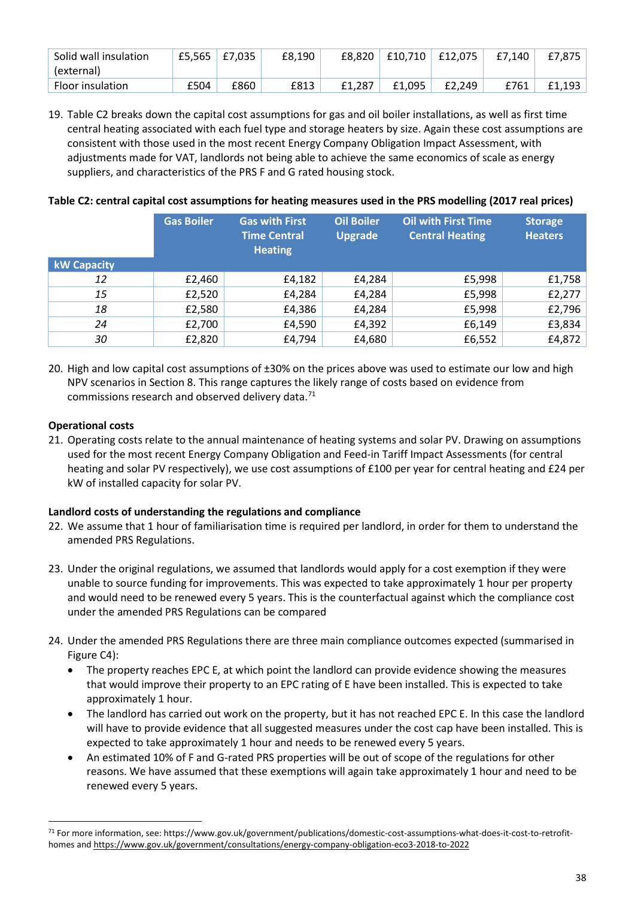| Solid wall insulation (external) | £5,565 | £7,035 | £8,190 | £8,820 | £10,710 | £12,075 | £7,140 | £7,875 |
|---|---|---|---|---|---|---|---|---|
| Floor insulation | £504 | £860 | £813 | £1,287 | £1,095 | £2,249 | £761 | £1,193 |

19. Table C2 breaks down the capital cost assumptions for gas and oil boiler installations, as well as first time central heating associated with each fuel type and storage heaters by size. Again these cost assumptions are consistent with those used in the most recent Energy Company Obligation Impact Assessment, with adjustments made for VAT, landlords not being able to achieve the same economics of scale as energy suppliers, and characteristics of the PRS F and G rated housing stock.

**Table C2: central capital cost assumptions for heating measures used in the PRS modelling (2017 real prices)**

| kW Capacity | Gas Boiler | Gas with First Time Central Heating | Oil Boiler Upgrade | Oil with First Time Central Heating | Storage Heaters |
|---|---|---|---|---|---|
| *12* | £2,460 | £4,182 | £4,284 | £5,998 | £1,758 |
| *15* | £2,520 | £4,284 | £4,284 | £5,998 | £2,277 |
| *18* | £2,580 | £4,386 | £4,284 | £5,998 | £2,796 |
| *24* | £2,700 | £4,590 | £4,392 | £6,149 | £3,834 |
| *30* | £2,820 | £4,794 | £4,680 | £6,552 | £4,872 |

20. High and low capital cost assumptions of ±30% on the prices above was used to estimate our low and high NPV scenarios in Section 8. This range captures the likely range of costs based on evidence from commissions research and observed delivery data.[71]

**Operational costs**

21. Operating costs relate to the annual maintenance of heating systems and solar PV. Drawing on assumptions used for the most recent Energy Company Obligation and Feed-in Tariff Impact Assessments (for central heating and solar PV respectively), we use cost assumptions of £100 per year for central heating and £24 per kW of installed capacity for solar PV.

**Landlord costs of understanding the regulations and compliance**

22. We assume that 1 hour of familiarisation time is required per landlord, in order for them to understand the amended PRS Regulations.

23. Under the original regulations, we assumed that landlords would apply for a cost exemption if they were unable to source funding for improvements. This was expected to take approximately 1 hour per property and would need to be renewed every 5 years. This is the counterfactual against which the compliance cost under the amended PRS Regulations can be compared

24. Under the amended PRS Regulations there are three main compliance outcomes expected (summarised in Figure C4):
    - The property reaches EPC E, at which point the landlord can provide evidence showing the measures that would improve their property to an EPC rating of E have been installed. This is expected to take approximately 1 hour.
    - The landlord has carried out work on the property, but it has not reached EPC E. In this case the landlord will have to provide evidence that all suggested measures under the cost cap have been installed. This is expected to take approximately 1 hour and needs to be renewed every 5 years.
    - An estimated 10% of F and G-rated PRS properties will be out of scope of the regulations for other reasons. We have assumed that these exemptions will again take approximately 1 hour and need to be renewed every 5 years.

[71] For more information, see: https://www.gov.uk/government/publications/domestic-cost-assumptions-what-does-it-cost-to-retrofit-homes and https://www.gov.uk/government/consultations/energy-company-obligation-eco3-2018-to-2022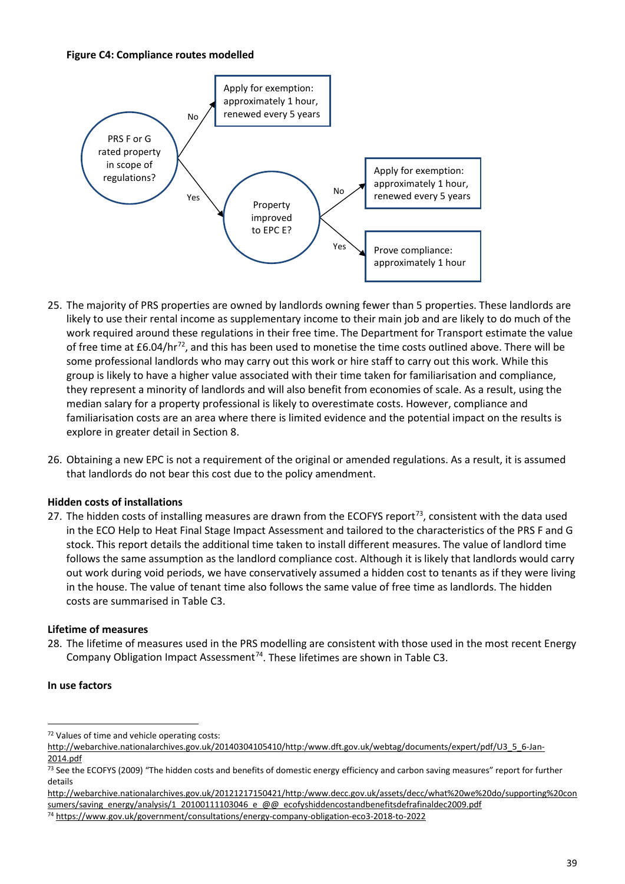**Figure C4: Compliance routes modelled**

PRS F or G rated property in scope of regulations?

- No → Apply for exemption: approximately 1 hour, renewed every 5 years
- Yes → Property improved to EPC E?
  - No → Apply for exemption: approximately 1 hour, renewed every 5 years
  - Yes → Prove compliance: approximately 1 hour

25. The majority of PRS properties are owned by landlords owning fewer than 5 properties. These landlords are likely to use their rental income as supplementary income to their main job and are likely to do much of the work required around these regulations in their free time. The Department for Transport estimate the value of free time at £6.04/hr[72], and this has been used to monetise the time costs outlined above. There will be some professional landlords who may carry out this work or hire staff to carry out this work. While this group is likely to have a higher value associated with their time taken for familiarisation and compliance, they represent a minority of landlords and will also benefit from economies of scale. As a result, using the median salary for a property professional is likely to overestimate costs. However, compliance and familiarisation costs are an area where there is limited evidence and the potential impact on the results is explore in greater detail in Section 8.

26. Obtaining a new EPC is not a requirement of the original or amended regulations. As a result, it is assumed that landlords do not bear this cost due to the policy amendment.

**Hidden costs of installations**

27. The hidden costs of installing measures are drawn from the ECOFYS report[73], consistent with the data used in the ECO Help to Heat Final Stage Impact Assessment and tailored to the characteristics of the PRS F and G stock. This report details the additional time taken to install different measures. The value of landlord time follows the same assumption as the landlord compliance cost. Although it is likely that landlords would carry out work during void periods, we have conservatively assumed a hidden cost to tenants as if they were living in the house. The value of tenant time also follows the same value of free time as landlords. The hidden costs are summarised in Table C3.

**Lifetime of measures**

28. The lifetime of measures used in the PRS modelling are consistent with those used in the most recent Energy Company Obligation Impact Assessment[74]. These lifetimes are shown in Table C3.

**In use factors**

---

[72] Values of time and vehicle operating costs: http://webarchive.nationalarchives.gov.uk/20140304105410/http:/www.dft.gov.uk/webtag/documents/expert/pdf/U3_5_6-Jan-2014.pdf

[73] See the ECOFYS (2009) "The hidden costs and benefits of domestic energy efficiency and carbon saving measures" report for further details http://webarchive.nationalarchives.gov.uk/20121217150421/http:/www.decc.gov.uk/assets/decc/what%20we%20do/supporting%20consumers/saving_energy/analysis/1_20100111103046_e_@@_ecofyshiddencostandbenefitsdefrafinaldec2009.pdf

[74] https://www.gov.uk/government/consultations/energy-company-obligation-eco3-2018-to-2022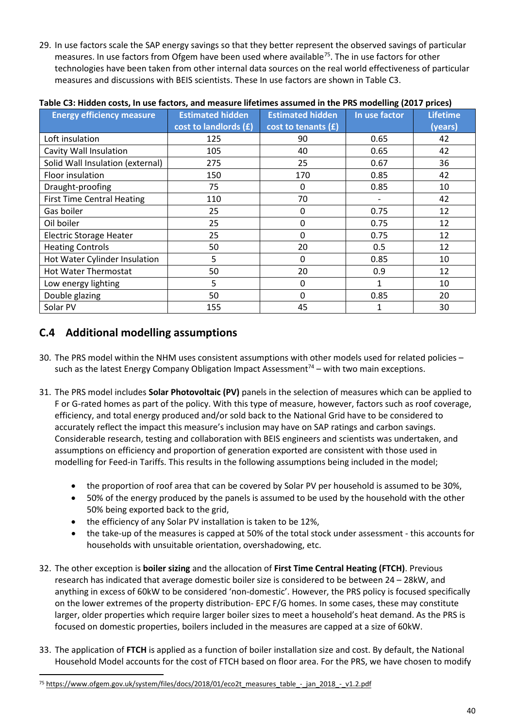29. In use factors scale the SAP energy savings so that they better represent the observed savings of particular measures. In use factors from Ofgem have been used where available[75]. The in use factors for other technologies have been taken from other internal data sources on the real world effectiveness of particular measures and discussions with BEIS scientists. These In use factors are shown in Table C3.

**Table C3: Hidden costs, In use factors, and measure lifetimes assumed in the PRS modelling (2017 prices)**

| Energy efficiency measure | Estimated hidden cost to landlords (£) | Estimated hidden cost to tenants (£) | In use factor | Lifetime (years) |
|---|---|---|---|---|
| Loft insulation | 125 | 90 | 0.65 | 42 |
| Cavity Wall Insulation | 105 | 40 | 0.65 | 42 |
| Solid Wall Insulation (external) | 275 | 25 | 0.67 | 36 |
| Floor insulation | 150 | 170 | 0.85 | 42 |
| Draught-proofing | 75 | 0 | 0.85 | 10 |
| First Time Central Heating | 110 | 70 | - | 42 |
| Gas boiler | 25 | 0 | 0.75 | 12 |
| Oil boiler | 25 | 0 | 0.75 | 12 |
| Electric Storage Heater | 25 | 0 | 0.75 | 12 |
| Heating Controls | 50 | 20 | 0.5 | 12 |
| Hot Water Cylinder Insulation | 5 | 0 | 0.85 | 10 |
| Hot Water Thermostat | 50 | 20 | 0.9 | 12 |
| Low energy lighting | 5 | 0 | 1 | 10 |
| Double glazing | 50 | 0 | 0.85 | 20 |
| Solar PV | 155 | 45 | 1 | 30 |

## C.4 Additional modelling assumptions

30. The PRS model within the NHM uses consistent assumptions with other models used for related policies – such as the latest Energy Company Obligation Impact Assessment[74] – with two main exceptions.

31. The PRS model includes **Solar Photovoltaic (PV)** panels in the selection of measures which can be applied to F or G-rated homes as part of the policy. With this type of measure, however, factors such as roof coverage, efficiency, and total energy produced and/or sold back to the National Grid have to be considered to accurately reflect the impact this measure's inclusion may have on SAP ratings and carbon savings. Considerable research, testing and collaboration with BEIS engineers and scientists was undertaken, and assumptions on efficiency and proportion of generation exported are consistent with those used in modelling for Feed-in Tariffs. This results in the following assumptions being included in the model;

    - the proportion of roof area that can be covered by Solar PV per household is assumed to be 30%,
    - 50% of the energy produced by the panels is assumed to be used by the household with the other 50% being exported back to the grid,
    - the efficiency of any Solar PV installation is taken to be 12%,
    - the take-up of the measures is capped at 50% of the total stock under assessment - this accounts for households with unsuitable orientation, overshadowing, etc.

32. The other exception is **boiler sizing** and the allocation of **First Time Central Heating (FTCH)**. Previous research has indicated that average domestic boiler size is considered to be between 24 – 28kW, and anything in excess of 60kW to be considered 'non-domestic'. However, the PRS policy is focused specifically on the lower extremes of the property distribution- EPC F/G homes. In some cases, these may constitute larger, older properties which require larger boiler sizes to meet a household's heat demand. As the PRS is focused on domestic properties, boilers included in the measures are capped at a size of 60kW.

33. The application of **FTCH** is applied as a function of boiler installation size and cost. By default, the National Household Model accounts for the cost of FTCH based on floor area. For the PRS, we have chosen to modify

[75] https://www.ofgem.gov.uk/system/files/docs/2018/01/eco2t_measures_table_-_jan_2018_-_v1.2.pdf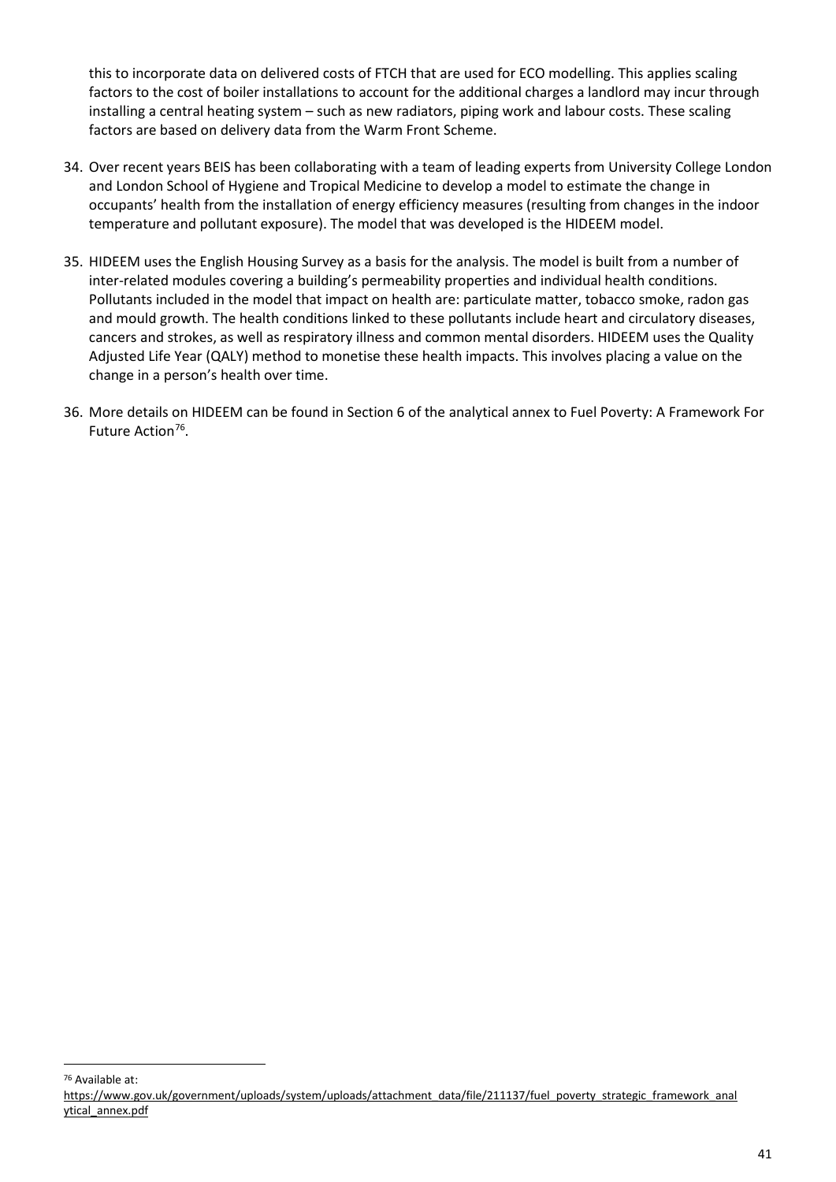this to incorporate data on delivered costs of FTCH that are used for ECO modelling. This applies scaling factors to the cost of boiler installations to account for the additional charges a landlord may incur through installing a central heating system – such as new radiators, piping work and labour costs. These scaling factors are based on delivery data from the Warm Front Scheme.

34. Over recent years BEIS has been collaborating with a team of leading experts from University College London and London School of Hygiene and Tropical Medicine to develop a model to estimate the change in occupants' health from the installation of energy efficiency measures (resulting from changes in the indoor temperature and pollutant exposure). The model that was developed is the HIDEEM model.

35. HIDEEM uses the English Housing Survey as a basis for the analysis. The model is built from a number of inter-related modules covering a building's permeability properties and individual health conditions. Pollutants included in the model that impact on health are: particulate matter, tobacco smoke, radon gas and mould growth. The health conditions linked to these pollutants include heart and circulatory diseases, cancers and strokes, as well as respiratory illness and common mental disorders. HIDEEM uses the Quality Adjusted Life Year (QALY) method to monetise these health impacts. This involves placing a value on the change in a person's health over time.

36. More details on HIDEEM can be found in Section 6 of the analytical annex to Fuel Poverty: A Framework For Future Action[76].

[76] Available at: https://www.gov.uk/government/uploads/system/uploads/attachment_data/file/211137/fuel_poverty_strategic_framework_analytical_annex.pdf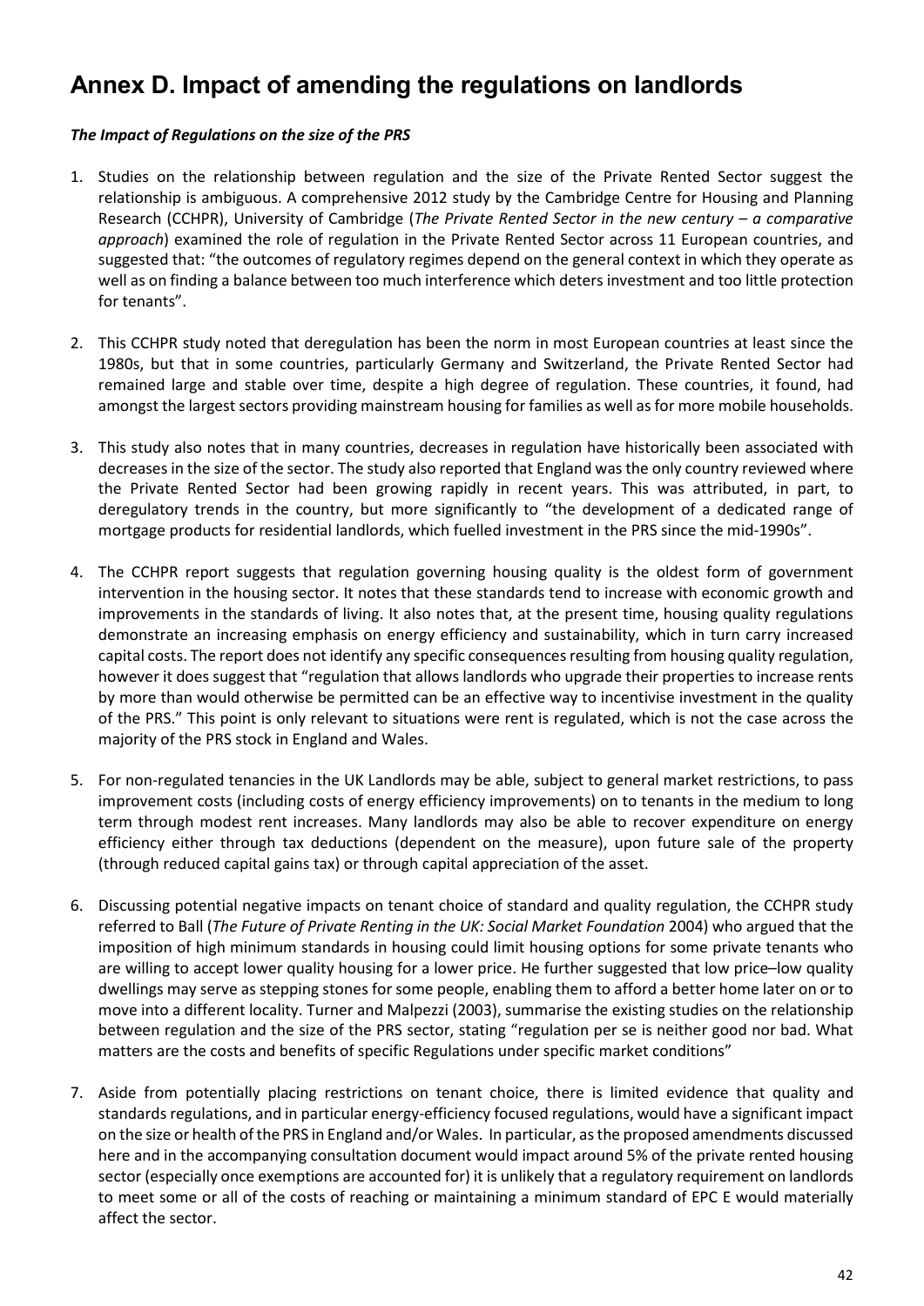# Annex D. Impact of amending the regulations on landlords

***The Impact of Regulations on the size of the PRS***

1. Studies on the relationship between regulation and the size of the Private Rented Sector suggest the relationship is ambiguous. A comprehensive 2012 study by the Cambridge Centre for Housing and Planning Research (CCHPR), University of Cambridge (*The Private Rented Sector in the new century – a comparative approach*) examined the role of regulation in the Private Rented Sector across 11 European countries, and suggested that: "the outcomes of regulatory regimes depend on the general context in which they operate as well as on finding a balance between too much interference which deters investment and too little protection for tenants".

2. This CCHPR study noted that deregulation has been the norm in most European countries at least since the 1980s, but that in some countries, particularly Germany and Switzerland, the Private Rented Sector had remained large and stable over time, despite a high degree of regulation. These countries, it found, had amongst the largest sectors providing mainstream housing for families as well as for more mobile households.

3. This study also notes that in many countries, decreases in regulation have historically been associated with decreases in the size of the sector. The study also reported that England was the only country reviewed where the Private Rented Sector had been growing rapidly in recent years. This was attributed, in part, to deregulatory trends in the country, but more significantly to "the development of a dedicated range of mortgage products for residential landlords, which fuelled investment in the PRS since the mid-1990s".

4. The CCHPR report suggests that regulation governing housing quality is the oldest form of government intervention in the housing sector. It notes that these standards tend to increase with economic growth and improvements in the standards of living. It also notes that, at the present time, housing quality regulations demonstrate an increasing emphasis on energy efficiency and sustainability, which in turn carry increased capital costs. The report does not identify any specific consequences resulting from housing quality regulation, however it does suggest that "regulation that allows landlords who upgrade their properties to increase rents by more than would otherwise be permitted can be an effective way to incentivise investment in the quality of the PRS." This point is only relevant to situations were rent is regulated, which is not the case across the majority of the PRS stock in England and Wales.

5. For non-regulated tenancies in the UK Landlords may be able, subject to general market restrictions, to pass improvement costs (including costs of energy efficiency improvements) on to tenants in the medium to long term through modest rent increases. Many landlords may also be able to recover expenditure on energy efficiency either through tax deductions (dependent on the measure), upon future sale of the property (through reduced capital gains tax) or through capital appreciation of the asset.

6. Discussing potential negative impacts on tenant choice of standard and quality regulation, the CCHPR study referred to Ball (*The Future of Private Renting in the UK: Social Market Foundation* 2004) who argued that the imposition of high minimum standards in housing could limit housing options for some private tenants who are willing to accept lower quality housing for a lower price. He further suggested that low price–low quality dwellings may serve as stepping stones for some people, enabling them to afford a better home later on or to move into a different locality. Turner and Malpezzi (2003), summarise the existing studies on the relationship between regulation and the size of the PRS sector, stating "regulation per se is neither good nor bad. What matters are the costs and benefits of specific Regulations under specific market conditions"

7. Aside from potentially placing restrictions on tenant choice, there is limited evidence that quality and standards regulations, and in particular energy-efficiency focused regulations, would have a significant impact on the size or health of the PRS in England and/or Wales. In particular, as the proposed amendments discussed here and in the accompanying consultation document would impact around 5% of the private rented housing sector (especially once exemptions are accounted for) it is unlikely that a regulatory requirement on landlords to meet some or all of the costs of reaching or maintaining a minimum standard of EPC E would materially affect the sector.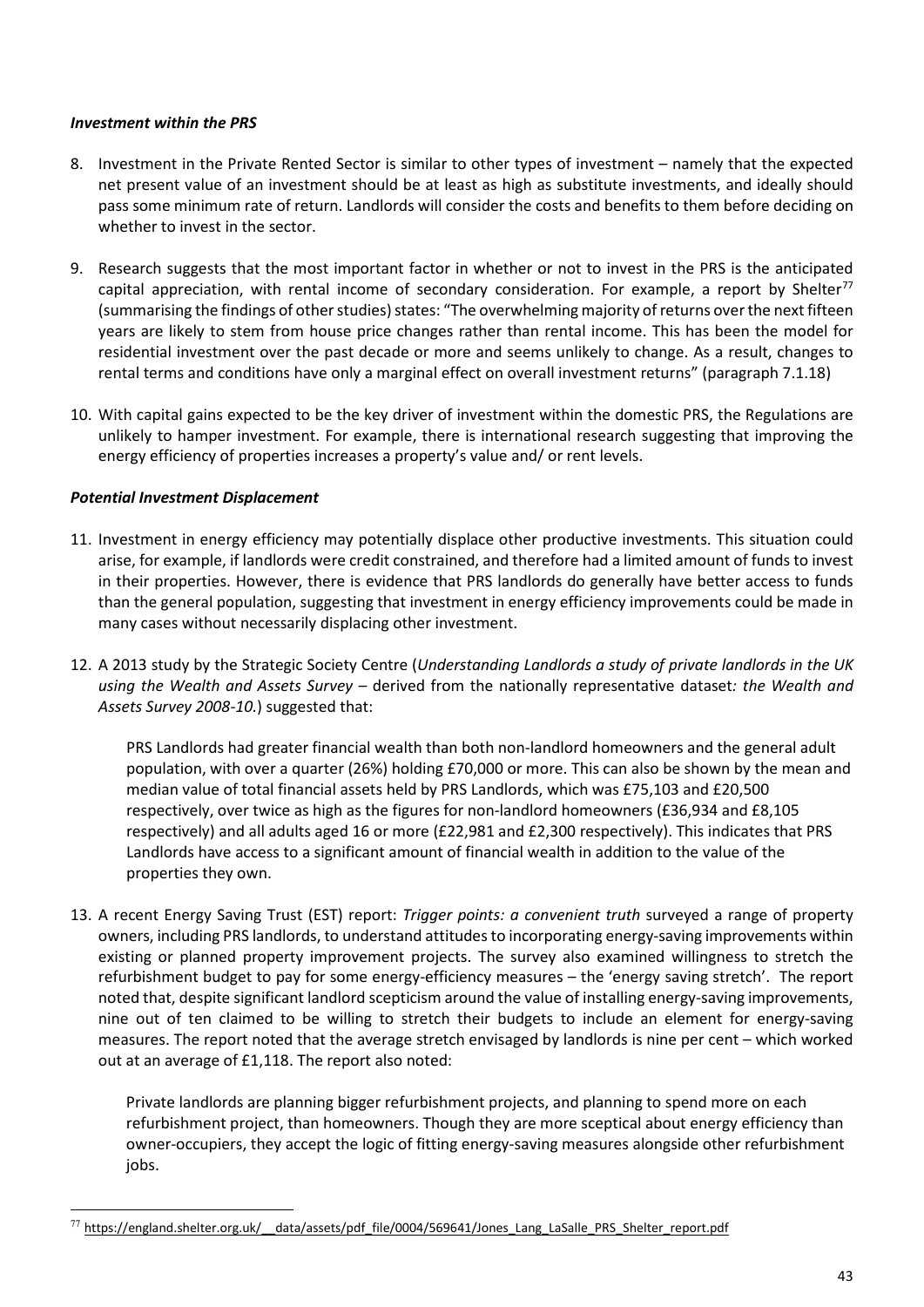***Investment within the PRS***

8. Investment in the Private Rented Sector is similar to other types of investment – namely that the expected net present value of an investment should be at least as high as substitute investments, and ideally should pass some minimum rate of return. Landlords will consider the costs and benefits to them before deciding on whether to invest in the sector.

9. Research suggests that the most important factor in whether or not to invest in the PRS is the anticipated capital appreciation, with rental income of secondary consideration. For example, a report by Shelter[77] (summarising the findings of other studies) states: "The overwhelming majority of returns over the next fifteen years are likely to stem from house price changes rather than rental income. This has been the model for residential investment over the past decade or more and seems unlikely to change. As a result, changes to rental terms and conditions have only a marginal effect on overall investment returns" (paragraph 7.1.18)

10. With capital gains expected to be the key driver of investment within the domestic PRS, the Regulations are unlikely to hamper investment. For example, there is international research suggesting that improving the energy efficiency of properties increases a property's value and/ or rent levels.

***Potential Investment Displacement***

11. Investment in energy efficiency may potentially displace other productive investments. This situation could arise, for example, if landlords were credit constrained, and therefore had a limited amount of funds to invest in their properties. However, there is evidence that PRS landlords do generally have better access to funds than the general population, suggesting that investment in energy efficiency improvements could be made in many cases without necessarily displacing other investment.

12. A 2013 study by the Strategic Society Centre (*Understanding Landlords a study of private landlords in the UK using the Wealth and Assets Survey* – derived from the nationally representative dataset*: the Wealth and Assets Survey 2008-10.*) suggested that:

    PRS Landlords had greater financial wealth than both non-landlord homeowners and the general adult population, with over a quarter (26%) holding £70,000 or more. This can also be shown by the mean and median value of total financial assets held by PRS Landlords, which was £75,103 and £20,500 respectively, over twice as high as the figures for non-landlord homeowners (£36,934 and £8,105 respectively) and all adults aged 16 or more (£22,981 and £2,300 respectively). This indicates that PRS Landlords have access to a significant amount of financial wealth in addition to the value of the properties they own.

13. A recent Energy Saving Trust (EST) report: *Trigger points: a convenient truth* surveyed a range of property owners, including PRS landlords, to understand attitudes to incorporating energy-saving improvements within existing or planned property improvement projects. The survey also examined willingness to stretch the refurbishment budget to pay for some energy-efficiency measures – the 'energy saving stretch'. The report noted that, despite significant landlord scepticism around the value of installing energy-saving improvements, nine out of ten claimed to be willing to stretch their budgets to include an element for energy-saving measures. The report noted that the average stretch envisaged by landlords is nine per cent – which worked out at an average of £1,118. The report also noted:

    Private landlords are planning bigger refurbishment projects, and planning to spend more on each refurbishment project, than homeowners. Though they are more sceptical about energy efficiency than owner-occupiers, they accept the logic of fitting energy-saving measures alongside other refurbishment jobs.

---

[77] https://england.shelter.org.uk/__data/assets/pdf_file/0004/569641/Jones_Lang_LaSalle_PRS_Shelter_report.pdf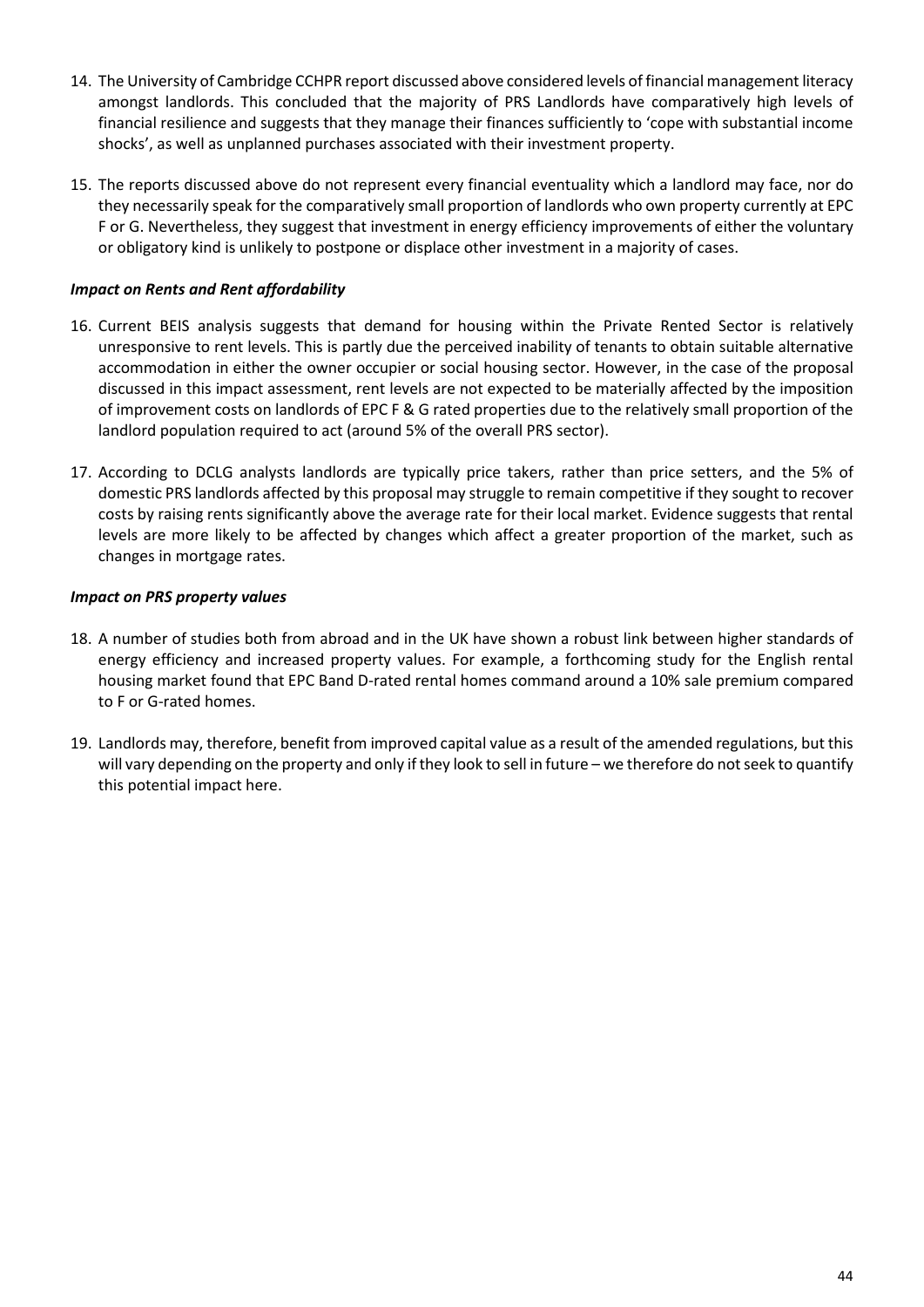14. The University of Cambridge CCHPR report discussed above considered levels of financial management literacy amongst landlords. This concluded that the majority of PRS Landlords have comparatively high levels of financial resilience and suggests that they manage their finances sufficiently to 'cope with substantial income shocks', as well as unplanned purchases associated with their investment property.

15. The reports discussed above do not represent every financial eventuality which a landlord may face, nor do they necessarily speak for the comparatively small proportion of landlords who own property currently at EPC F or G. Nevertheless, they suggest that investment in energy efficiency improvements of either the voluntary or obligatory kind is unlikely to postpone or displace other investment in a majority of cases.

### *Impact on Rents and Rent affordability*

16. Current BEIS analysis suggests that demand for housing within the Private Rented Sector is relatively unresponsive to rent levels. This is partly due the perceived inability of tenants to obtain suitable alternative accommodation in either the owner occupier or social housing sector. However, in the case of the proposal discussed in this impact assessment, rent levels are not expected to be materially affected by the imposition of improvement costs on landlords of EPC F & G rated properties due to the relatively small proportion of the landlord population required to act (around 5% of the overall PRS sector).

17. According to DCLG analysts landlords are typically price takers, rather than price setters, and the 5% of domestic PRS landlords affected by this proposal may struggle to remain competitive if they sought to recover costs by raising rents significantly above the average rate for their local market. Evidence suggests that rental levels are more likely to be affected by changes which affect a greater proportion of the market, such as changes in mortgage rates.

### *Impact on PRS property values*

18. A number of studies both from abroad and in the UK have shown a robust link between higher standards of energy efficiency and increased property values. For example, a forthcoming study for the English rental housing market found that EPC Band D-rated rental homes command around a 10% sale premium compared to F or G-rated homes.

19. Landlords may, therefore, benefit from improved capital value as a result of the amended regulations, but this will vary depending on the property and only if they look to sell in future – we therefore do not seek to quantify this potential impact here.